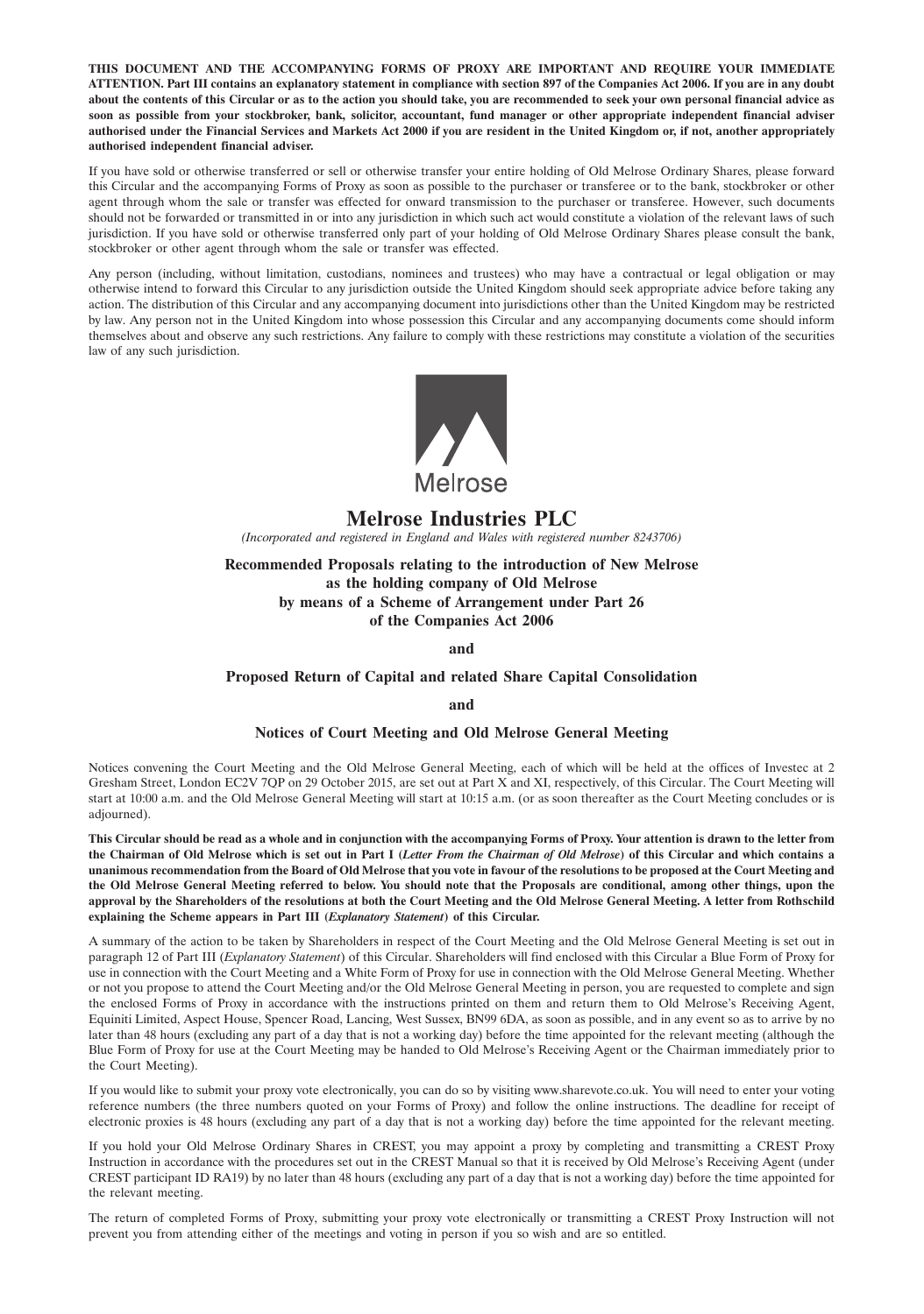**THIS DOCUMENT AND THE ACCOMPANYING FORMS OF PROXY ARE IMPORTANT AND REQUIRE YOUR IMMEDIATE ATTENTION. Part III contains an explanatory statement in compliance with section 897 of the Companies Act 2006. If you are in any doubt about the contents of this Circular or as to the action you should take, you are recommended to seek your own personal financial advice as soon as possible from your stockbroker, bank, solicitor, accountant, fund manager or other appropriate independent financial adviser authorised under the Financial Services and Markets Act 2000 if you are resident in the United Kingdom or, if not, another appropriately authorised independent financial adviser.**

If you have sold or otherwise transferred or sell or otherwise transfer your entire holding of Old Melrose Ordinary Shares, please forward this Circular and the accompanying Forms of Proxy as soon as possible to the purchaser or transferee or to the bank, stockbroker or other agent through whom the sale or transfer was effected for onward transmission to the purchaser or transferee. However, such documents should not be forwarded or transmitted in or into any jurisdiction in which such act would constitute a violation of the relevant laws of such jurisdiction. If you have sold or otherwise transferred only part of your holding of Old Melrose Ordinary Shares please consult the bank, stockbroker or other agent through whom the sale or transfer was effected.

Any person (including, without limitation, custodians, nominees and trustees) who may have a contractual or legal obligation or may otherwise intend to forward this Circular to any jurisdiction outside the United Kingdom should seek appropriate advice before taking any action. The distribution of this Circular and any accompanying document into jurisdictions other than the United Kingdom may be restricted by law. Any person not in the United Kingdom into whose possession this Circular and any accompanying documents come should inform themselves about and observe any such restrictions. Any failure to comply with these restrictions may constitute a violation of the securities law of any such jurisdiction.

Melrose

# Melrose Industries PLC

*(Incorporated and registered in England and Wales with registered number 8243706)*

## Recommended Proposals relating to the introduction of New Melrose as the holding company of Old Melrose by means of a Scheme of Arrangement under Part 26 of the Companies Act 2006

**and**

## Proposed Return of Capital and related Share Capital Consolidation

**and**

## Notices of Court Meeting and Old Melrose General Meeting

Notices convening the Court Meeting and the Old Melrose General Meeting, each of which will be held at the offices of Investec at 2 Gresham Street, London EC2V 7QP on 29 October 2015, are set out at Part X and XI, respectively, of this Circular. The Court Meeting will start at 10:00 a.m. and the Old Melrose General Meeting will start at 10:15 a.m. (or as soon thereafter as the Court Meeting concludes or is adjourned).

**This Circular should be read as a whole and in conjunction with the accompanying Forms of Proxy. Your attention is drawn to the letter from the Chairman of Old Melrose which is set out in Part I (*Letter From the Chairman of Old Melrose*) of this Circular and which contains a unanimous recommendation from the Board of Old Melrose that you vote in favour of the resolutions to be proposed at the Court Meeting and the Old Melrose General Meeting referred to below. You should note that the Proposals are conditional, among other things, upon the approval by the Shareholders of the resolutions at both the Court Meeting and the Old Melrose General Meeting. A letter from Rothschild explaining the Scheme appears in Part III (*Explanatory Statement*) of this Circular.**

A summary of the action to be taken by Shareholders in respect of the Court Meeting and the Old Melrose General Meeting is set out in paragraph 12 of Part III (*Explanatory Statement*) of this Circular. Shareholders will find enclosed with this Circular a Blue Form of Proxy for use in connection with the Court Meeting and a White Form of Proxy for use in connection with the Old Melrose General Meeting. Whether or not you propose to attend the Court Meeting and/or the Old Melrose General Meeting in person, you are requested to complete and sign the enclosed Forms of Proxy in accordance with the instructions printed on them and return them to Old Melrose's Receiving Agent, Equiniti Limited, Aspect House, Spencer Road, Lancing, West Sussex, BN99 6DA, as soon as possible, and in any event so as to arrive by no later than 48 hours (excluding any part of a day that is not a working day) before the time appointed for the relevant meeting (although the Blue Form of Proxy for use at the Court Meeting may be handed to Old Melrose's Receiving Agent or the Chairman immediately prior to the Court Meeting).

If you would like to submit your proxy vote electronically, you can do so by visiting www.sharevote.co.uk. You will need to enter your voting reference numbers (the three numbers quoted on your Forms of Proxy) and follow the online instructions. The deadline for receipt of electronic proxies is 48 hours (excluding any part of a day that is not a working day) before the time appointed for the relevant meeting.

If you hold your Old Melrose Ordinary Shares in CREST, you may appoint a proxy by completing and transmitting a CREST Proxy Instruction in accordance with the procedures set out in the CREST Manual so that it is received by Old Melrose's Receiving Agent (under CREST participant ID RA19) by no later than 48 hours (excluding any part of a day that is not a working day) before the time appointed for the relevant meeting.

The return of completed Forms of Proxy, submitting your proxy vote electronically or transmitting a CREST Proxy Instruction will not prevent you from attending either of the meetings and voting in person if you so wish and are so entitled.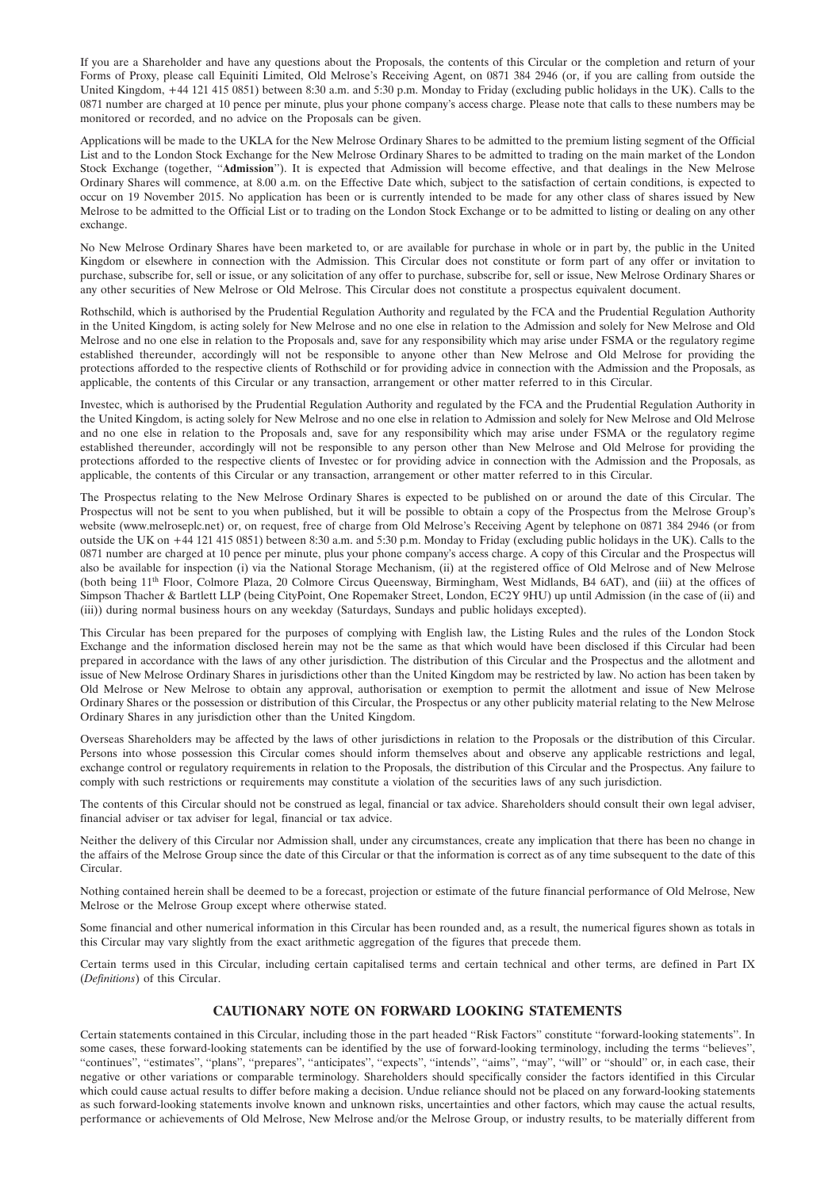If you are a Shareholder and have any questions about the Proposals, the contents of this Circular or the completion and return of your Forms of Proxy, please call Equiniti Limited, Old Melrose's Receiving Agent, on 0871 384 2946 (or, if you are calling from outside the United Kingdom, +44 121 415 0851) between 8:30 a.m. and 5:30 p.m. Monday to Friday (excluding public holidays in the UK). Calls to the 0871 number are charged at 10 pence per minute, plus your phone company's access charge. Please note that calls to these numbers may be monitored or recorded, and no advice on the Proposals can be given.

Applications will be made to the UKLA for the New Melrose Ordinary Shares to be admitted to the premium listing segment of the Official List and to the London Stock Exchange for the New Melrose Ordinary Shares to be admitted to trading on the main market of the London Stock Exchange (together, "**Admission**"). It is expected that Admission will become effective, and that dealings in the New Melrose Ordinary Shares will commence, at 8.00 a.m. on the Effective Date which, subject to the satisfaction of certain conditions, is expected to occur on 19 November 2015. No application has been or is currently intended to be made for any other class of shares issued by New Melrose to be admitted to the Official List or to trading on the London Stock Exchange or to be admitted to listing or dealing on any other exchange.

No New Melrose Ordinary Shares have been marketed to, or are available for purchase in whole or in part by, the public in the United Kingdom or elsewhere in connection with the Admission. This Circular does not constitute or form part of any offer or invitation to purchase, subscribe for, sell or issue, or any solicitation of any offer to purchase, subscribe for, sell or issue, New Melrose Ordinary Shares or any other securities of New Melrose or Old Melrose. This Circular does not constitute a prospectus equivalent document.

Rothschild, which is authorised by the Prudential Regulation Authority and regulated by the FCA and the Prudential Regulation Authority in the United Kingdom, is acting solely for New Melrose and no one else in relation to the Admission and solely for New Melrose and Old Melrose and no one else in relation to the Proposals and, save for any responsibility which may arise under FSMA or the regulatory regime established thereunder, accordingly will not be responsible to anyone other than New Melrose and Old Melrose for providing the protections afforded to the respective clients of Rothschild or for providing advice in connection with the Admission and the Proposals, as applicable, the contents of this Circular or any transaction, arrangement or other matter referred to in this Circular.

Investec, which is authorised by the Prudential Regulation Authority and regulated by the FCA and the Prudential Regulation Authority in the United Kingdom, is acting solely for New Melrose and no one else in relation to Admission and solely for New Melrose and Old Melrose and no one else in relation to the Proposals and, save for any responsibility which may arise under FSMA or the regulatory regime established thereunder, accordingly will not be responsible to any person other than New Melrose and Old Melrose for providing the protections afforded to the respective clients of Investec or for providing advice in connection with the Admission and the Proposals, as applicable, the contents of this Circular or any transaction, arrangement or other matter referred to in this Circular.

The Prospectus relating to the New Melrose Ordinary Shares is expected to be published on or around the date of this Circular. The Prospectus will not be sent to you when published, but it will be possible to obtain a copy of the Prospectus from the Melrose Group's website (www.melroseplc.net) or, on request, free of charge from Old Melrose's Receiving Agent by telephone on 0871 384 2946 (or from outside the UK on +44 121 415 0851) between 8:30 a.m. and 5:30 p.m. Monday to Friday (excluding public holidays in the UK). Calls to the 0871 number are charged at 10 pence per minute, plus your phone company's access charge. A copy of this Circular and the Prospectus will also be available for inspection (i) via the National Storage Mechanism, (ii) at the registered office of Old Melrose and of New Melrose (both being 11th Floor, Colmore Plaza, 20 Colmore Circus Queensway, Birmingham, West Midlands, B4 6AT), and (iii) at the offices of Simpson Thacher & Bartlett LLP (being CityPoint, One Ropemaker Street, London, EC2Y 9HU) up until Admission (in the case of (ii) and (iii)) during normal business hours on any weekday (Saturdays, Sundays and public holidays excepted).

This Circular has been prepared for the purposes of complying with English law, the Listing Rules and the rules of the London Stock Exchange and the information disclosed herein may not be the same as that which would have been disclosed if this Circular had been prepared in accordance with the laws of any other jurisdiction. The distribution of this Circular and the Prospectus and the allotment and issue of New Melrose Ordinary Shares in jurisdictions other than the United Kingdom may be restricted by law. No action has been taken by Old Melrose or New Melrose to obtain any approval, authorisation or exemption to permit the allotment and issue of New Melrose Ordinary Shares or the possession or distribution of this Circular, the Prospectus or any other publicity material relating to the New Melrose Ordinary Shares in any jurisdiction other than the United Kingdom.

Overseas Shareholders may be affected by the laws of other jurisdictions in relation to the Proposals or the distribution of this Circular. Persons into whose possession this Circular comes should inform themselves about and observe any applicable restrictions and legal, exchange control or regulatory requirements in relation to the Proposals, the distribution of this Circular and the Prospectus. Any failure to comply with such restrictions or requirements may constitute a violation of the securities laws of any such jurisdiction.

The contents of this Circular should not be construed as legal, financial or tax advice. Shareholders should consult their own legal adviser, financial adviser or tax adviser for legal, financial or tax advice.

Neither the delivery of this Circular nor Admission shall, under any circumstances, create any implication that there has been no change in the affairs of the Melrose Group since the date of this Circular or that the information is correct as of any time subsequent to the date of this Circular.

Nothing contained herein shall be deemed to be a forecast, projection or estimate of the future financial performance of Old Melrose, New Melrose or the Melrose Group except where otherwise stated.

Some financial and other numerical information in this Circular has been rounded and, as a result, the numerical figures shown as totals in this Circular may vary slightly from the exact arithmetic aggregation of the figures that precede them.

Certain terms used in this Circular, including certain capitalised terms and certain technical and other terms, are defined in Part IX (*Definitions*) of this Circular.

## CAUTIONARY NOTE ON FORWARD LOOKING STATEMENTS

Certain statements contained in this Circular, including those in the part headed "Risk Factors" constitute "forward-looking statements". In some cases, these forward-looking statements can be identified by the use of forward-looking terminology, including the terms "believes", "continues", "estimates", "plans", "prepares", "anticipates", "expects", "intends", "aims", "may", "will" or "should" or, in each case, their negative or other variations or comparable terminology. Shareholders should specifically consider the factors identified in this Circular which could cause actual results to differ before making a decision. Undue reliance should not be placed on any forward-looking statements as such forward-looking statements involve known and unknown risks, uncertainties and other factors, which may cause the actual results, performance or achievements of Old Melrose, New Melrose and/or the Melrose Group, or industry results, to be materially different from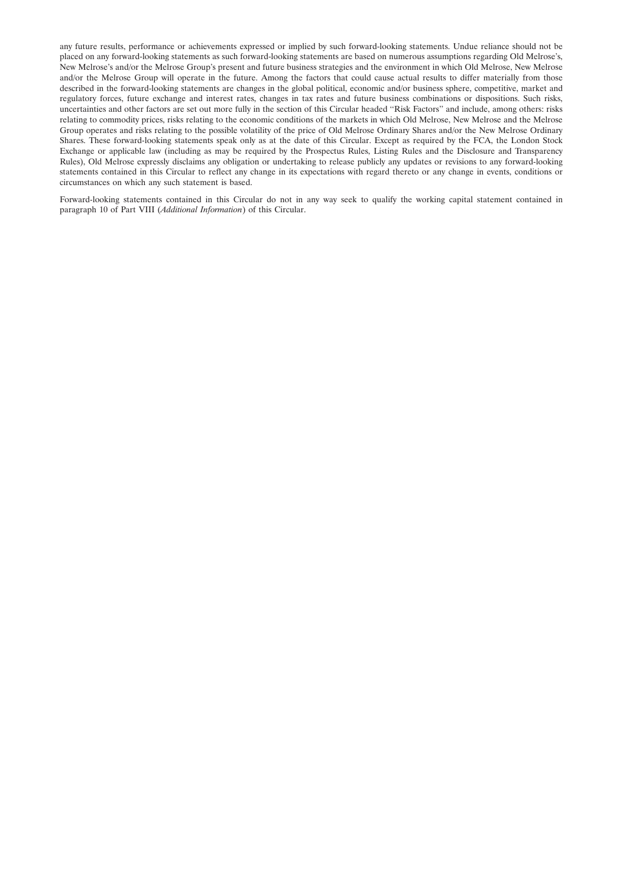any future results, performance or achievements expressed or implied by such forward-looking statements. Undue reliance should not be placed on any forward-looking statements as such forward-looking statements are based on numerous assumptions regarding Old Melrose's, New Melrose's and/or the Melrose Group's present and future business strategies and the environment in which Old Melrose, New Melrose and/or the Melrose Group will operate in the future. Among the factors that could cause actual results to differ materially from those described in the forward-looking statements are changes in the global political, economic and/or business sphere, competitive, market and regulatory forces, future exchange and interest rates, changes in tax rates and future business combinations or dispositions. Such risks, uncertainties and other factors are set out more fully in the section of this Circular headed "Risk Factors" and include, among others: risks relating to commodity prices, risks relating to the economic conditions of the markets in which Old Melrose, New Melrose and the Melrose Group operates and risks relating to the possible volatility of the price of Old Melrose Ordinary Shares and/or the New Melrose Ordinary Shares. These forward-looking statements speak only as at the date of this Circular. Except as required by the FCA, the London Stock Exchange or applicable law (including as may be required by the Prospectus Rules, Listing Rules and the Disclosure and Transparency Rules), Old Melrose expressly disclaims any obligation or undertaking to release publicly any updates or revisions to any forward-looking statements contained in this Circular to reflect any change in its expectations with regard thereto or any change in events, conditions or circumstances on which any such statement is based.

Forward-looking statements contained in this Circular do not in any way seek to qualify the working capital statement contained in paragraph 10 of Part VIII (*Additional Information*) of this Circular.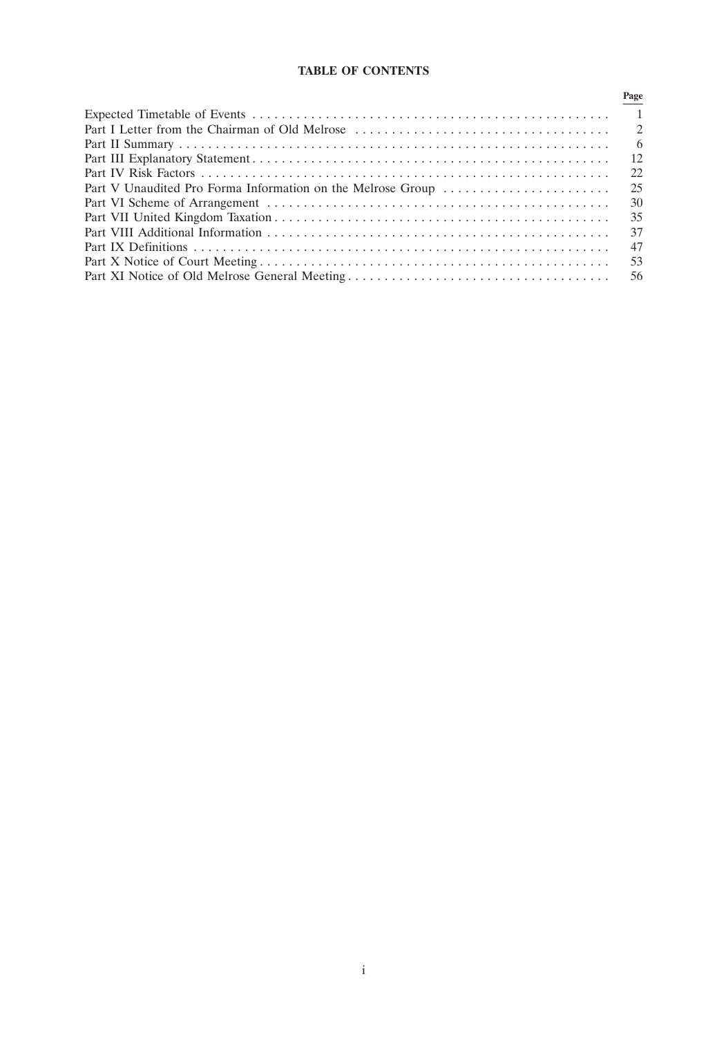# TABLE OF CONTENTS

| | Page |
|---|---|
| Expected Timetable of Events | 1 |
| Part I Letter from the Chairman of Old Melrose | 2 |
| Part II Summary | 6 |
| Part III Explanatory Statement | 12 |
| Part IV Risk Factors | 22 |
| Part V Unaudited Pro Forma Information on the Melrose Group | 25 |
| Part VI Scheme of Arrangement | 30 |
| Part VII United Kingdom Taxation | 35 |
| Part VIII Additional Information | 37 |
| Part IX Definitions | 47 |
| Part X Notice of Court Meeting | 53 |
| Part XI Notice of Old Melrose General Meeting | 56 |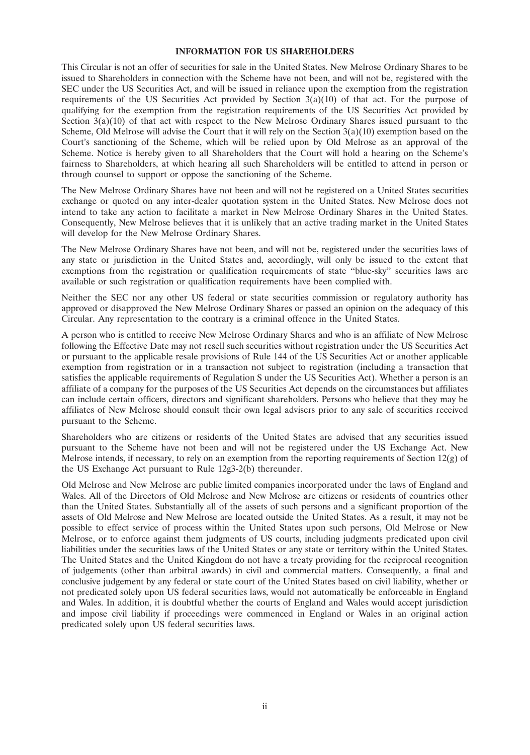## INFORMATION FOR US SHAREHOLDERS

This Circular is not an offer of securities for sale in the United States. New Melrose Ordinary Shares to be issued to Shareholders in connection with the Scheme have not been, and will not be, registered with the SEC under the US Securities Act, and will be issued in reliance upon the exemption from the registration requirements of the US Securities Act provided by Section 3(a)(10) of that act. For the purpose of qualifying for the exemption from the registration requirements of the US Securities Act provided by Section 3(a)(10) of that act with respect to the New Melrose Ordinary Shares issued pursuant to the Scheme, Old Melrose will advise the Court that it will rely on the Section 3(a)(10) exemption based on the Court's sanctioning of the Scheme, which will be relied upon by Old Melrose as an approval of the Scheme. Notice is hereby given to all Shareholders that the Court will hold a hearing on the Scheme's fairness to Shareholders, at which hearing all such Shareholders will be entitled to attend in person or through counsel to support or oppose the sanctioning of the Scheme.

The New Melrose Ordinary Shares have not been and will not be registered on a United States securities exchange or quoted on any inter-dealer quotation system in the United States. New Melrose does not intend to take any action to facilitate a market in New Melrose Ordinary Shares in the United States. Consequently, New Melrose believes that it is unlikely that an active trading market in the United States will develop for the New Melrose Ordinary Shares.

The New Melrose Ordinary Shares have not been, and will not be, registered under the securities laws of any state or jurisdiction in the United States and, accordingly, will only be issued to the extent that exemptions from the registration or qualification requirements of state "blue-sky" securities laws are available or such registration or qualification requirements have been complied with.

Neither the SEC nor any other US federal or state securities commission or regulatory authority has approved or disapproved the New Melrose Ordinary Shares or passed an opinion on the adequacy of this Circular. Any representation to the contrary is a criminal offence in the United States.

A person who is entitled to receive New Melrose Ordinary Shares and who is an affiliate of New Melrose following the Effective Date may not resell such securities without registration under the US Securities Act or pursuant to the applicable resale provisions of Rule 144 of the US Securities Act or another applicable exemption from registration or in a transaction not subject to registration (including a transaction that satisfies the applicable requirements of Regulation S under the US Securities Act). Whether a person is an affiliate of a company for the purposes of the US Securities Act depends on the circumstances but affiliates can include certain officers, directors and significant shareholders. Persons who believe that they may be affiliates of New Melrose should consult their own legal advisers prior to any sale of securities received pursuant to the Scheme.

Shareholders who are citizens or residents of the United States are advised that any securities issued pursuant to the Scheme have not been and will not be registered under the US Exchange Act. New Melrose intends, if necessary, to rely on an exemption from the reporting requirements of Section 12(g) of the US Exchange Act pursuant to Rule 12g3-2(b) thereunder.

Old Melrose and New Melrose are public limited companies incorporated under the laws of England and Wales. All of the Directors of Old Melrose and New Melrose are citizens or residents of countries other than the United States. Substantially all of the assets of such persons and a significant proportion of the assets of Old Melrose and New Melrose are located outside the United States. As a result, it may not be possible to effect service of process within the United States upon such persons, Old Melrose or New Melrose, or to enforce against them judgments of US courts, including judgments predicated upon civil liabilities under the securities laws of the United States or any state or territory within the United States. The United States and the United Kingdom do not have a treaty providing for the reciprocal recognition of judgements (other than arbitral awards) in civil and commercial matters. Consequently, a final and conclusive judgement by any federal or state court of the United States based on civil liability, whether or not predicated solely upon US federal securities laws, would not automatically be enforceable in England and Wales. In addition, it is doubtful whether the courts of England and Wales would accept jurisdiction and impose civil liability if proceedings were commenced in England or Wales in an original action predicated solely upon US federal securities laws.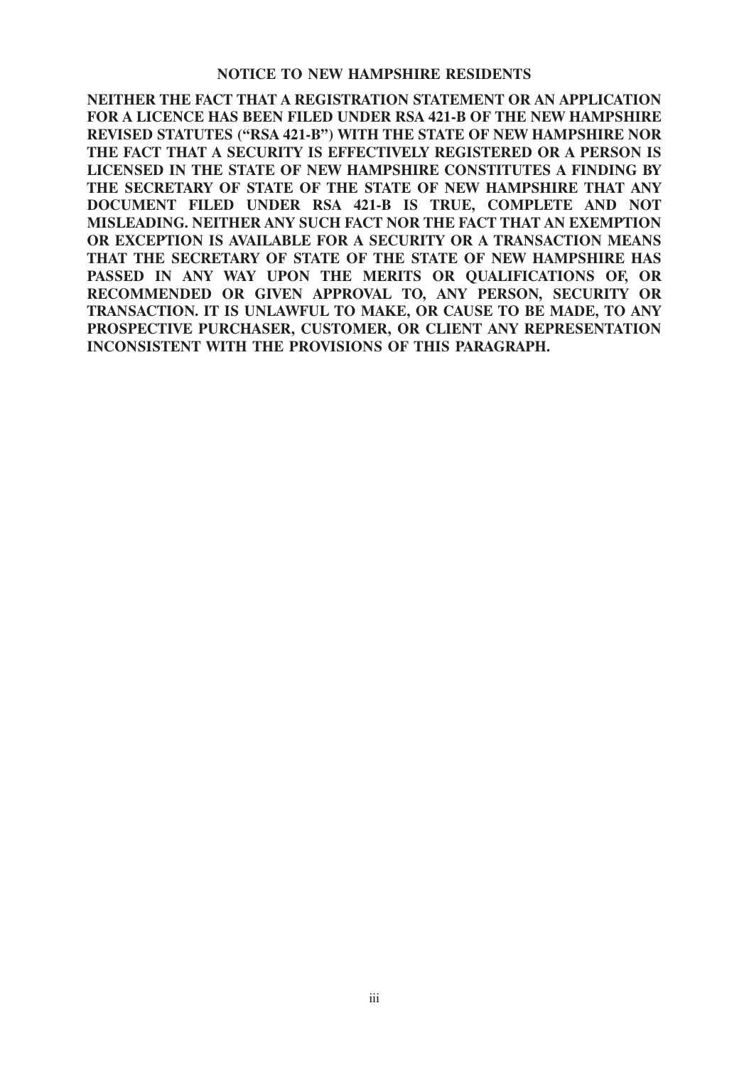## NOTICE TO NEW HAMPSHIRE RESIDENTS

**NEITHER THE FACT THAT A REGISTRATION STATEMENT OR AN APPLICATION FOR A LICENCE HAS BEEN FILED UNDER RSA 421-B OF THE NEW HAMPSHIRE REVISED STATUTES ("RSA 421-B") WITH THE STATE OF NEW HAMPSHIRE NOR THE FACT THAT A SECURITY IS EFFECTIVELY REGISTERED OR A PERSON IS LICENSED IN THE STATE OF NEW HAMPSHIRE CONSTITUTES A FINDING BY THE SECRETARY OF STATE OF THE STATE OF NEW HAMPSHIRE THAT ANY DOCUMENT FILED UNDER RSA 421-B IS TRUE, COMPLETE AND NOT MISLEADING. NEITHER ANY SUCH FACT NOR THE FACT THAT AN EXEMPTION OR EXCEPTION IS AVAILABLE FOR A SECURITY OR A TRANSACTION MEANS THAT THE SECRETARY OF STATE OF THE STATE OF NEW HAMPSHIRE HAS PASSED IN ANY WAY UPON THE MERITS OR QUALIFICATIONS OF, OR RECOMMENDED OR GIVEN APPROVAL TO, ANY PERSON, SECURITY OR TRANSACTION. IT IS UNLAWFUL TO MAKE, OR CAUSE TO BE MADE, TO ANY PROSPECTIVE PURCHASER, CUSTOMER, OR CLIENT ANY REPRESENTATION INCONSISTENT WITH THE PROVISIONS OF THIS PARAGRAPH.**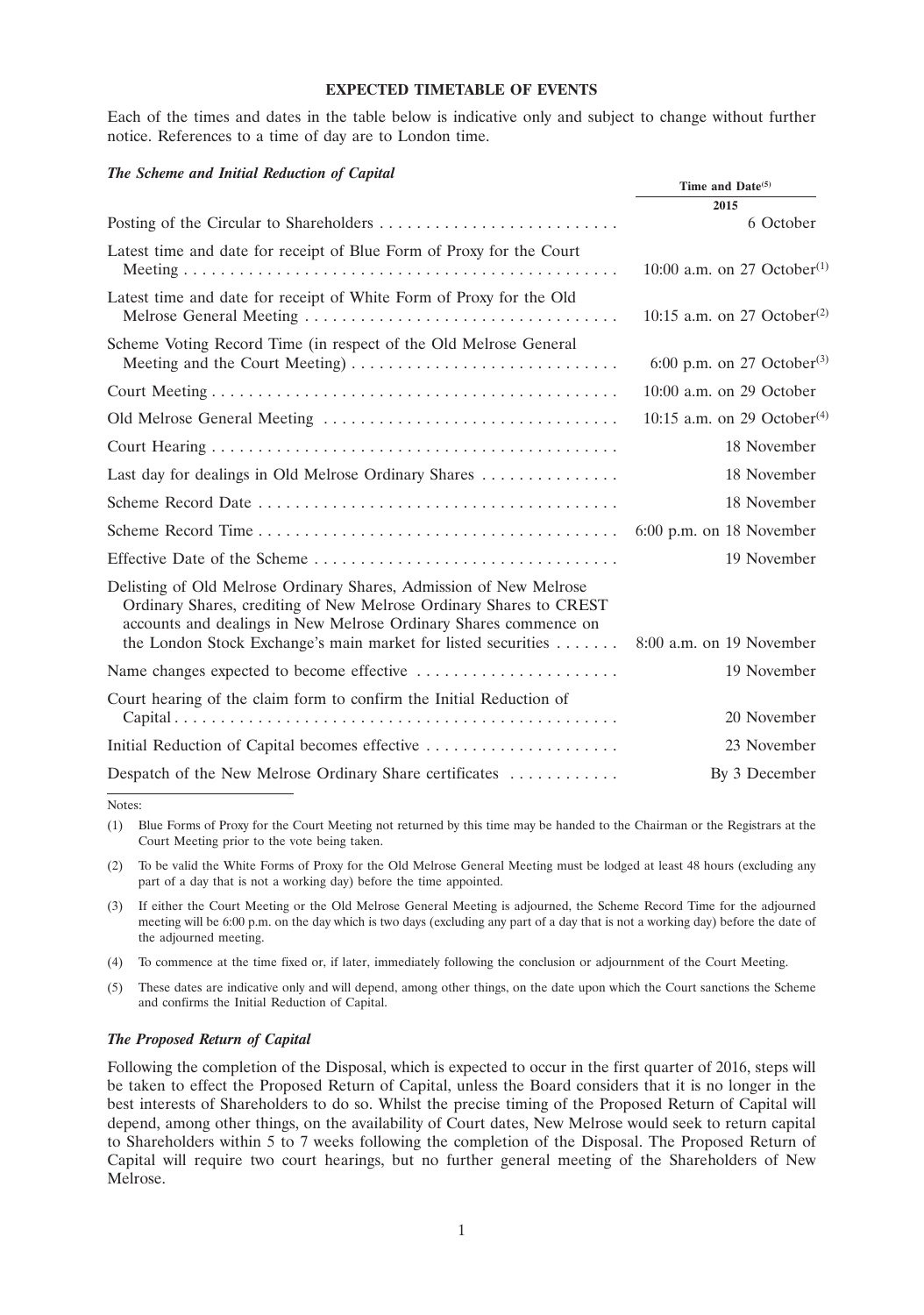## EXPECTED TIMETABLE OF EVENTS

Each of the times and dates in the table below is indicative only and subject to change without further notice. References to a time of day are to London time.

### *The Scheme and Initial Reduction of Capital*

| | Time and Date[(5)] |
|---|---|
| | **2015** |
| Posting of the Circular to Shareholders | 6 October |
| Latest time and date for receipt of Blue Form of Proxy for the Court Meeting | 10:00 a.m. on 27 October[(1)] |
| Latest time and date for receipt of White Form of Proxy for the Old Melrose General Meeting | 10:15 a.m. on 27 October[(2)] |
| Scheme Voting Record Time (in respect of the Old Melrose General Meeting and the Court Meeting) | 6:00 p.m. on 27 October[(3)] |
| Court Meeting | 10:00 a.m. on 29 October |
| Old Melrose General Meeting | 10:15 a.m. on 29 October[(4)] |
| Court Hearing | 18 November |
| Last day for dealings in Old Melrose Ordinary Shares | 18 November |
| Scheme Record Date | 18 November |
| Scheme Record Time | 6:00 p.m. on 18 November |
| Effective Date of the Scheme | 19 November |
| Delisting of Old Melrose Ordinary Shares, Admission of New Melrose Ordinary Shares, crediting of New Melrose Ordinary Shares to CREST accounts and dealings in New Melrose Ordinary Shares commence on the London Stock Exchange's main market for listed securities | 8:00 a.m. on 19 November |
| Name changes expected to become effective | 19 November |
| Court hearing of the claim form to confirm the Initial Reduction of Capital | 20 November |
| Initial Reduction of Capital becomes effective | 23 November |
| Despatch of the New Melrose Ordinary Share certificates | By 3 December |

Notes:

(1) Blue Forms of Proxy for the Court Meeting not returned by this time may be handed to the Chairman or the Registrars at the Court Meeting prior to the vote being taken.

(2) To be valid the White Forms of Proxy for the Old Melrose General Meeting must be lodged at least 48 hours (excluding any part of a day that is not a working day) before the time appointed.

(3) If either the Court Meeting or the Old Melrose General Meeting is adjourned, the Scheme Record Time for the adjourned meeting will be 6:00 p.m. on the day which is two days (excluding any part of a day that is not a working day) before the date of the adjourned meeting.

(4) To commence at the time fixed or, if later, immediately following the conclusion or adjournment of the Court Meeting.

(5) These dates are indicative only and will depend, among other things, on the date upon which the Court sanctions the Scheme and confirms the Initial Reduction of Capital.

### *The Proposed Return of Capital*

Following the completion of the Disposal, which is expected to occur in the first quarter of 2016, steps will be taken to effect the Proposed Return of Capital, unless the Board considers that it is no longer in the best interests of Shareholders to do so. Whilst the precise timing of the Proposed Return of Capital will depend, among other things, on the availability of Court dates, New Melrose would seek to return capital to Shareholders within 5 to 7 weeks following the completion of the Disposal. The Proposed Return of Capital will require two court hearings, but no further general meeting of the Shareholders of New Melrose.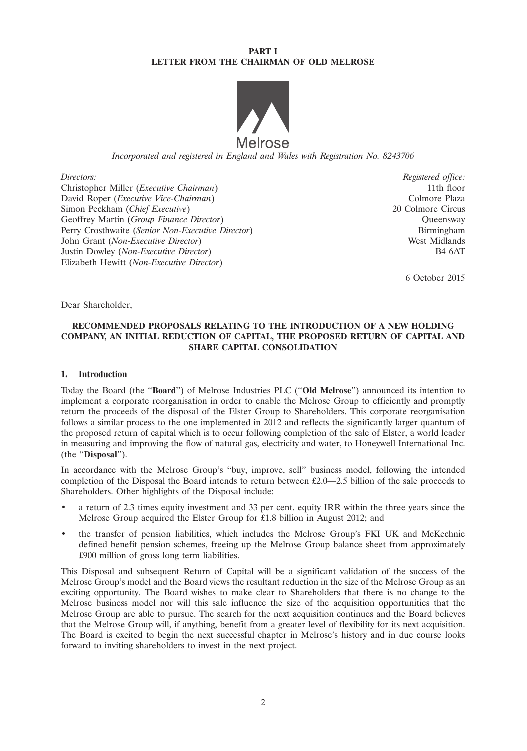**PART I**
**LETTER FROM THE CHAIRMAN OF OLD MELROSE**

Melrose

*Incorporated and registered in England and Wales with Registration No. 8243706*

| *Directors:* | *Registered office:* |
|---|---|
| Christopher Miller (*Executive Chairman*) | 11th floor |
| David Roper (*Executive Vice-Chairman*) | Colmore Plaza |
| Simon Peckham (*Chief Executive*) | 20 Colmore Circus |
| Geoffrey Martin (*Group Finance Director*) | Queensway |
| Perry Crosthwaite (*Senior Non-Executive Director*) | Birmingham |
| John Grant (*Non-Executive Director*) | West Midlands |
| Justin Dowley (*Non-Executive Director*) | B4 6AT |
| Elizabeth Hewitt (*Non-Executive Director*) | |

6 October 2015

Dear Shareholder,

**RECOMMENDED PROPOSALS RELATING TO THE INTRODUCTION OF A NEW HOLDING COMPANY, AN INITIAL REDUCTION OF CAPITAL, THE PROPOSED RETURN OF CAPITAL AND SHARE CAPITAL CONSOLIDATION**

## 1. Introduction

Today the Board (the "**Board**") of Melrose Industries PLC ("**Old Melrose**") announced its intention to implement a corporate reorganisation in order to enable the Melrose Group to efficiently and promptly return the proceeds of the disposal of the Elster Group to Shareholders. This corporate reorganisation follows a similar process to the one implemented in 2012 and reflects the significantly larger quantum of the proposed return of capital which is to occur following completion of the sale of Elster, a world leader in measuring and improving the flow of natural gas, electricity and water, to Honeywell International Inc. (the "**Disposal**").

In accordance with the Melrose Group's "buy, improve, sell" business model, following the intended completion of the Disposal the Board intends to return between £2.0—2.5 billion of the sale proceeds to Shareholders. Other highlights of the Disposal include:

- a return of 2.3 times equity investment and 33 per cent. equity IRR within the three years since the Melrose Group acquired the Elster Group for £1.8 billion in August 2012; and
- the transfer of pension liabilities, which includes the Melrose Group's FKI UK and McKechnie defined benefit pension schemes, freeing up the Melrose Group balance sheet from approximately £900 million of gross long term liabilities.

This Disposal and subsequent Return of Capital will be a significant validation of the success of the Melrose Group's model and the Board views the resultant reduction in the size of the Melrose Group as an exciting opportunity. The Board wishes to make clear to Shareholders that there is no change to the Melrose business model nor will this sale influence the size of the acquisition opportunities that the Melrose Group are able to pursue. The search for the next acquisition continues and the Board believes that the Melrose Group will, if anything, benefit from a greater level of flexibility for its next acquisition. The Board is excited to begin the next successful chapter in Melrose's history and in due course looks forward to inviting shareholders to invest in the next project.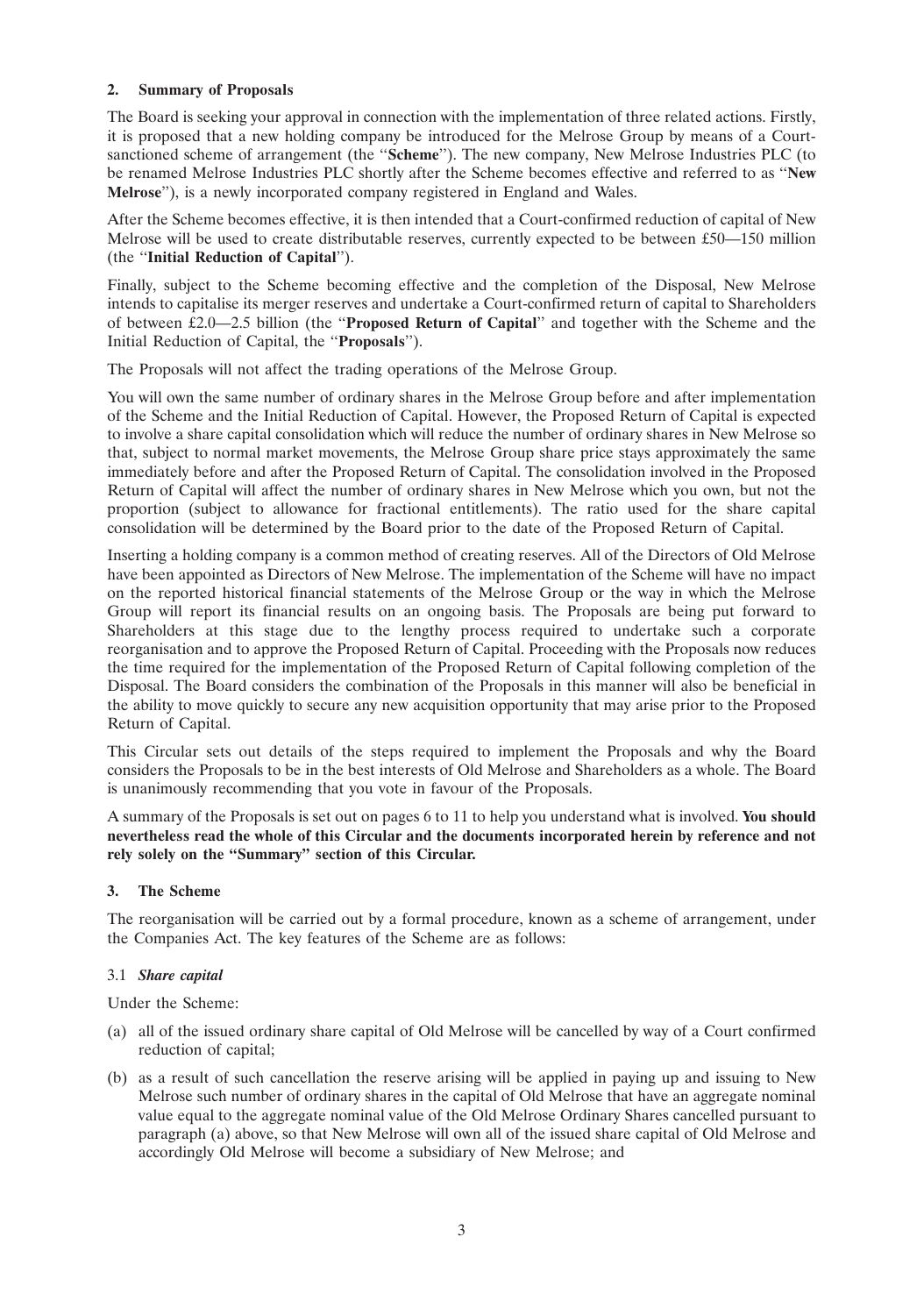## 2. Summary of Proposals

The Board is seeking your approval in connection with the implementation of three related actions. Firstly, it is proposed that a new holding company be introduced for the Melrose Group by means of a Court-sanctioned scheme of arrangement (the "**Scheme**"). The new company, New Melrose Industries PLC (to be renamed Melrose Industries PLC shortly after the Scheme becomes effective and referred to as "**New Melrose**"), is a newly incorporated company registered in England and Wales.

After the Scheme becomes effective, it is then intended that a Court-confirmed reduction of capital of New Melrose will be used to create distributable reserves, currently expected to be between £50—150 million (the "**Initial Reduction of Capital**").

Finally, subject to the Scheme becoming effective and the completion of the Disposal, New Melrose intends to capitalise its merger reserves and undertake a Court-confirmed return of capital to Shareholders of between £2.0—2.5 billion (the "**Proposed Return of Capital**" and together with the Scheme and the Initial Reduction of Capital, the "**Proposals**").

The Proposals will not affect the trading operations of the Melrose Group.

You will own the same number of ordinary shares in the Melrose Group before and after implementation of the Scheme and the Initial Reduction of Capital. However, the Proposed Return of Capital is expected to involve a share capital consolidation which will reduce the number of ordinary shares in New Melrose so that, subject to normal market movements, the Melrose Group share price stays approximately the same immediately before and after the Proposed Return of Capital. The consolidation involved in the Proposed Return of Capital will affect the number of ordinary shares in New Melrose which you own, but not the proportion (subject to allowance for fractional entitlements). The ratio used for the share capital consolidation will be determined by the Board prior to the date of the Proposed Return of Capital.

Inserting a holding company is a common method of creating reserves. All of the Directors of Old Melrose have been appointed as Directors of New Melrose. The implementation of the Scheme will have no impact on the reported historical financial statements of the Melrose Group or the way in which the Melrose Group will report its financial results on an ongoing basis. The Proposals are being put forward to Shareholders at this stage due to the lengthy process required to undertake such a corporate reorganisation and to approve the Proposed Return of Capital. Proceeding with the Proposals now reduces the time required for the implementation of the Proposed Return of Capital following completion of the Disposal. The Board considers the combination of the Proposals in this manner will also be beneficial in the ability to move quickly to secure any new acquisition opportunity that may arise prior to the Proposed Return of Capital.

This Circular sets out details of the steps required to implement the Proposals and why the Board considers the Proposals to be in the best interests of Old Melrose and Shareholders as a whole. The Board is unanimously recommending that you vote in favour of the Proposals.

A summary of the Proposals is set out on pages 6 to 11 to help you understand what is involved. **You should nevertheless read the whole of this Circular and the documents incorporated herein by reference and not rely solely on the "Summary" section of this Circular.**

## 3. The Scheme

The reorganisation will be carried out by a formal procedure, known as a scheme of arrangement, under the Companies Act. The key features of the Scheme are as follows:

### 3.1 *Share capital*

Under the Scheme:

(a) all of the issued ordinary share capital of Old Melrose will be cancelled by way of a Court confirmed reduction of capital;

(b) as a result of such cancellation the reserve arising will be applied in paying up and issuing to New Melrose such number of ordinary shares in the capital of Old Melrose that have an aggregate nominal value equal to the aggregate nominal value of the Old Melrose Ordinary Shares cancelled pursuant to paragraph (a) above, so that New Melrose will own all of the issued share capital of Old Melrose and accordingly Old Melrose will become a subsidiary of New Melrose; and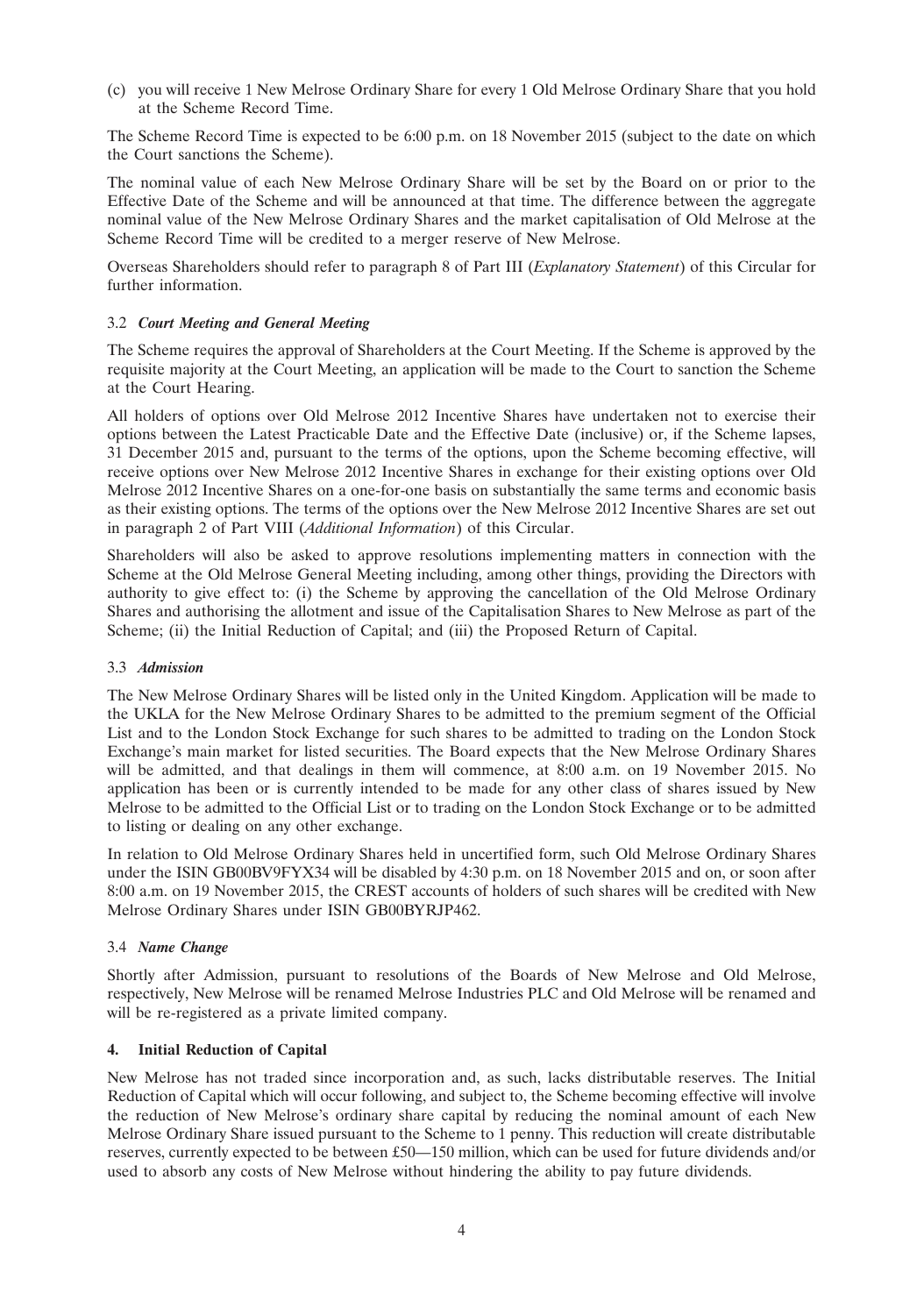(c) you will receive 1 New Melrose Ordinary Share for every 1 Old Melrose Ordinary Share that you hold at the Scheme Record Time.

The Scheme Record Time is expected to be 6:00 p.m. on 18 November 2015 (subject to the date on which the Court sanctions the Scheme).

The nominal value of each New Melrose Ordinary Share will be set by the Board on or prior to the Effective Date of the Scheme and will be announced at that time. The difference between the aggregate nominal value of the New Melrose Ordinary Shares and the market capitalisation of Old Melrose at the Scheme Record Time will be credited to a merger reserve of New Melrose.

Overseas Shareholders should refer to paragraph 8 of Part III (*Explanatory Statement*) of this Circular for further information.

### 3.2 *Court Meeting and General Meeting*

The Scheme requires the approval of Shareholders at the Court Meeting. If the Scheme is approved by the requisite majority at the Court Meeting, an application will be made to the Court to sanction the Scheme at the Court Hearing.

All holders of options over Old Melrose 2012 Incentive Shares have undertaken not to exercise their options between the Latest Practicable Date and the Effective Date (inclusive) or, if the Scheme lapses, 31 December 2015 and, pursuant to the terms of the options, upon the Scheme becoming effective, will receive options over New Melrose 2012 Incentive Shares in exchange for their existing options over Old Melrose 2012 Incentive Shares on a one-for-one basis on substantially the same terms and economic basis as their existing options. The terms of the options over the New Melrose 2012 Incentive Shares are set out in paragraph 2 of Part VIII (*Additional Information*) of this Circular.

Shareholders will also be asked to approve resolutions implementing matters in connection with the Scheme at the Old Melrose General Meeting including, among other things, providing the Directors with authority to give effect to: (i) the Scheme by approving the cancellation of the Old Melrose Ordinary Shares and authorising the allotment and issue of the Capitalisation Shares to New Melrose as part of the Scheme; (ii) the Initial Reduction of Capital; and (iii) the Proposed Return of Capital.

### 3.3 *Admission*

The New Melrose Ordinary Shares will be listed only in the United Kingdom. Application will be made to the UKLA for the New Melrose Ordinary Shares to be admitted to the premium segment of the Official List and to the London Stock Exchange for such shares to be admitted to trading on the London Stock Exchange's main market for listed securities. The Board expects that the New Melrose Ordinary Shares will be admitted, and that dealings in them will commence, at 8:00 a.m. on 19 November 2015. No application has been or is currently intended to be made for any other class of shares issued by New Melrose to be admitted to the Official List or to trading on the London Stock Exchange or to be admitted to listing or dealing on any other exchange.

In relation to Old Melrose Ordinary Shares held in uncertified form, such Old Melrose Ordinary Shares under the ISIN GB00BV9FYX34 will be disabled by 4:30 p.m. on 18 November 2015 and on, or soon after 8:00 a.m. on 19 November 2015, the CREST accounts of holders of such shares will be credited with New Melrose Ordinary Shares under ISIN GB00BYRJP462.

### 3.4 *Name Change*

Shortly after Admission, pursuant to resolutions of the Boards of New Melrose and Old Melrose, respectively, New Melrose will be renamed Melrose Industries PLC and Old Melrose will be renamed and will be re-registered as a private limited company.

## 4. Initial Reduction of Capital

New Melrose has not traded since incorporation and, as such, lacks distributable reserves. The Initial Reduction of Capital which will occur following, and subject to, the Scheme becoming effective will involve the reduction of New Melrose's ordinary share capital by reducing the nominal amount of each New Melrose Ordinary Share issued pursuant to the Scheme to 1 penny. This reduction will create distributable reserves, currently expected to be between £50—150 million, which can be used for future dividends and/or used to absorb any costs of New Melrose without hindering the ability to pay future dividends.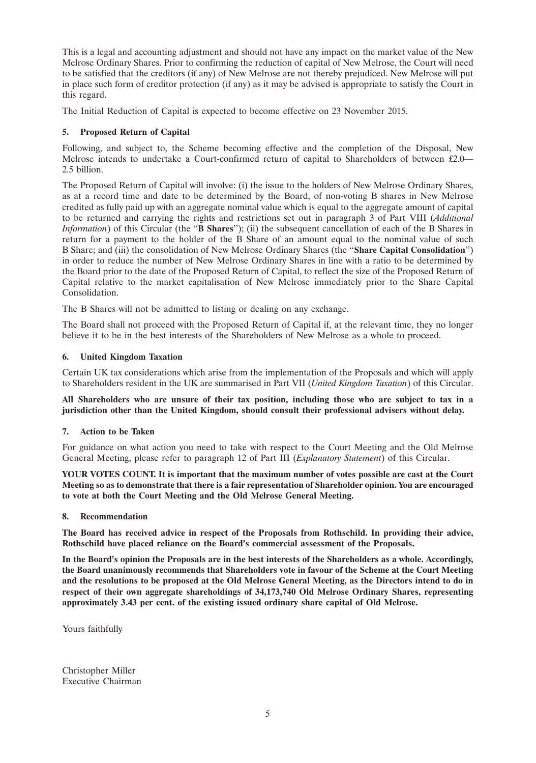This is a legal and accounting adjustment and should not have any impact on the market value of the New Melrose Ordinary Shares. Prior to confirming the reduction of capital of New Melrose, the Court will need to be satisfied that the creditors (if any) of New Melrose are not thereby prejudiced. New Melrose will put in place such form of creditor protection (if any) as it may be advised is appropriate to satisfy the Court in this regard.

The Initial Reduction of Capital is expected to become effective on 23 November 2015.

### 5. Proposed Return of Capital

Following, and subject to, the Scheme becoming effective and the completion of the Disposal, New Melrose intends to undertake a Court-confirmed return of capital to Shareholders of between £2.0— 2.5 billion.

The Proposed Return of Capital will involve: (i) the issue to the holders of New Melrose Ordinary Shares, as at a record time and date to be determined by the Board, of non-voting B shares in New Melrose credited as fully paid up with an aggregate nominal value which is equal to the aggregate amount of capital to be returned and carrying the rights and restrictions set out in paragraph 3 of Part VIII (*Additional Information*) of this Circular (the "**B Shares**"); (ii) the subsequent cancellation of each of the B Shares in return for a payment to the holder of the B Share of an amount equal to the nominal value of such B Share; and (iii) the consolidation of New Melrose Ordinary Shares (the "**Share Capital Consolidation**") in order to reduce the number of New Melrose Ordinary Shares in line with a ratio to be determined by the Board prior to the date of the Proposed Return of Capital, to reflect the size of the Proposed Return of Capital relative to the market capitalisation of New Melrose immediately prior to the Share Capital Consolidation.

The B Shares will not be admitted to listing or dealing on any exchange.

The Board shall not proceed with the Proposed Return of Capital if, at the relevant time, they no longer believe it to be in the best interests of the Shareholders of New Melrose as a whole to proceed.

### 6. United Kingdom Taxation

Certain UK tax considerations which arise from the implementation of the Proposals and which will apply to Shareholders resident in the UK are summarised in Part VII (*United Kingdom Taxation*) of this Circular.

**All Shareholders who are unsure of their tax position, including those who are subject to tax in a jurisdiction other than the United Kingdom, should consult their professional advisers without delay.**

### 7. Action to be Taken

For guidance on what action you need to take with respect to the Court Meeting and the Old Melrose General Meeting, please refer to paragraph 12 of Part III (*Explanatory Statement*) of this Circular.

**YOUR VOTES COUNT. It is important that the maximum number of votes possible are cast at the Court Meeting so as to demonstrate that there is a fair representation of Shareholder opinion. You are encouraged to vote at both the Court Meeting and the Old Melrose General Meeting.**

### 8. Recommendation

**The Board has received advice in respect of the Proposals from Rothschild. In providing their advice, Rothschild have placed reliance on the Board's commercial assessment of the Proposals.**

**In the Board's opinion the Proposals are in the best interests of the Shareholders as a whole. Accordingly, the Board unanimously recommends that Shareholders vote in favour of the Scheme at the Court Meeting and the resolutions to be proposed at the Old Melrose General Meeting, as the Directors intend to do in respect of their own aggregate shareholdings of 34,173,740 Old Melrose Ordinary Shares, representing approximately 3.43 per cent. of the existing issued ordinary share capital of Old Melrose.**

Yours faithfully

Christopher Miller
Executive Chairman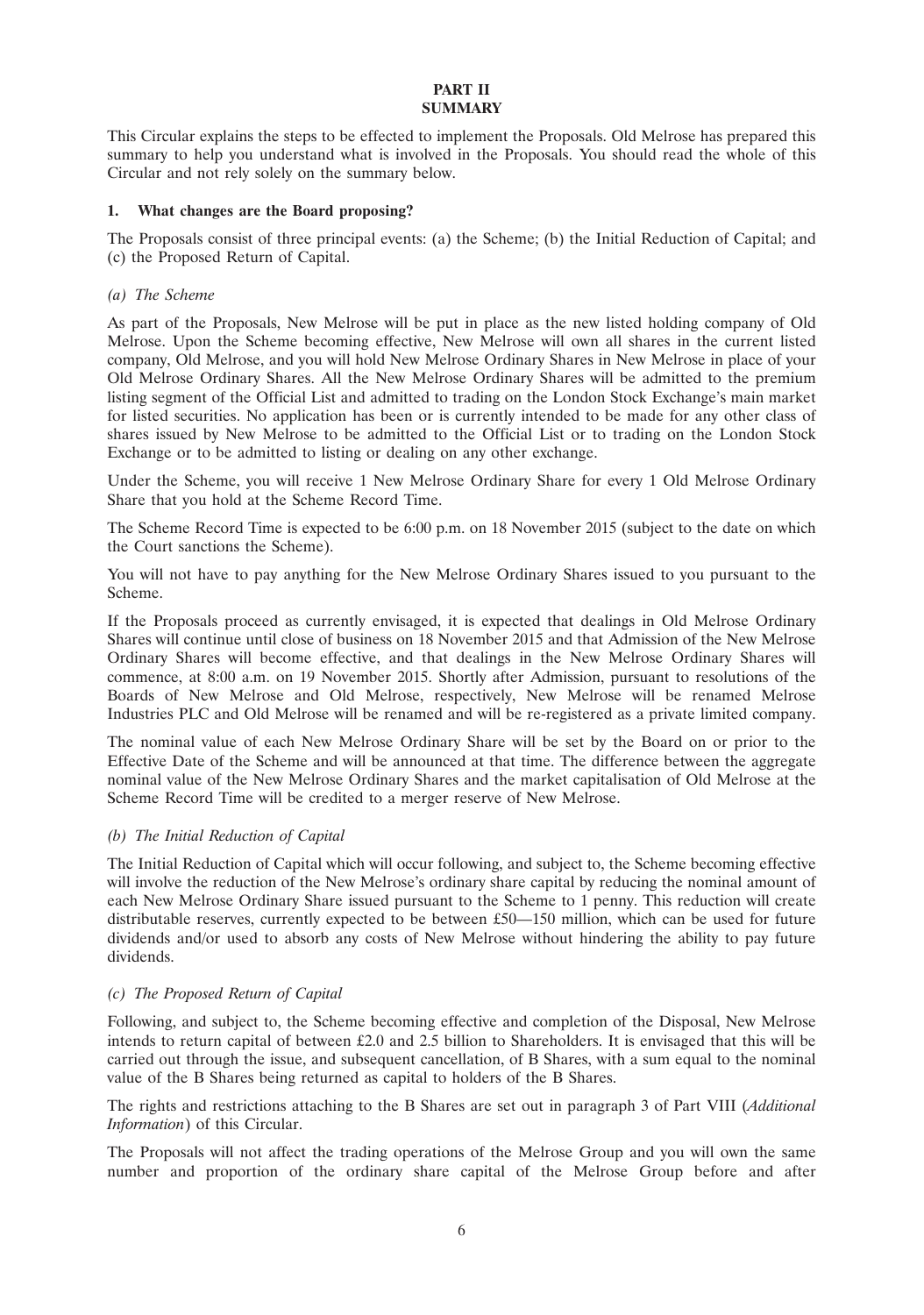# PART II
# SUMMARY

This Circular explains the steps to be effected to implement the Proposals. Old Melrose has prepared this summary to help you understand what is involved in the Proposals. You should read the whole of this Circular and not rely solely on the summary below.

## 1. What changes are the Board proposing?

The Proposals consist of three principal events: (a) the Scheme; (b) the Initial Reduction of Capital; and (c) the Proposed Return of Capital.

### *(a) The Scheme*

As part of the Proposals, New Melrose will be put in place as the new listed holding company of Old Melrose. Upon the Scheme becoming effective, New Melrose will own all shares in the current listed company, Old Melrose, and you will hold New Melrose Ordinary Shares in New Melrose in place of your Old Melrose Ordinary Shares. All the New Melrose Ordinary Shares will be admitted to the premium listing segment of the Official List and admitted to trading on the London Stock Exchange's main market for listed securities. No application has been or is currently intended to be made for any other class of shares issued by New Melrose to be admitted to the Official List or to trading on the London Stock Exchange or to be admitted to listing or dealing on any other exchange.

Under the Scheme, you will receive 1 New Melrose Ordinary Share for every 1 Old Melrose Ordinary Share that you hold at the Scheme Record Time.

The Scheme Record Time is expected to be 6:00 p.m. on 18 November 2015 (subject to the date on which the Court sanctions the Scheme).

You will not have to pay anything for the New Melrose Ordinary Shares issued to you pursuant to the Scheme.

If the Proposals proceed as currently envisaged, it is expected that dealings in Old Melrose Ordinary Shares will continue until close of business on 18 November 2015 and that Admission of the New Melrose Ordinary Shares will become effective, and that dealings in the New Melrose Ordinary Shares will commence, at 8:00 a.m. on 19 November 2015. Shortly after Admission, pursuant to resolutions of the Boards of New Melrose and Old Melrose, respectively, New Melrose will be renamed Melrose Industries PLC and Old Melrose will be renamed and will be re-registered as a private limited company.

The nominal value of each New Melrose Ordinary Share will be set by the Board on or prior to the Effective Date of the Scheme and will be announced at that time. The difference between the aggregate nominal value of the New Melrose Ordinary Shares and the market capitalisation of Old Melrose at the Scheme Record Time will be credited to a merger reserve of New Melrose.

### *(b) The Initial Reduction of Capital*

The Initial Reduction of Capital which will occur following, and subject to, the Scheme becoming effective will involve the reduction of the New Melrose's ordinary share capital by reducing the nominal amount of each New Melrose Ordinary Share issued pursuant to the Scheme to 1 penny. This reduction will create distributable reserves, currently expected to be between £50—150 million, which can be used for future dividends and/or used to absorb any costs of New Melrose without hindering the ability to pay future dividends.

### *(c) The Proposed Return of Capital*

Following, and subject to, the Scheme becoming effective and completion of the Disposal, New Melrose intends to return capital of between £2.0 and 2.5 billion to Shareholders. It is envisaged that this will be carried out through the issue, and subsequent cancellation, of B Shares, with a sum equal to the nominal value of the B Shares being returned as capital to holders of the B Shares.

The rights and restrictions attaching to the B Shares are set out in paragraph 3 of Part VIII (*Additional Information*) of this Circular.

The Proposals will not affect the trading operations of the Melrose Group and you will own the same number and proportion of the ordinary share capital of the Melrose Group before and after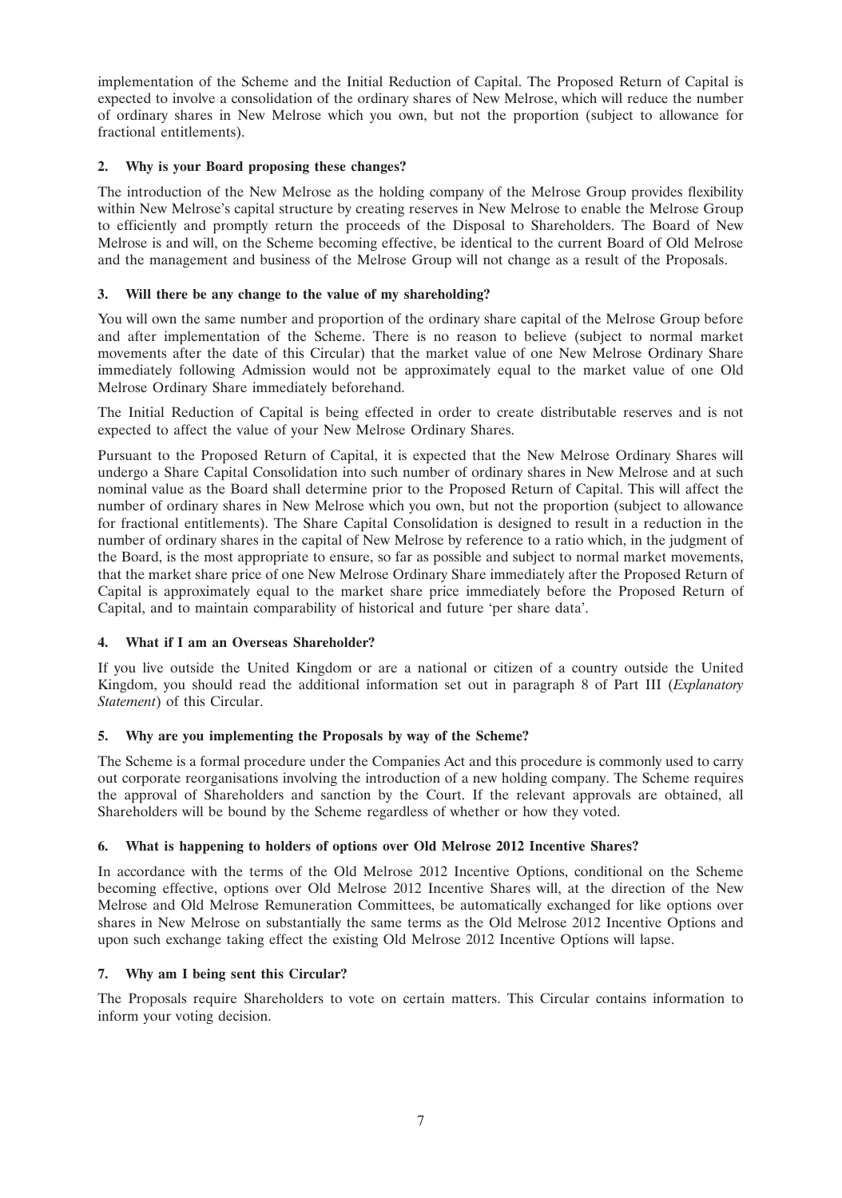implementation of the Scheme and the Initial Reduction of Capital. The Proposed Return of Capital is expected to involve a consolidation of the ordinary shares of New Melrose, which will reduce the number of ordinary shares in New Melrose which you own, but not the proportion (subject to allowance for fractional entitlements).

### 2. Why is your Board proposing these changes?

The introduction of the New Melrose as the holding company of the Melrose Group provides flexibility within New Melrose's capital structure by creating reserves in New Melrose to enable the Melrose Group to efficiently and promptly return the proceeds of the Disposal to Shareholders. The Board of New Melrose is and will, on the Scheme becoming effective, be identical to the current Board of Old Melrose and the management and business of the Melrose Group will not change as a result of the Proposals.

### 3. Will there be any change to the value of my shareholding?

You will own the same number and proportion of the ordinary share capital of the Melrose Group before and after implementation of the Scheme. There is no reason to believe (subject to normal market movements after the date of this Circular) that the market value of one New Melrose Ordinary Share immediately following Admission would not be approximately equal to the market value of one Old Melrose Ordinary Share immediately beforehand.

The Initial Reduction of Capital is being effected in order to create distributable reserves and is not expected to affect the value of your New Melrose Ordinary Shares.

Pursuant to the Proposed Return of Capital, it is expected that the New Melrose Ordinary Shares will undergo a Share Capital Consolidation into such number of ordinary shares in New Melrose and at such nominal value as the Board shall determine prior to the Proposed Return of Capital. This will affect the number of ordinary shares in New Melrose which you own, but not the proportion (subject to allowance for fractional entitlements). The Share Capital Consolidation is designed to result in a reduction in the number of ordinary shares in the capital of New Melrose by reference to a ratio which, in the judgment of the Board, is the most appropriate to ensure, so far as possible and subject to normal market movements, that the market share price of one New Melrose Ordinary Share immediately after the Proposed Return of Capital is approximately equal to the market share price immediately before the Proposed Return of Capital, and to maintain comparability of historical and future 'per share data'.

### 4. What if I am an Overseas Shareholder?

If you live outside the United Kingdom or are a national or citizen of a country outside the United Kingdom, you should read the additional information set out in paragraph 8 of Part III (*Explanatory Statement*) of this Circular.

### 5. Why are you implementing the Proposals by way of the Scheme?

The Scheme is a formal procedure under the Companies Act and this procedure is commonly used to carry out corporate reorganisations involving the introduction of a new holding company. The Scheme requires the approval of Shareholders and sanction by the Court. If the relevant approvals are obtained, all Shareholders will be bound by the Scheme regardless of whether or how they voted.

### 6. What is happening to holders of options over Old Melrose 2012 Incentive Shares?

In accordance with the terms of the Old Melrose 2012 Incentive Options, conditional on the Scheme becoming effective, options over Old Melrose 2012 Incentive Shares will, at the direction of the New Melrose and Old Melrose Remuneration Committees, be automatically exchanged for like options over shares in New Melrose on substantially the same terms as the Old Melrose 2012 Incentive Options and upon such exchange taking effect the existing Old Melrose 2012 Incentive Options will lapse.

### 7. Why am I being sent this Circular?

The Proposals require Shareholders to vote on certain matters. This Circular contains information to inform your voting decision.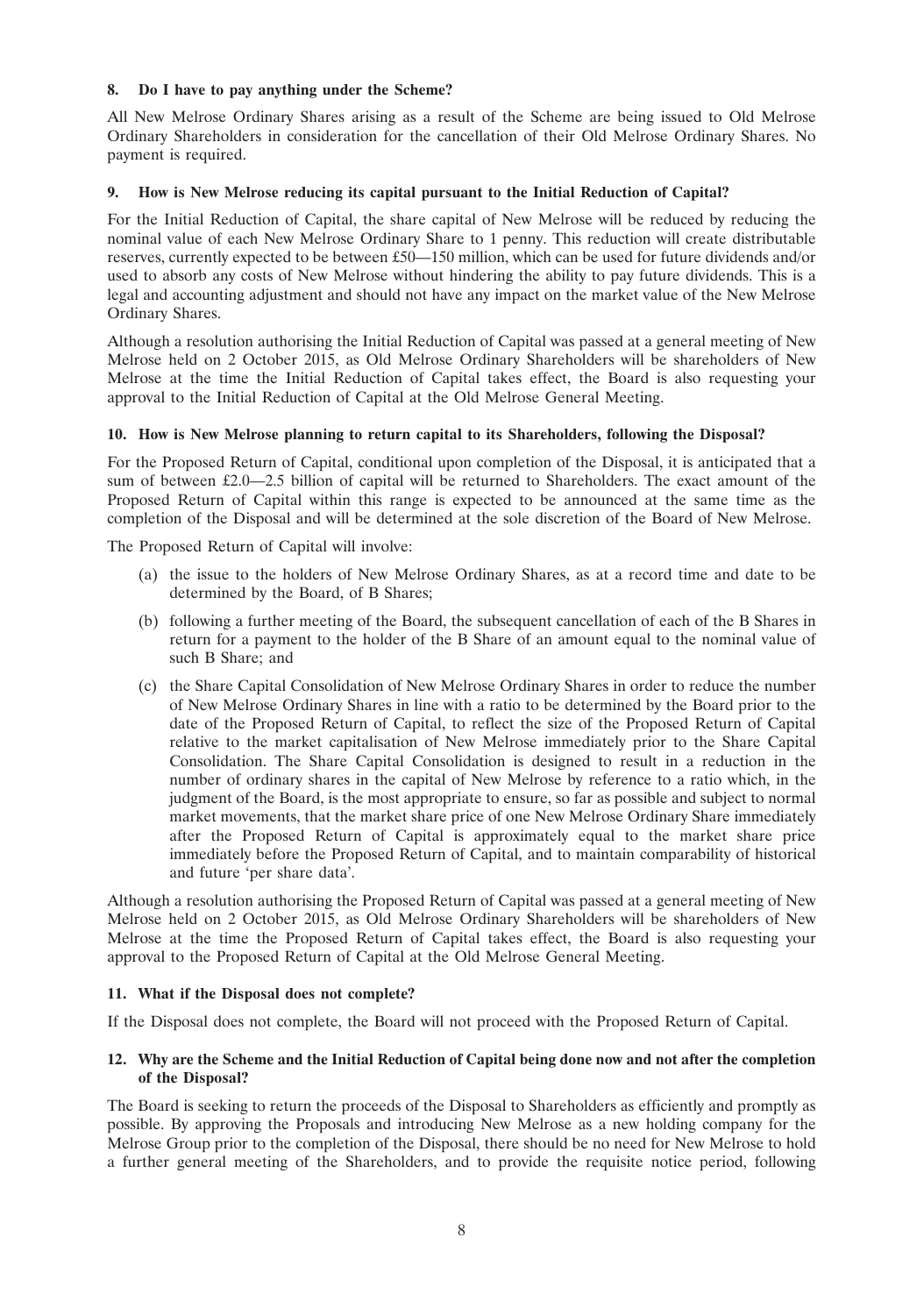### 8. Do I have to pay anything under the Scheme?

All New Melrose Ordinary Shares arising as a result of the Scheme are being issued to Old Melrose Ordinary Shareholders in consideration for the cancellation of their Old Melrose Ordinary Shares. No payment is required.

### 9. How is New Melrose reducing its capital pursuant to the Initial Reduction of Capital?

For the Initial Reduction of Capital, the share capital of New Melrose will be reduced by reducing the nominal value of each New Melrose Ordinary Share to 1 penny. This reduction will create distributable reserves, currently expected to be between £50—150 million, which can be used for future dividends and/or used to absorb any costs of New Melrose without hindering the ability to pay future dividends. This is a legal and accounting adjustment and should not have any impact on the market value of the New Melrose Ordinary Shares.

Although a resolution authorising the Initial Reduction of Capital was passed at a general meeting of New Melrose held on 2 October 2015, as Old Melrose Ordinary Shareholders will be shareholders of New Melrose at the time the Initial Reduction of Capital takes effect, the Board is also requesting your approval to the Initial Reduction of Capital at the Old Melrose General Meeting.

### 10. How is New Melrose planning to return capital to its Shareholders, following the Disposal?

For the Proposed Return of Capital, conditional upon completion of the Disposal, it is anticipated that a sum of between £2.0—2.5 billion of capital will be returned to Shareholders. The exact amount of the Proposed Return of Capital within this range is expected to be announced at the same time as the completion of the Disposal and will be determined at the sole discretion of the Board of New Melrose.

The Proposed Return of Capital will involve:

(a) the issue to the holders of New Melrose Ordinary Shares, as at a record time and date to be determined by the Board, of B Shares;

(b) following a further meeting of the Board, the subsequent cancellation of each of the B Shares in return for a payment to the holder of the B Share of an amount equal to the nominal value of such B Share; and

(c) the Share Capital Consolidation of New Melrose Ordinary Shares in order to reduce the number of New Melrose Ordinary Shares in line with a ratio to be determined by the Board prior to the date of the Proposed Return of Capital, to reflect the size of the Proposed Return of Capital relative to the market capitalisation of New Melrose immediately prior to the Share Capital Consolidation. The Share Capital Consolidation is designed to result in a reduction in the number of ordinary shares in the capital of New Melrose by reference to a ratio which, in the judgment of the Board, is the most appropriate to ensure, so far as possible and subject to normal market movements, that the market share price of one New Melrose Ordinary Share immediately after the Proposed Return of Capital is approximately equal to the market share price immediately before the Proposed Return of Capital, and to maintain comparability of historical and future 'per share data'.

Although a resolution authorising the Proposed Return of Capital was passed at a general meeting of New Melrose held on 2 October 2015, as Old Melrose Ordinary Shareholders will be shareholders of New Melrose at the time the Proposed Return of Capital takes effect, the Board is also requesting your approval to the Proposed Return of Capital at the Old Melrose General Meeting.

### 11. What if the Disposal does not complete?

If the Disposal does not complete, the Board will not proceed with the Proposed Return of Capital.

### 12. Why are the Scheme and the Initial Reduction of Capital being done now and not after the completion of the Disposal?

The Board is seeking to return the proceeds of the Disposal to Shareholders as efficiently and promptly as possible. By approving the Proposals and introducing New Melrose as a new holding company for the Melrose Group prior to the completion of the Disposal, there should be no need for New Melrose to hold a further general meeting of the Shareholders, and to provide the requisite notice period, following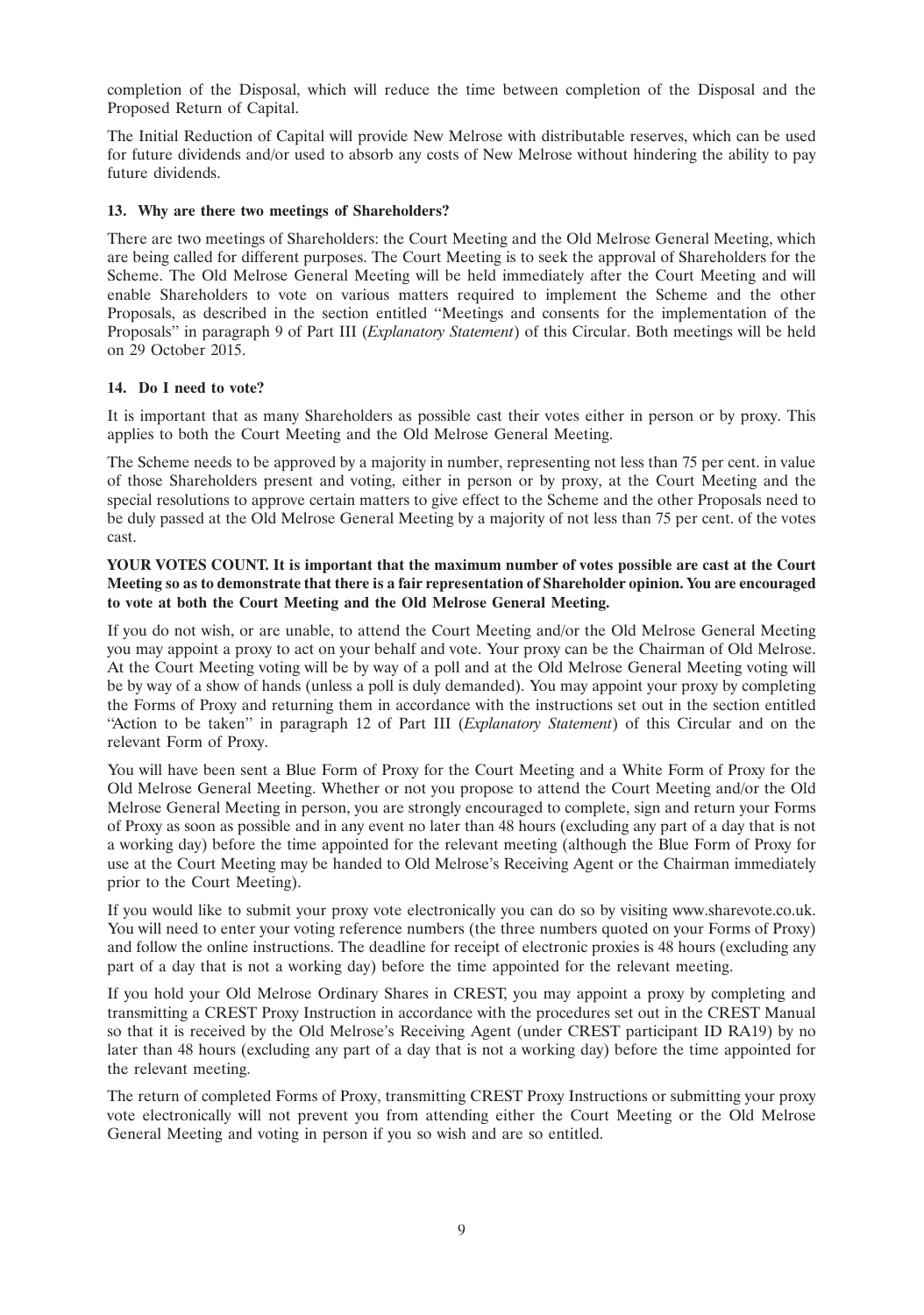completion of the Disposal, which will reduce the time between completion of the Disposal and the Proposed Return of Capital.

The Initial Reduction of Capital will provide New Melrose with distributable reserves, which can be used for future dividends and/or used to absorb any costs of New Melrose without hindering the ability to pay future dividends.

### 13. Why are there two meetings of Shareholders?

There are two meetings of Shareholders: the Court Meeting and the Old Melrose General Meeting, which are being called for different purposes. The Court Meeting is to seek the approval of Shareholders for the Scheme. The Old Melrose General Meeting will be held immediately after the Court Meeting and will enable Shareholders to vote on various matters required to implement the Scheme and the other Proposals, as described in the section entitled "Meetings and consents for the implementation of the Proposals" in paragraph 9 of Part III (*Explanatory Statement*) of this Circular. Both meetings will be held on 29 October 2015.

### 14. Do I need to vote?

It is important that as many Shareholders as possible cast their votes either in person or by proxy. This applies to both the Court Meeting and the Old Melrose General Meeting.

The Scheme needs to be approved by a majority in number, representing not less than 75 per cent. in value of those Shareholders present and voting, either in person or by proxy, at the Court Meeting and the special resolutions to approve certain matters to give effect to the Scheme and the other Proposals need to be duly passed at the Old Melrose General Meeting by a majority of not less than 75 per cent. of the votes cast.

**YOUR VOTES COUNT. It is important that the maximum number of votes possible are cast at the Court Meeting so as to demonstrate that there is a fair representation of Shareholder opinion. You are encouraged to vote at both the Court Meeting and the Old Melrose General Meeting.**

If you do not wish, or are unable, to attend the Court Meeting and/or the Old Melrose General Meeting you may appoint a proxy to act on your behalf and vote. Your proxy can be the Chairman of Old Melrose. At the Court Meeting voting will be by way of a poll and at the Old Melrose General Meeting voting will be by way of a show of hands (unless a poll is duly demanded). You may appoint your proxy by completing the Forms of Proxy and returning them in accordance with the instructions set out in the section entitled "Action to be taken" in paragraph 12 of Part III (*Explanatory Statement*) of this Circular and on the relevant Form of Proxy.

You will have been sent a Blue Form of Proxy for the Court Meeting and a White Form of Proxy for the Old Melrose General Meeting. Whether or not you propose to attend the Court Meeting and/or the Old Melrose General Meeting in person, you are strongly encouraged to complete, sign and return your Forms of Proxy as soon as possible and in any event no later than 48 hours (excluding any part of a day that is not a working day) before the time appointed for the relevant meeting (although the Blue Form of Proxy for use at the Court Meeting may be handed to Old Melrose's Receiving Agent or the Chairman immediately prior to the Court Meeting).

If you would like to submit your proxy vote electronically you can do so by visiting www.sharevote.co.uk. You will need to enter your voting reference numbers (the three numbers quoted on your Forms of Proxy) and follow the online instructions. The deadline for receipt of electronic proxies is 48 hours (excluding any part of a day that is not a working day) before the time appointed for the relevant meeting.

If you hold your Old Melrose Ordinary Shares in CREST, you may appoint a proxy by completing and transmitting a CREST Proxy Instruction in accordance with the procedures set out in the CREST Manual so that it is received by the Old Melrose's Receiving Agent (under CREST participant ID RA19) by no later than 48 hours (excluding any part of a day that is not a working day) before the time appointed for the relevant meeting.

The return of completed Forms of Proxy, transmitting CREST Proxy Instructions or submitting your proxy vote electronically will not prevent you from attending either the Court Meeting or the Old Melrose General Meeting and voting in person if you so wish and are so entitled.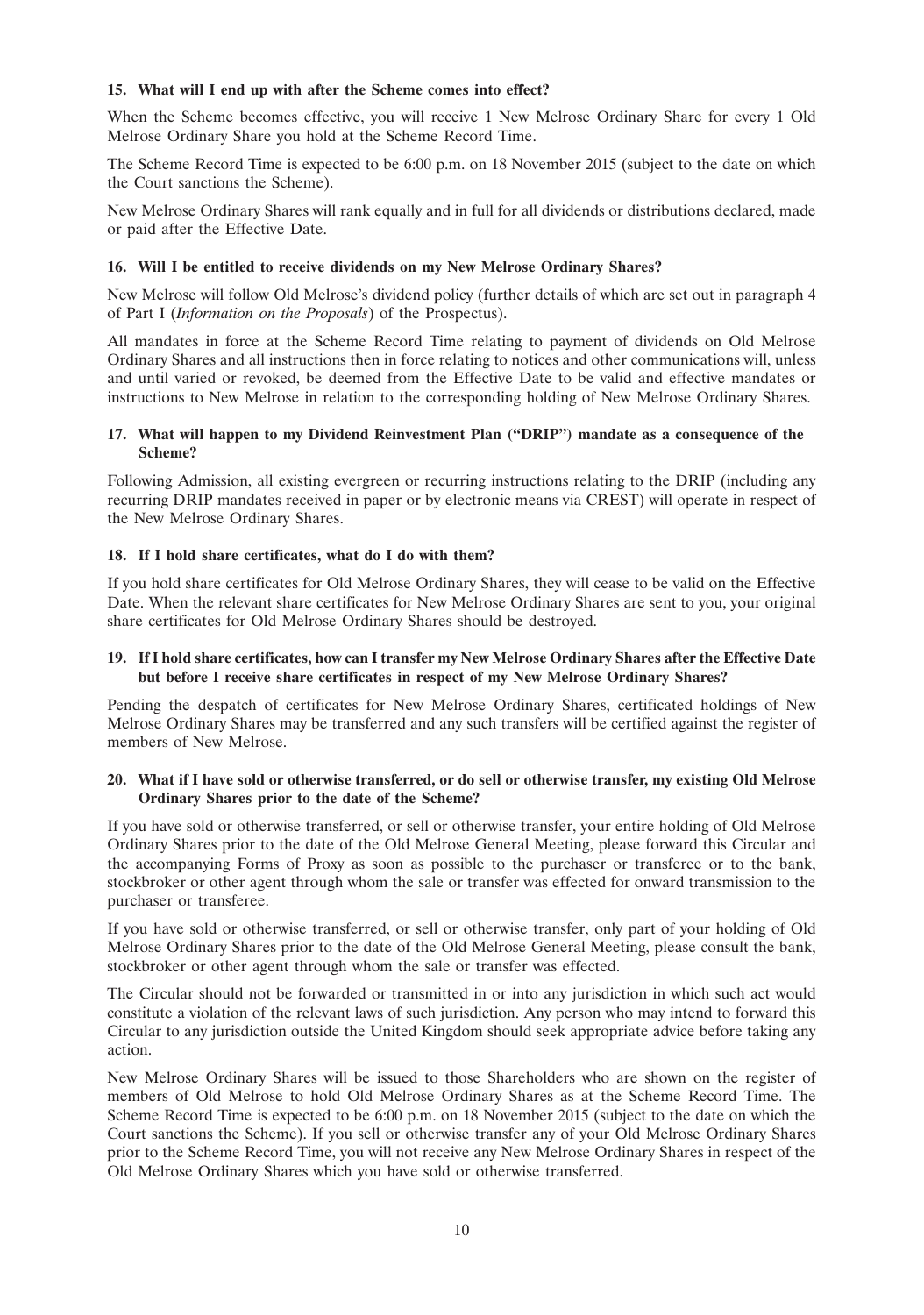### 15. What will I end up with after the Scheme comes into effect?

When the Scheme becomes effective, you will receive 1 New Melrose Ordinary Share for every 1 Old Melrose Ordinary Share you hold at the Scheme Record Time.

The Scheme Record Time is expected to be 6:00 p.m. on 18 November 2015 (subject to the date on which the Court sanctions the Scheme).

New Melrose Ordinary Shares will rank equally and in full for all dividends or distributions declared, made or paid after the Effective Date.

### 16. Will I be entitled to receive dividends on my New Melrose Ordinary Shares?

New Melrose will follow Old Melrose's dividend policy (further details of which are set out in paragraph 4 of Part I (*Information on the Proposals*) of the Prospectus).

All mandates in force at the Scheme Record Time relating to payment of dividends on Old Melrose Ordinary Shares and all instructions then in force relating to notices and other communications will, unless and until varied or revoked, be deemed from the Effective Date to be valid and effective mandates or instructions to New Melrose in relation to the corresponding holding of New Melrose Ordinary Shares.

### 17. What will happen to my Dividend Reinvestment Plan ("DRIP") mandate as a consequence of the Scheme?

Following Admission, all existing evergreen or recurring instructions relating to the DRIP (including any recurring DRIP mandates received in paper or by electronic means via CREST) will operate in respect of the New Melrose Ordinary Shares.

### 18. If I hold share certificates, what do I do with them?

If you hold share certificates for Old Melrose Ordinary Shares, they will cease to be valid on the Effective Date. When the relevant share certificates for New Melrose Ordinary Shares are sent to you, your original share certificates for Old Melrose Ordinary Shares should be destroyed.

### 19. If I hold share certificates, how can I transfer my New Melrose Ordinary Shares after the Effective Date but before I receive share certificates in respect of my New Melrose Ordinary Shares?

Pending the despatch of certificates for New Melrose Ordinary Shares, certificated holdings of New Melrose Ordinary Shares may be transferred and any such transfers will be certified against the register of members of New Melrose.

### 20. What if I have sold or otherwise transferred, or do sell or otherwise transfer, my existing Old Melrose Ordinary Shares prior to the date of the Scheme?

If you have sold or otherwise transferred, or sell or otherwise transfer, your entire holding of Old Melrose Ordinary Shares prior to the date of the Old Melrose General Meeting, please forward this Circular and the accompanying Forms of Proxy as soon as possible to the purchaser or transferee or to the bank, stockbroker or other agent through whom the sale or transfer was effected for onward transmission to the purchaser or transferee.

If you have sold or otherwise transferred, or sell or otherwise transfer, only part of your holding of Old Melrose Ordinary Shares prior to the date of the Old Melrose General Meeting, please consult the bank, stockbroker or other agent through whom the sale or transfer was effected.

The Circular should not be forwarded or transmitted in or into any jurisdiction in which such act would constitute a violation of the relevant laws of such jurisdiction. Any person who may intend to forward this Circular to any jurisdiction outside the United Kingdom should seek appropriate advice before taking any action.

New Melrose Ordinary Shares will be issued to those Shareholders who are shown on the register of members of Old Melrose to hold Old Melrose Ordinary Shares as at the Scheme Record Time. The Scheme Record Time is expected to be 6:00 p.m. on 18 November 2015 (subject to the date on which the Court sanctions the Scheme). If you sell or otherwise transfer any of your Old Melrose Ordinary Shares prior to the Scheme Record Time, you will not receive any New Melrose Ordinary Shares in respect of the Old Melrose Ordinary Shares which you have sold or otherwise transferred.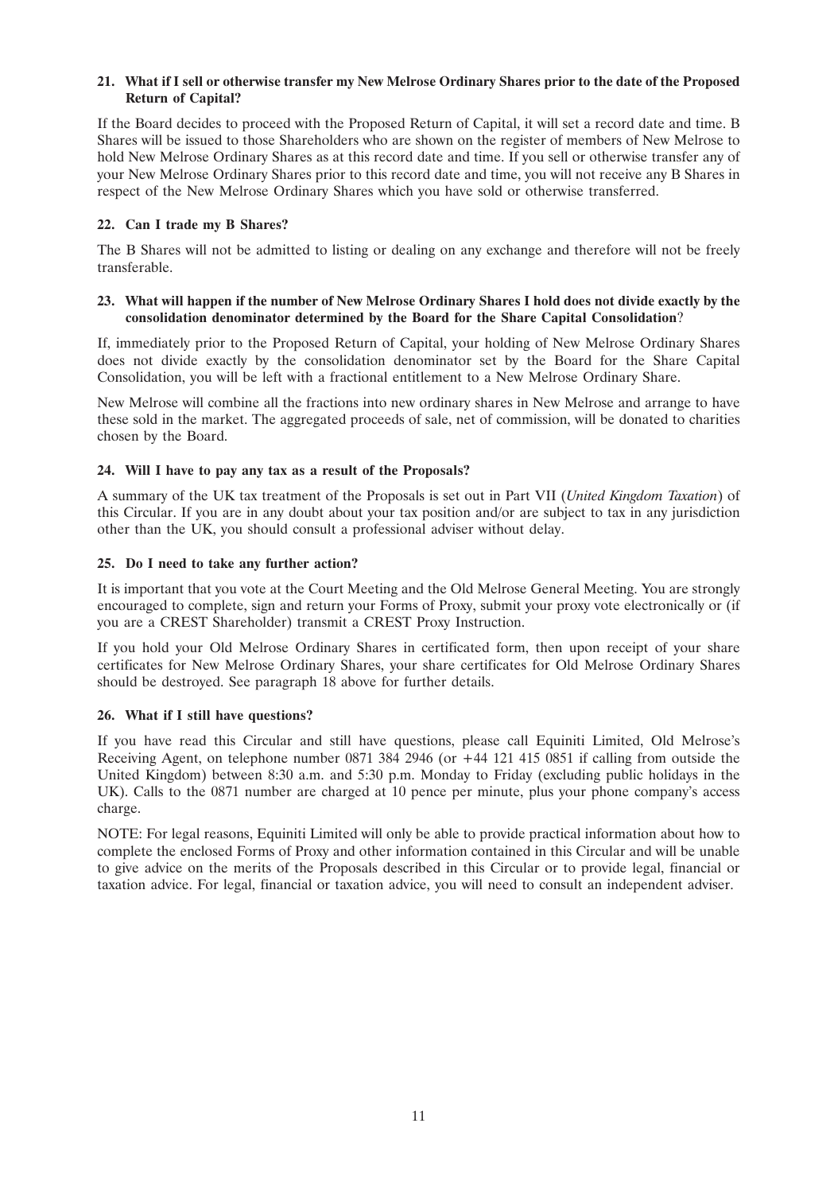### 21. What if I sell or otherwise transfer my New Melrose Ordinary Shares prior to the date of the Proposed Return of Capital?

If the Board decides to proceed with the Proposed Return of Capital, it will set a record date and time. B Shares will be issued to those Shareholders who are shown on the register of members of New Melrose to hold New Melrose Ordinary Shares as at this record date and time. If you sell or otherwise transfer any of your New Melrose Ordinary Shares prior to this record date and time, you will not receive any B Shares in respect of the New Melrose Ordinary Shares which you have sold or otherwise transferred.

### 22. Can I trade my B Shares?

The B Shares will not be admitted to listing or dealing on any exchange and therefore will not be freely transferable.

### 23. What will happen if the number of New Melrose Ordinary Shares I hold does not divide exactly by the consolidation denominator determined by the Board for the Share Capital Consolidation?

If, immediately prior to the Proposed Return of Capital, your holding of New Melrose Ordinary Shares does not divide exactly by the consolidation denominator set by the Board for the Share Capital Consolidation, you will be left with a fractional entitlement to a New Melrose Ordinary Share.

New Melrose will combine all the fractions into new ordinary shares in New Melrose and arrange to have these sold in the market. The aggregated proceeds of sale, net of commission, will be donated to charities chosen by the Board.

### 24. Will I have to pay any tax as a result of the Proposals?

A summary of the UK tax treatment of the Proposals is set out in Part VII (*United Kingdom Taxation*) of this Circular. If you are in any doubt about your tax position and/or are subject to tax in any jurisdiction other than the UK, you should consult a professional adviser without delay.

### 25. Do I need to take any further action?

It is important that you vote at the Court Meeting and the Old Melrose General Meeting. You are strongly encouraged to complete, sign and return your Forms of Proxy, submit your proxy vote electronically or (if you are a CREST Shareholder) transmit a CREST Proxy Instruction.

If you hold your Old Melrose Ordinary Shares in certificated form, then upon receipt of your share certificates for New Melrose Ordinary Shares, your share certificates for Old Melrose Ordinary Shares should be destroyed. See paragraph 18 above for further details.

### 26. What if I still have questions?

If you have read this Circular and still have questions, please call Equiniti Limited, Old Melrose's Receiving Agent, on telephone number 0871 384 2946 (or +44 121 415 0851 if calling from outside the United Kingdom) between 8:30 a.m. and 5:30 p.m. Monday to Friday (excluding public holidays in the UK). Calls to the 0871 number are charged at 10 pence per minute, plus your phone company's access charge.

NOTE: For legal reasons, Equiniti Limited will only be able to provide practical information about how to complete the enclosed Forms of Proxy and other information contained in this Circular and will be unable to give advice on the merits of the Proposals described in this Circular or to provide legal, financial or taxation advice. For legal, financial or taxation advice, you will need to consult an independent adviser.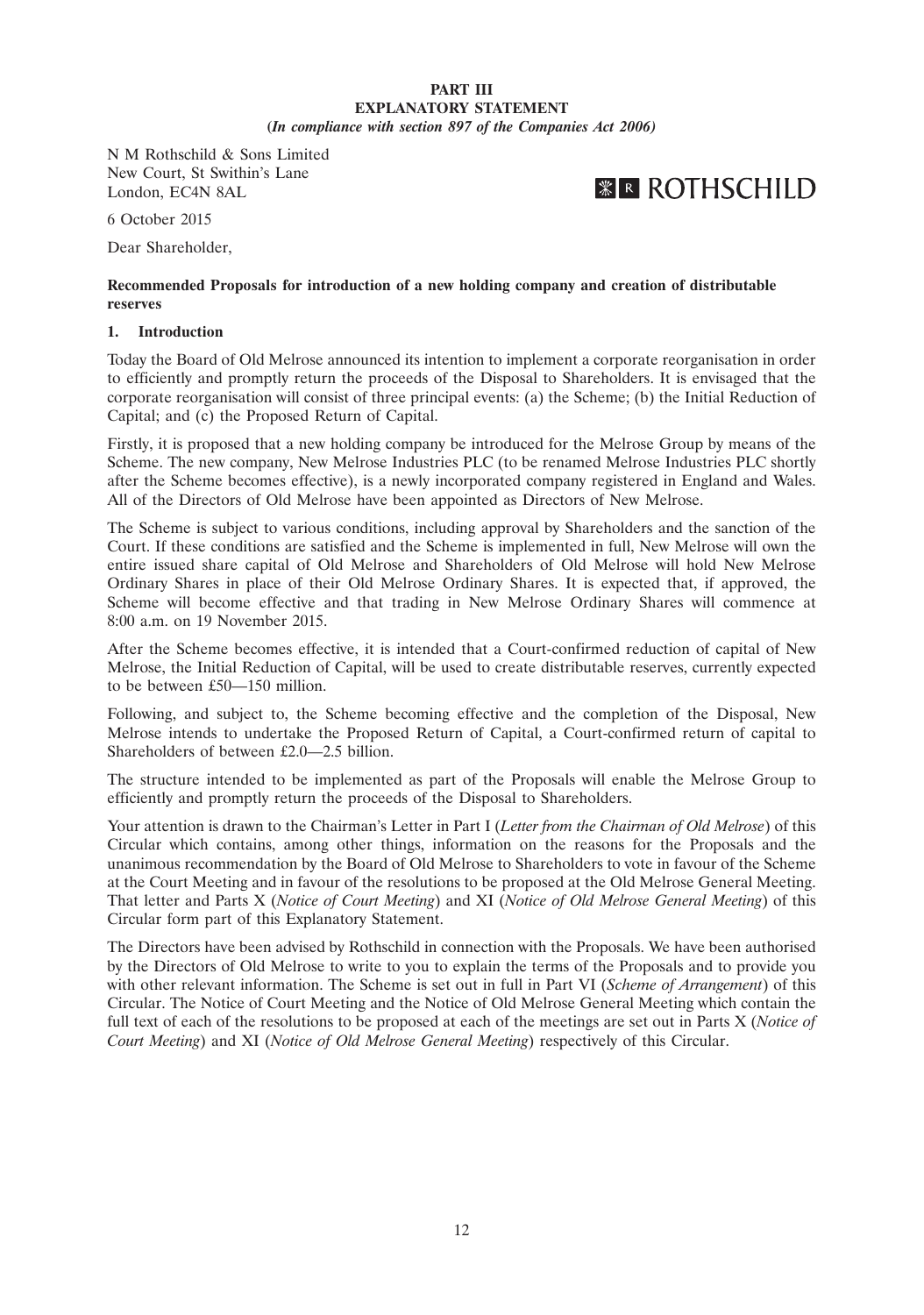**PART III**
**EXPLANATORY STATEMENT**
***(In compliance with section 897 of the Companies Act 2006)***

N M Rothschild & Sons Limited
New Court, St Swithin's Lane
London, EC4N 8AL

ROTHSCHILD

6 October 2015

Dear Shareholder,

**Recommended Proposals for introduction of a new holding company and creation of distributable reserves**

**1. Introduction**

Today the Board of Old Melrose announced its intention to implement a corporate reorganisation in order to efficiently and promptly return the proceeds of the Disposal to Shareholders. It is envisaged that the corporate reorganisation will consist of three principal events: (a) the Scheme; (b) the Initial Reduction of Capital; and (c) the Proposed Return of Capital.

Firstly, it is proposed that a new holding company be introduced for the Melrose Group by means of the Scheme. The new company, New Melrose Industries PLC (to be renamed Melrose Industries PLC shortly after the Scheme becomes effective), is a newly incorporated company registered in England and Wales. All of the Directors of Old Melrose have been appointed as Directors of New Melrose.

The Scheme is subject to various conditions, including approval by Shareholders and the sanction of the Court. If these conditions are satisfied and the Scheme is implemented in full, New Melrose will own the entire issued share capital of Old Melrose and Shareholders of Old Melrose will hold New Melrose Ordinary Shares in place of their Old Melrose Ordinary Shares. It is expected that, if approved, the Scheme will become effective and that trading in New Melrose Ordinary Shares will commence at 8:00 a.m. on 19 November 2015.

After the Scheme becomes effective, it is intended that a Court-confirmed reduction of capital of New Melrose, the Initial Reduction of Capital, will be used to create distributable reserves, currently expected to be between £50—150 million.

Following, and subject to, the Scheme becoming effective and the completion of the Disposal, New Melrose intends to undertake the Proposed Return of Capital, a Court-confirmed return of capital to Shareholders of between £2.0—2.5 billion.

The structure intended to be implemented as part of the Proposals will enable the Melrose Group to efficiently and promptly return the proceeds of the Disposal to Shareholders.

Your attention is drawn to the Chairman's Letter in Part I (*Letter from the Chairman of Old Melrose*) of this Circular which contains, among other things, information on the reasons for the Proposals and the unanimous recommendation by the Board of Old Melrose to Shareholders to vote in favour of the Scheme at the Court Meeting and in favour of the resolutions to be proposed at the Old Melrose General Meeting. That letter and Parts X (*Notice of Court Meeting*) and XI (*Notice of Old Melrose General Meeting*) of this Circular form part of this Explanatory Statement.

The Directors have been advised by Rothschild in connection with the Proposals. We have been authorised by the Directors of Old Melrose to write to you to explain the terms of the Proposals and to provide you with other relevant information. The Scheme is set out in full in Part VI (*Scheme of Arrangement*) of this Circular. The Notice of Court Meeting and the Notice of Old Melrose General Meeting which contain the full text of each of the resolutions to be proposed at each of the meetings are set out in Parts X (*Notice of Court Meeting*) and XI (*Notice of Old Melrose General Meeting*) respectively of this Circular.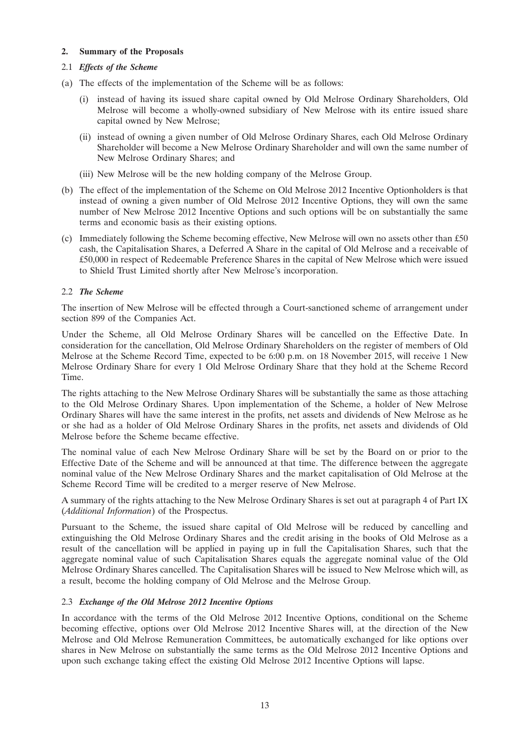## 2. Summary of the Proposals

### 2.1 *Effects of the Scheme*

(a) The effects of the implementation of the Scheme will be as follows:

   (i) instead of having its issued share capital owned by Old Melrose Ordinary Shareholders, Old Melrose will become a wholly-owned subsidiary of New Melrose with its entire issued share capital owned by New Melrose;

   (ii) instead of owning a given number of Old Melrose Ordinary Shares, each Old Melrose Ordinary Shareholder will become a New Melrose Ordinary Shareholder and will own the same number of New Melrose Ordinary Shares; and

   (iii) New Melrose will be the new holding company of the Melrose Group.

(b) The effect of the implementation of the Scheme on Old Melrose 2012 Incentive Optionholders is that instead of owning a given number of Old Melrose 2012 Incentive Options, they will own the same number of New Melrose 2012 Incentive Options and such options will be on substantially the same terms and economic basis as their existing options.

(c) Immediately following the Scheme becoming effective, New Melrose will own no assets other than £50 cash, the Capitalisation Shares, a Deferred A Share in the capital of Old Melrose and a receivable of £50,000 in respect of Redeemable Preference Shares in the capital of New Melrose which were issued to Shield Trust Limited shortly after New Melrose's incorporation.

### 2.2 *The Scheme*

The insertion of New Melrose will be effected through a Court-sanctioned scheme of arrangement under section 899 of the Companies Act.

Under the Scheme, all Old Melrose Ordinary Shares will be cancelled on the Effective Date. In consideration for the cancellation, Old Melrose Ordinary Shareholders on the register of members of Old Melrose at the Scheme Record Time, expected to be 6:00 p.m. on 18 November 2015, will receive 1 New Melrose Ordinary Share for every 1 Old Melrose Ordinary Share that they hold at the Scheme Record Time.

The rights attaching to the New Melrose Ordinary Shares will be substantially the same as those attaching to the Old Melrose Ordinary Shares. Upon implementation of the Scheme, a holder of New Melrose Ordinary Shares will have the same interest in the profits, net assets and dividends of New Melrose as he or she had as a holder of Old Melrose Ordinary Shares in the profits, net assets and dividends of Old Melrose before the Scheme became effective.

The nominal value of each New Melrose Ordinary Share will be set by the Board on or prior to the Effective Date of the Scheme and will be announced at that time. The difference between the aggregate nominal value of the New Melrose Ordinary Shares and the market capitalisation of Old Melrose at the Scheme Record Time will be credited to a merger reserve of New Melrose.

A summary of the rights attaching to the New Melrose Ordinary Shares is set out at paragraph 4 of Part IX (*Additional Information*) of the Prospectus.

Pursuant to the Scheme, the issued share capital of Old Melrose will be reduced by cancelling and extinguishing the Old Melrose Ordinary Shares and the credit arising in the books of Old Melrose as a result of the cancellation will be applied in paying up in full the Capitalisation Shares, such that the aggregate nominal value of such Capitalisation Shares equals the aggregate nominal value of the Old Melrose Ordinary Shares cancelled. The Capitalisation Shares will be issued to New Melrose which will, as a result, become the holding company of Old Melrose and the Melrose Group.

### 2.3 *Exchange of the Old Melrose 2012 Incentive Options*

In accordance with the terms of the Old Melrose 2012 Incentive Options, conditional on the Scheme becoming effective, options over Old Melrose 2012 Incentive Shares will, at the direction of the New Melrose and Old Melrose Remuneration Committees, be automatically exchanged for like options over shares in New Melrose on substantially the same terms as the Old Melrose 2012 Incentive Options and upon such exchange taking effect the existing Old Melrose 2012 Incentive Options will lapse.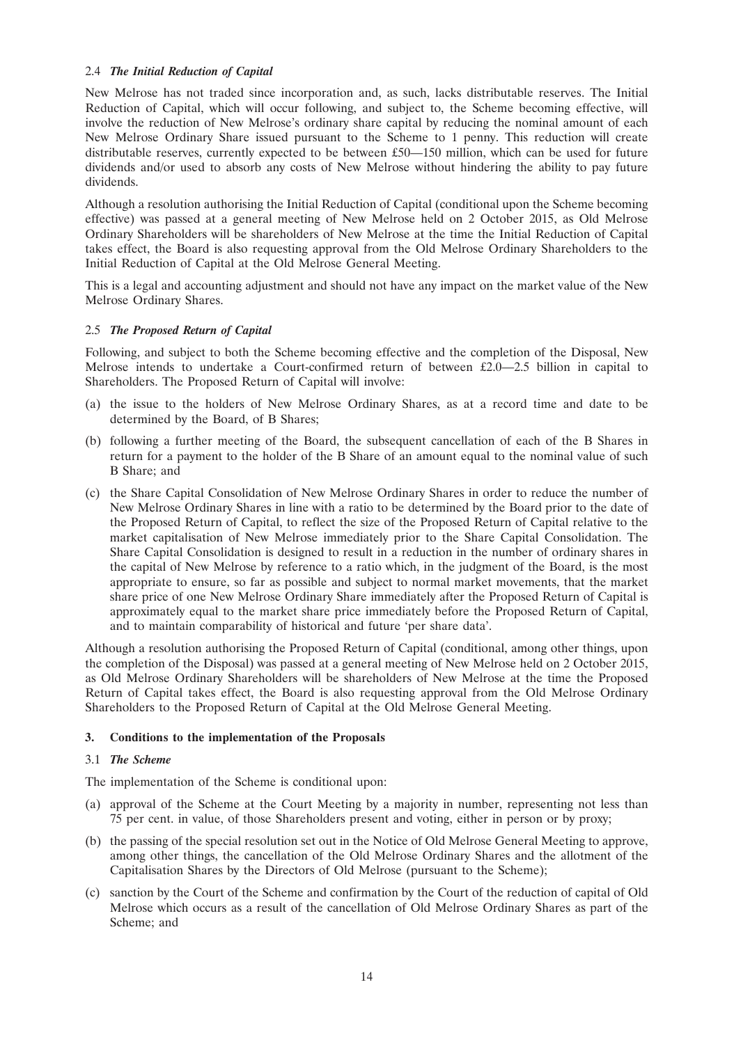### 2.4 *The Initial Reduction of Capital*

New Melrose has not traded since incorporation and, as such, lacks distributable reserves. The Initial Reduction of Capital, which will occur following, and subject to, the Scheme becoming effective, will involve the reduction of New Melrose's ordinary share capital by reducing the nominal amount of each New Melrose Ordinary Share issued pursuant to the Scheme to 1 penny. This reduction will create distributable reserves, currently expected to be between £50—150 million, which can be used for future dividends and/or used to absorb any costs of New Melrose without hindering the ability to pay future dividends.

Although a resolution authorising the Initial Reduction of Capital (conditional upon the Scheme becoming effective) was passed at a general meeting of New Melrose held on 2 October 2015, as Old Melrose Ordinary Shareholders will be shareholders of New Melrose at the time the Initial Reduction of Capital takes effect, the Board is also requesting approval from the Old Melrose Ordinary Shareholders to the Initial Reduction of Capital at the Old Melrose General Meeting.

This is a legal and accounting adjustment and should not have any impact on the market value of the New Melrose Ordinary Shares.

### 2.5 *The Proposed Return of Capital*

Following, and subject to both the Scheme becoming effective and the completion of the Disposal, New Melrose intends to undertake a Court-confirmed return of between £2.0—2.5 billion in capital to Shareholders. The Proposed Return of Capital will involve:

(a) the issue to the holders of New Melrose Ordinary Shares, as at a record time and date to be determined by the Board, of B Shares;

(b) following a further meeting of the Board, the subsequent cancellation of each of the B Shares in return for a payment to the holder of the B Share of an amount equal to the nominal value of such B Share; and

(c) the Share Capital Consolidation of New Melrose Ordinary Shares in order to reduce the number of New Melrose Ordinary Shares in line with a ratio to be determined by the Board prior to the date of the Proposed Return of Capital, to reflect the size of the Proposed Return of Capital relative to the market capitalisation of New Melrose immediately prior to the Share Capital Consolidation. The Share Capital Consolidation is designed to result in a reduction in the number of ordinary shares in the capital of New Melrose by reference to a ratio which, in the judgment of the Board, is the most appropriate to ensure, so far as possible and subject to normal market movements, that the market share price of one New Melrose Ordinary Share immediately after the Proposed Return of Capital is approximately equal to the market share price immediately before the Proposed Return of Capital, and to maintain comparability of historical and future 'per share data'.

Although a resolution authorising the Proposed Return of Capital (conditional, among other things, upon the completion of the Disposal) was passed at a general meeting of New Melrose held on 2 October 2015, as Old Melrose Ordinary Shareholders will be shareholders of New Melrose at the time the Proposed Return of Capital takes effect, the Board is also requesting approval from the Old Melrose Ordinary Shareholders to the Proposed Return of Capital at the Old Melrose General Meeting.

## 3. Conditions to the implementation of the Proposals

### 3.1 *The Scheme*

The implementation of the Scheme is conditional upon:

(a) approval of the Scheme at the Court Meeting by a majority in number, representing not less than 75 per cent. in value, of those Shareholders present and voting, either in person or by proxy;

(b) the passing of the special resolution set out in the Notice of Old Melrose General Meeting to approve, among other things, the cancellation of the Old Melrose Ordinary Shares and the allotment of the Capitalisation Shares by the Directors of Old Melrose (pursuant to the Scheme);

(c) sanction by the Court of the Scheme and confirmation by the Court of the reduction of capital of Old Melrose which occurs as a result of the cancellation of Old Melrose Ordinary Shares as part of the Scheme; and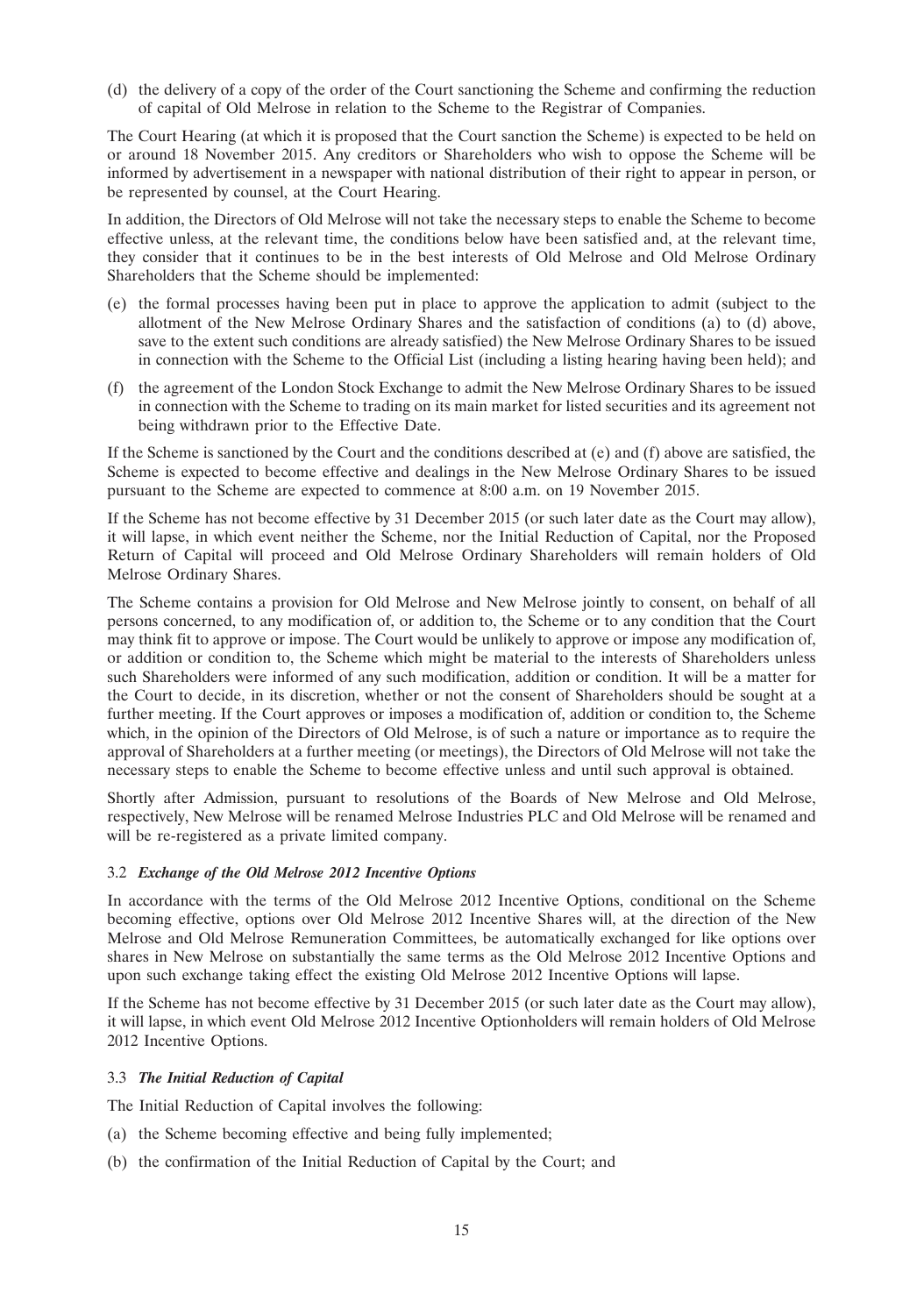(d) the delivery of a copy of the order of the Court sanctioning the Scheme and confirming the reduction of capital of Old Melrose in relation to the Scheme to the Registrar of Companies.

The Court Hearing (at which it is proposed that the Court sanction the Scheme) is expected to be held on or around 18 November 2015. Any creditors or Shareholders who wish to oppose the Scheme will be informed by advertisement in a newspaper with national distribution of their right to appear in person, or be represented by counsel, at the Court Hearing.

In addition, the Directors of Old Melrose will not take the necessary steps to enable the Scheme to become effective unless, at the relevant time, the conditions below have been satisfied and, at the relevant time, they consider that it continues to be in the best interests of Old Melrose and Old Melrose Ordinary Shareholders that the Scheme should be implemented:

(e) the formal processes having been put in place to approve the application to admit (subject to the allotment of the New Melrose Ordinary Shares and the satisfaction of conditions (a) to (d) above, save to the extent such conditions are already satisfied) the New Melrose Ordinary Shares to be issued in connection with the Scheme to the Official List (including a listing hearing having been held); and

(f) the agreement of the London Stock Exchange to admit the New Melrose Ordinary Shares to be issued in connection with the Scheme to trading on its main market for listed securities and its agreement not being withdrawn prior to the Effective Date.

If the Scheme is sanctioned by the Court and the conditions described at (e) and (f) above are satisfied, the Scheme is expected to become effective and dealings in the New Melrose Ordinary Shares to be issued pursuant to the Scheme are expected to commence at 8:00 a.m. on 19 November 2015.

If the Scheme has not become effective by 31 December 2015 (or such later date as the Court may allow), it will lapse, in which event neither the Scheme, nor the Initial Reduction of Capital, nor the Proposed Return of Capital will proceed and Old Melrose Ordinary Shareholders will remain holders of Old Melrose Ordinary Shares.

The Scheme contains a provision for Old Melrose and New Melrose jointly to consent, on behalf of all persons concerned, to any modification of, or addition to, the Scheme or to any condition that the Court may think fit to approve or impose. The Court would be unlikely to approve or impose any modification of, or addition or condition to, the Scheme which might be material to the interests of Shareholders unless such Shareholders were informed of any such modification, addition or condition. It will be a matter for the Court to decide, in its discretion, whether or not the consent of Shareholders should be sought at a further meeting. If the Court approves or imposes a modification of, addition or condition to, the Scheme which, in the opinion of the Directors of Old Melrose, is of such a nature or importance as to require the approval of Shareholders at a further meeting (or meetings), the Directors of Old Melrose will not take the necessary steps to enable the Scheme to become effective unless and until such approval is obtained.

Shortly after Admission, pursuant to resolutions of the Boards of New Melrose and Old Melrose, respectively, New Melrose will be renamed Melrose Industries PLC and Old Melrose will be renamed and will be re-registered as a private limited company.

### 3.2 *Exchange of the Old Melrose 2012 Incentive Options*

In accordance with the terms of the Old Melrose 2012 Incentive Options, conditional on the Scheme becoming effective, options over Old Melrose 2012 Incentive Shares will, at the direction of the New Melrose and Old Melrose Remuneration Committees, be automatically exchanged for like options over shares in New Melrose on substantially the same terms as the Old Melrose 2012 Incentive Options and upon such exchange taking effect the existing Old Melrose 2012 Incentive Options will lapse.

If the Scheme has not become effective by 31 December 2015 (or such later date as the Court may allow), it will lapse, in which event Old Melrose 2012 Incentive Optionholders will remain holders of Old Melrose 2012 Incentive Options.

### 3.3 *The Initial Reduction of Capital*

The Initial Reduction of Capital involves the following:

(a) the Scheme becoming effective and being fully implemented;

(b) the confirmation of the Initial Reduction of Capital by the Court; and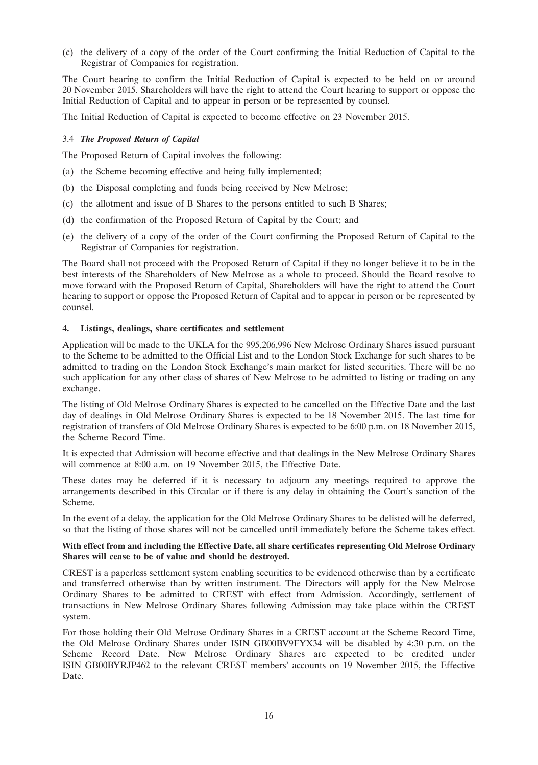(c) the delivery of a copy of the order of the Court confirming the Initial Reduction of Capital to the Registrar of Companies for registration.

The Court hearing to confirm the Initial Reduction of Capital is expected to be held on or around 20 November 2015. Shareholders will have the right to attend the Court hearing to support or oppose the Initial Reduction of Capital and to appear in person or be represented by counsel.

The Initial Reduction of Capital is expected to become effective on 23 November 2015.

### 3.4 *The Proposed Return of Capital*

The Proposed Return of Capital involves the following:

(a) the Scheme becoming effective and being fully implemented;

(b) the Disposal completing and funds being received by New Melrose;

(c) the allotment and issue of B Shares to the persons entitled to such B Shares;

(d) the confirmation of the Proposed Return of Capital by the Court; and

(e) the delivery of a copy of the order of the Court confirming the Proposed Return of Capital to the Registrar of Companies for registration.

The Board shall not proceed with the Proposed Return of Capital if they no longer believe it to be in the best interests of the Shareholders of New Melrose as a whole to proceed. Should the Board resolve to move forward with the Proposed Return of Capital, Shareholders will have the right to attend the Court hearing to support or oppose the Proposed Return of Capital and to appear in person or be represented by counsel.

## 4. Listings, dealings, share certificates and settlement

Application will be made to the UKLA for the 995,206,996 New Melrose Ordinary Shares issued pursuant to the Scheme to be admitted to the Official List and to the London Stock Exchange for such shares to be admitted to trading on the London Stock Exchange's main market for listed securities. There will be no such application for any other class of shares of New Melrose to be admitted to listing or trading on any exchange.

The listing of Old Melrose Ordinary Shares is expected to be cancelled on the Effective Date and the last day of dealings in Old Melrose Ordinary Shares is expected to be 18 November 2015. The last time for registration of transfers of Old Melrose Ordinary Shares is expected to be 6:00 p.m. on 18 November 2015, the Scheme Record Time.

It is expected that Admission will become effective and that dealings in the New Melrose Ordinary Shares will commence at 8:00 a.m. on 19 November 2015, the Effective Date.

These dates may be deferred if it is necessary to adjourn any meetings required to approve the arrangements described in this Circular or if there is any delay in obtaining the Court's sanction of the Scheme.

In the event of a delay, the application for the Old Melrose Ordinary Shares to be delisted will be deferred, so that the listing of those shares will not be cancelled until immediately before the Scheme takes effect.

**With effect from and including the Effective Date, all share certificates representing Old Melrose Ordinary Shares will cease to be of value and should be destroyed.**

CREST is a paperless settlement system enabling securities to be evidenced otherwise than by a certificate and transferred otherwise than by written instrument. The Directors will apply for the New Melrose Ordinary Shares to be admitted to CREST with effect from Admission. Accordingly, settlement of transactions in New Melrose Ordinary Shares following Admission may take place within the CREST system.

For those holding their Old Melrose Ordinary Shares in a CREST account at the Scheme Record Time, the Old Melrose Ordinary Shares under ISIN GB00BV9FYX34 will be disabled by 4:30 p.m. on the Scheme Record Date. New Melrose Ordinary Shares are expected to be credited under ISIN GB00BYRJP462 to the relevant CREST members' accounts on 19 November 2015, the Effective Date.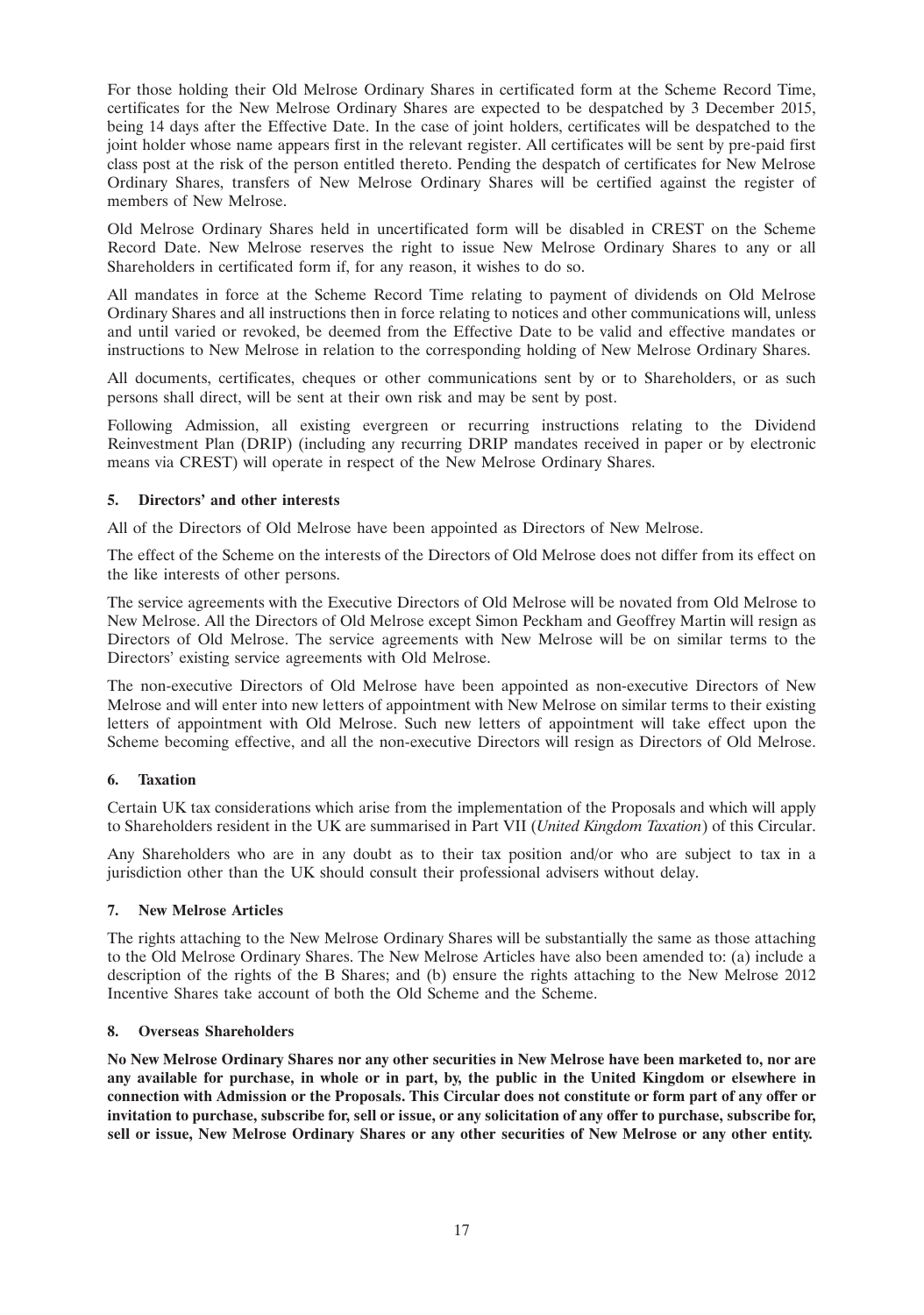For those holding their Old Melrose Ordinary Shares in certificated form at the Scheme Record Time, certificates for the New Melrose Ordinary Shares are expected to be despatched by 3 December 2015, being 14 days after the Effective Date. In the case of joint holders, certificates will be despatched to the joint holder whose name appears first in the relevant register. All certificates will be sent by pre-paid first class post at the risk of the person entitled thereto. Pending the despatch of certificates for New Melrose Ordinary Shares, transfers of New Melrose Ordinary Shares will be certified against the register of members of New Melrose.

Old Melrose Ordinary Shares held in uncertificated form will be disabled in CREST on the Scheme Record Date. New Melrose reserves the right to issue New Melrose Ordinary Shares to any or all Shareholders in certificated form if, for any reason, it wishes to do so.

All mandates in force at the Scheme Record Time relating to payment of dividends on Old Melrose Ordinary Shares and all instructions then in force relating to notices and other communications will, unless and until varied or revoked, be deemed from the Effective Date to be valid and effective mandates or instructions to New Melrose in relation to the corresponding holding of New Melrose Ordinary Shares.

All documents, certificates, cheques or other communications sent by or to Shareholders, or as such persons shall direct, will be sent at their own risk and may be sent by post.

Following Admission, all existing evergreen or recurring instructions relating to the Dividend Reinvestment Plan (DRIP) (including any recurring DRIP mandates received in paper or by electronic means via CREST) will operate in respect of the New Melrose Ordinary Shares.

## 5. Directors' and other interests

All of the Directors of Old Melrose have been appointed as Directors of New Melrose.

The effect of the Scheme on the interests of the Directors of Old Melrose does not differ from its effect on the like interests of other persons.

The service agreements with the Executive Directors of Old Melrose will be novated from Old Melrose to New Melrose. All the Directors of Old Melrose except Simon Peckham and Geoffrey Martin will resign as Directors of Old Melrose. The service agreements with New Melrose will be on similar terms to the Directors' existing service agreements with Old Melrose.

The non-executive Directors of Old Melrose have been appointed as non-executive Directors of New Melrose and will enter into new letters of appointment with New Melrose on similar terms to their existing letters of appointment with Old Melrose. Such new letters of appointment will take effect upon the Scheme becoming effective, and all the non-executive Directors will resign as Directors of Old Melrose.

## 6. Taxation

Certain UK tax considerations which arise from the implementation of the Proposals and which will apply to Shareholders resident in the UK are summarised in Part VII (*United Kingdom Taxation*) of this Circular.

Any Shareholders who are in any doubt as to their tax position and/or who are subject to tax in a jurisdiction other than the UK should consult their professional advisers without delay.

## 7. New Melrose Articles

The rights attaching to the New Melrose Ordinary Shares will be substantially the same as those attaching to the Old Melrose Ordinary Shares. The New Melrose Articles have also been amended to: (a) include a description of the rights of the B Shares; and (b) ensure the rights attaching to the New Melrose 2012 Incentive Shares take account of both the Old Scheme and the Scheme.

## 8. Overseas Shareholders

**No New Melrose Ordinary Shares nor any other securities in New Melrose have been marketed to, nor are any available for purchase, in whole or in part, by, the public in the United Kingdom or elsewhere in connection with Admission or the Proposals. This Circular does not constitute or form part of any offer or invitation to purchase, subscribe for, sell or issue, or any solicitation of any offer to purchase, subscribe for, sell or issue, New Melrose Ordinary Shares or any other securities of New Melrose or any other entity.**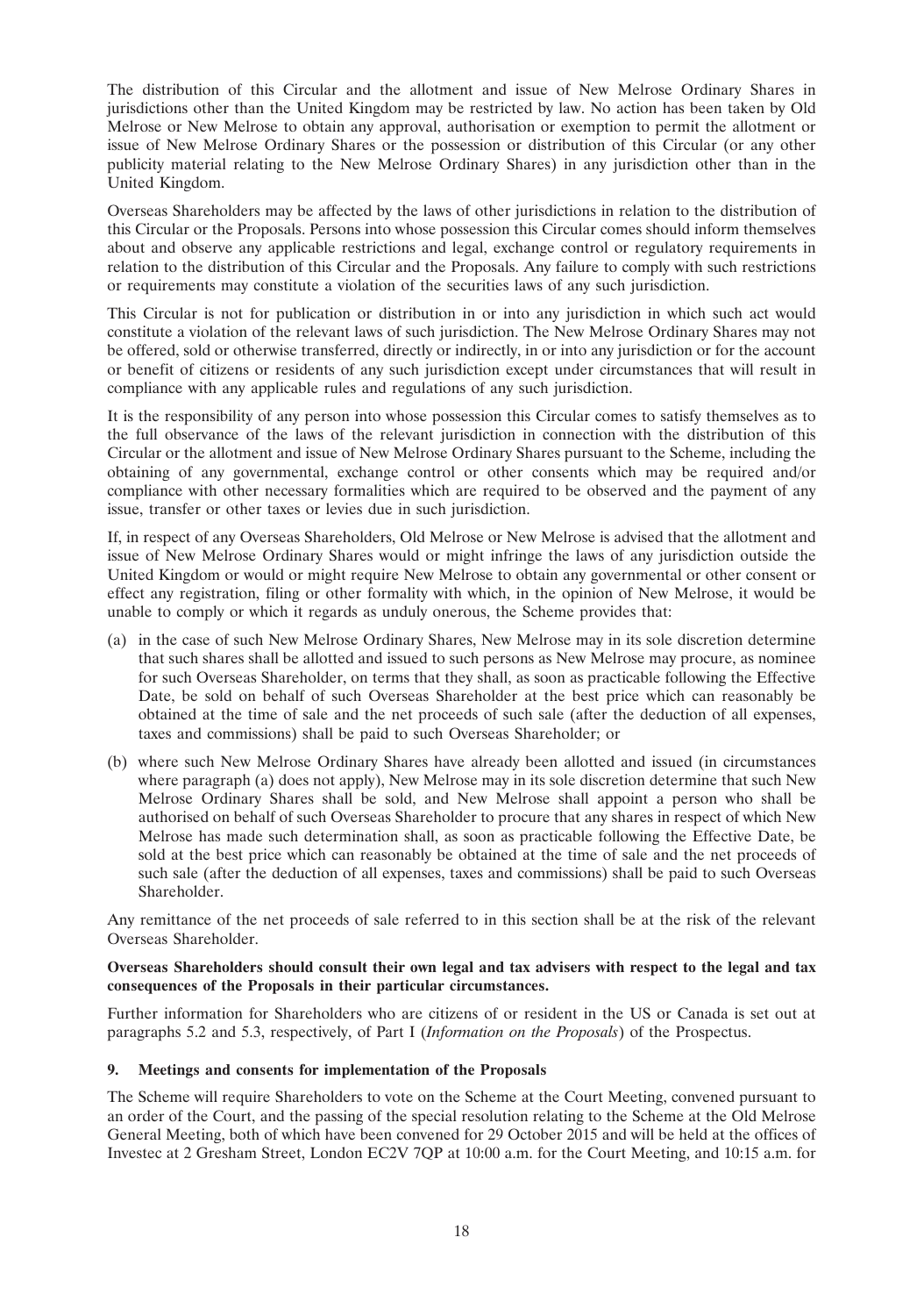The distribution of this Circular and the allotment and issue of New Melrose Ordinary Shares in jurisdictions other than the United Kingdom may be restricted by law. No action has been taken by Old Melrose or New Melrose to obtain any approval, authorisation or exemption to permit the allotment or issue of New Melrose Ordinary Shares or the possession or distribution of this Circular (or any other publicity material relating to the New Melrose Ordinary Shares) in any jurisdiction other than in the United Kingdom.

Overseas Shareholders may be affected by the laws of other jurisdictions in relation to the distribution of this Circular or the Proposals. Persons into whose possession this Circular comes should inform themselves about and observe any applicable restrictions and legal, exchange control or regulatory requirements in relation to the distribution of this Circular and the Proposals. Any failure to comply with such restrictions or requirements may constitute a violation of the securities laws of any such jurisdiction.

This Circular is not for publication or distribution in or into any jurisdiction in which such act would constitute a violation of the relevant laws of such jurisdiction. The New Melrose Ordinary Shares may not be offered, sold or otherwise transferred, directly or indirectly, in or into any jurisdiction or for the account or benefit of citizens or residents of any such jurisdiction except under circumstances that will result in compliance with any applicable rules and regulations of any such jurisdiction.

It is the responsibility of any person into whose possession this Circular comes to satisfy themselves as to the full observance of the laws of the relevant jurisdiction in connection with the distribution of this Circular or the allotment and issue of New Melrose Ordinary Shares pursuant to the Scheme, including the obtaining of any governmental, exchange control or other consents which may be required and/or compliance with other necessary formalities which are required to be observed and the payment of any issue, transfer or other taxes or levies due in such jurisdiction.

If, in respect of any Overseas Shareholders, Old Melrose or New Melrose is advised that the allotment and issue of New Melrose Ordinary Shares would or might infringe the laws of any jurisdiction outside the United Kingdom or would or might require New Melrose to obtain any governmental or other consent or effect any registration, filing or other formality with which, in the opinion of New Melrose, it would be unable to comply or which it regards as unduly onerous, the Scheme provides that:

(a) in the case of such New Melrose Ordinary Shares, New Melrose may in its sole discretion determine that such shares shall be allotted and issued to such persons as New Melrose may procure, as nominee for such Overseas Shareholder, on terms that they shall, as soon as practicable following the Effective Date, be sold on behalf of such Overseas Shareholder at the best price which can reasonably be obtained at the time of sale and the net proceeds of such sale (after the deduction of all expenses, taxes and commissions) shall be paid to such Overseas Shareholder; or

(b) where such New Melrose Ordinary Shares have already been allotted and issued (in circumstances where paragraph (a) does not apply), New Melrose may in its sole discretion determine that such New Melrose Ordinary Shares shall be sold, and New Melrose shall appoint a person who shall be authorised on behalf of such Overseas Shareholder to procure that any shares in respect of which New Melrose has made such determination shall, as soon as practicable following the Effective Date, be sold at the best price which can reasonably be obtained at the time of sale and the net proceeds of such sale (after the deduction of all expenses, taxes and commissions) shall be paid to such Overseas Shareholder.

Any remittance of the net proceeds of sale referred to in this section shall be at the risk of the relevant Overseas Shareholder.

**Overseas Shareholders should consult their own legal and tax advisers with respect to the legal and tax consequences of the Proposals in their particular circumstances.**

Further information for Shareholders who are citizens of or resident in the US or Canada is set out at paragraphs 5.2 and 5.3, respectively, of Part I (*Information on the Proposals*) of the Prospectus.

## 9. Meetings and consents for implementation of the Proposals

The Scheme will require Shareholders to vote on the Scheme at the Court Meeting, convened pursuant to an order of the Court, and the passing of the special resolution relating to the Scheme at the Old Melrose General Meeting, both of which have been convened for 29 October 2015 and will be held at the offices of Investec at 2 Gresham Street, London EC2V 7QP at 10:00 a.m. for the Court Meeting, and 10:15 a.m. for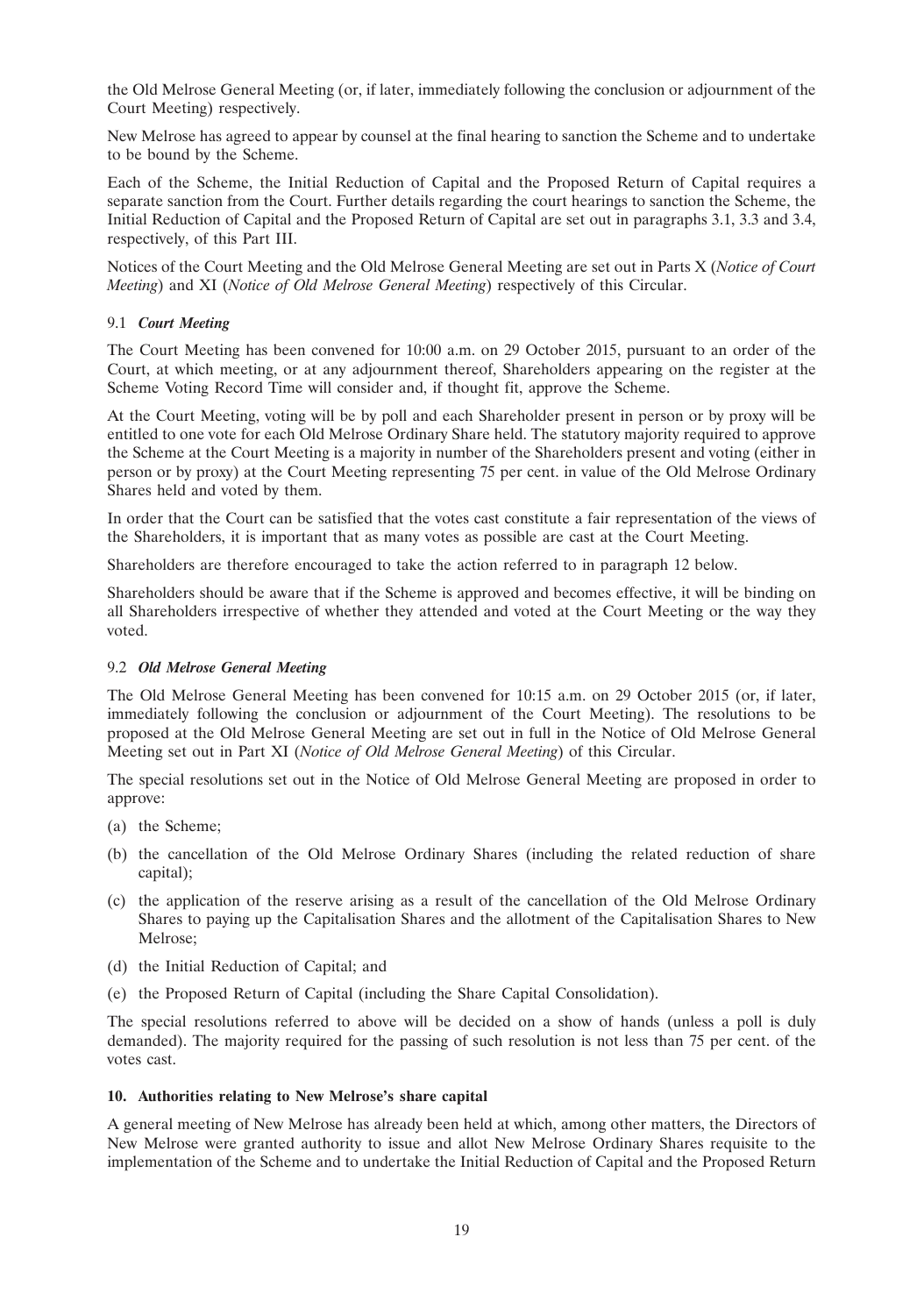the Old Melrose General Meeting (or, if later, immediately following the conclusion or adjournment of the Court Meeting) respectively.

New Melrose has agreed to appear by counsel at the final hearing to sanction the Scheme and to undertake to be bound by the Scheme.

Each of the Scheme, the Initial Reduction of Capital and the Proposed Return of Capital requires a separate sanction from the Court. Further details regarding the court hearings to sanction the Scheme, the Initial Reduction of Capital and the Proposed Return of Capital are set out in paragraphs 3.1, 3.3 and 3.4, respectively, of this Part III.

Notices of the Court Meeting and the Old Melrose General Meeting are set out in Parts X (*Notice of Court Meeting*) and XI (*Notice of Old Melrose General Meeting*) respectively of this Circular.

### 9.1 *Court Meeting*

The Court Meeting has been convened for 10:00 a.m. on 29 October 2015, pursuant to an order of the Court, at which meeting, or at any adjournment thereof, Shareholders appearing on the register at the Scheme Voting Record Time will consider and, if thought fit, approve the Scheme.

At the Court Meeting, voting will be by poll and each Shareholder present in person or by proxy will be entitled to one vote for each Old Melrose Ordinary Share held. The statutory majority required to approve the Scheme at the Court Meeting is a majority in number of the Shareholders present and voting (either in person or by proxy) at the Court Meeting representing 75 per cent. in value of the Old Melrose Ordinary Shares held and voted by them.

In order that the Court can be satisfied that the votes cast constitute a fair representation of the views of the Shareholders, it is important that as many votes as possible are cast at the Court Meeting.

Shareholders are therefore encouraged to take the action referred to in paragraph 12 below.

Shareholders should be aware that if the Scheme is approved and becomes effective, it will be binding on all Shareholders irrespective of whether they attended and voted at the Court Meeting or the way they voted.

### 9.2 *Old Melrose General Meeting*

The Old Melrose General Meeting has been convened for 10:15 a.m. on 29 October 2015 (or, if later, immediately following the conclusion or adjournment of the Court Meeting). The resolutions to be proposed at the Old Melrose General Meeting are set out in full in the Notice of Old Melrose General Meeting set out in Part XI (*Notice of Old Melrose General Meeting*) of this Circular.

The special resolutions set out in the Notice of Old Melrose General Meeting are proposed in order to approve:

(a) the Scheme;

(b) the cancellation of the Old Melrose Ordinary Shares (including the related reduction of share capital);

(c) the application of the reserve arising as a result of the cancellation of the Old Melrose Ordinary Shares to paying up the Capitalisation Shares and the allotment of the Capitalisation Shares to New Melrose;

(d) the Initial Reduction of Capital; and

(e) the Proposed Return of Capital (including the Share Capital Consolidation).

The special resolutions referred to above will be decided on a show of hands (unless a poll is duly demanded). The majority required for the passing of such resolution is not less than 75 per cent. of the votes cast.

## 10. Authorities relating to New Melrose's share capital

A general meeting of New Melrose has already been held at which, among other matters, the Directors of New Melrose were granted authority to issue and allot New Melrose Ordinary Shares requisite to the implementation of the Scheme and to undertake the Initial Reduction of Capital and the Proposed Return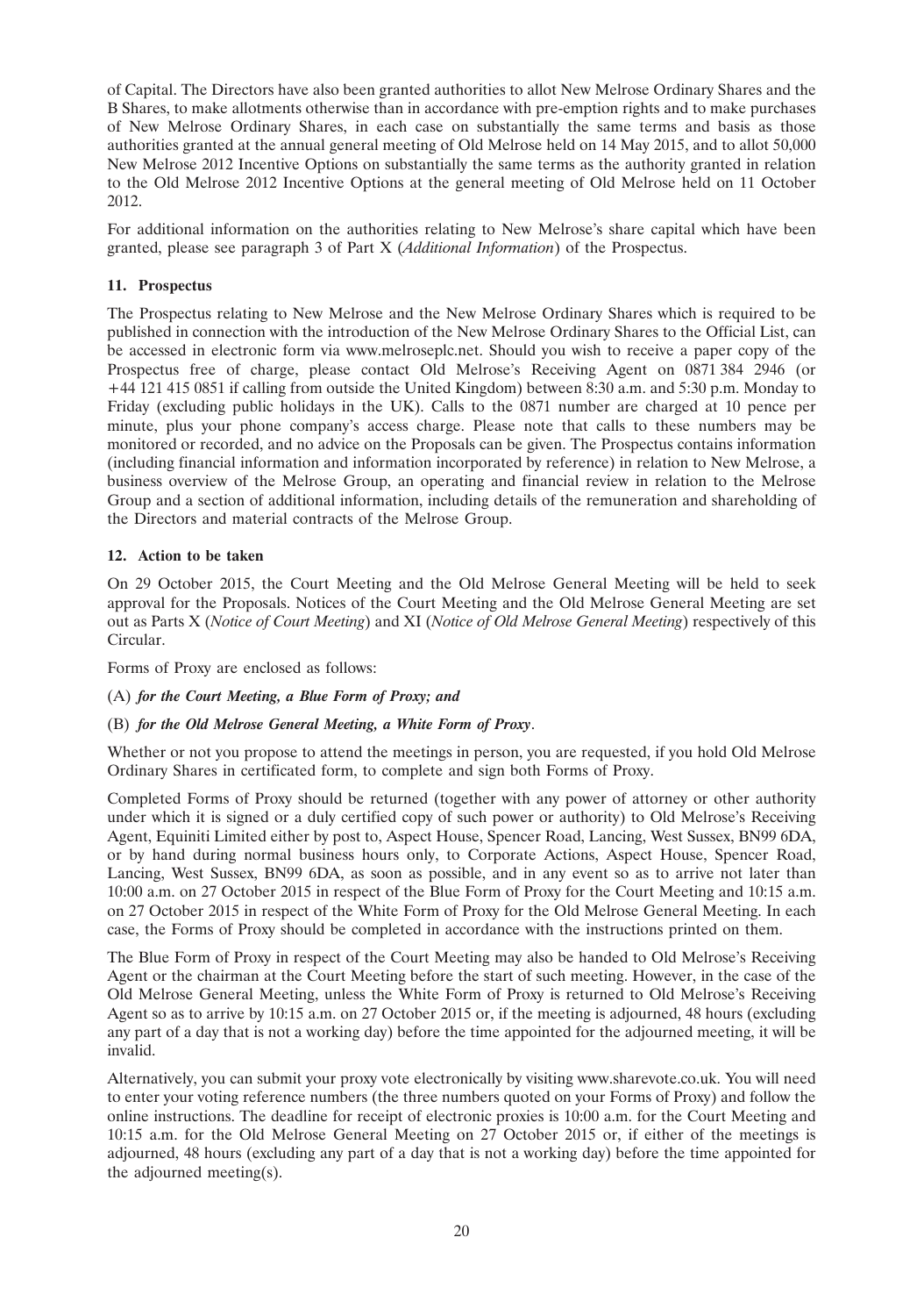of Capital. The Directors have also been granted authorities to allot New Melrose Ordinary Shares and the B Shares, to make allotments otherwise than in accordance with pre-emption rights and to make purchases of New Melrose Ordinary Shares, in each case on substantially the same terms and basis as those authorities granted at the annual general meeting of Old Melrose held on 14 May 2015, and to allot 50,000 New Melrose 2012 Incentive Options on substantially the same terms as the authority granted in relation to the Old Melrose 2012 Incentive Options at the general meeting of Old Melrose held on 11 October 2012.

For additional information on the authorities relating to New Melrose's share capital which have been granted, please see paragraph 3 of Part X (*Additional Information*) of the Prospectus.

### 11. Prospectus

The Prospectus relating to New Melrose and the New Melrose Ordinary Shares which is required to be published in connection with the introduction of the New Melrose Ordinary Shares to the Official List, can be accessed in electronic form via www.melroseplc.net. Should you wish to receive a paper copy of the Prospectus free of charge, please contact Old Melrose's Receiving Agent on 0871 384 2946 (or +44 121 415 0851 if calling from outside the United Kingdom) between 8:30 a.m. and 5:30 p.m. Monday to Friday (excluding public holidays in the UK). Calls to the 0871 number are charged at 10 pence per minute, plus your phone company's access charge. Please note that calls to these numbers may be monitored or recorded, and no advice on the Proposals can be given. The Prospectus contains information (including financial information and information incorporated by reference) in relation to New Melrose, a business overview of the Melrose Group, an operating and financial review in relation to the Melrose Group and a section of additional information, including details of the remuneration and shareholding of the Directors and material contracts of the Melrose Group.

### 12. Action to be taken

On 29 October 2015, the Court Meeting and the Old Melrose General Meeting will be held to seek approval for the Proposals. Notices of the Court Meeting and the Old Melrose General Meeting are set out as Parts X (*Notice of Court Meeting*) and XI (*Notice of Old Melrose General Meeting*) respectively of this Circular.

Forms of Proxy are enclosed as follows:

(A) ***for the Court Meeting, a Blue Form of Proxy; and***

(B) ***for the Old Melrose General Meeting, a White Form of Proxy***.

Whether or not you propose to attend the meetings in person, you are requested, if you hold Old Melrose Ordinary Shares in certificated form, to complete and sign both Forms of Proxy.

Completed Forms of Proxy should be returned (together with any power of attorney or other authority under which it is signed or a duly certified copy of such power or authority) to Old Melrose's Receiving Agent, Equiniti Limited either by post to, Aspect House, Spencer Road, Lancing, West Sussex, BN99 6DA, or by hand during normal business hours only, to Corporate Actions, Aspect House, Spencer Road, Lancing, West Sussex, BN99 6DA, as soon as possible, and in any event so as to arrive not later than 10:00 a.m. on 27 October 2015 in respect of the Blue Form of Proxy for the Court Meeting and 10:15 a.m. on 27 October 2015 in respect of the White Form of Proxy for the Old Melrose General Meeting. In each case, the Forms of Proxy should be completed in accordance with the instructions printed on them.

The Blue Form of Proxy in respect of the Court Meeting may also be handed to Old Melrose's Receiving Agent or the chairman at the Court Meeting before the start of such meeting. However, in the case of the Old Melrose General Meeting, unless the White Form of Proxy is returned to Old Melrose's Receiving Agent so as to arrive by 10:15 a.m. on 27 October 2015 or, if the meeting is adjourned, 48 hours (excluding any part of a day that is not a working day) before the time appointed for the adjourned meeting, it will be invalid.

Alternatively, you can submit your proxy vote electronically by visiting www.sharevote.co.uk. You will need to enter your voting reference numbers (the three numbers quoted on your Forms of Proxy) and follow the online instructions. The deadline for receipt of electronic proxies is 10:00 a.m. for the Court Meeting and 10:15 a.m. for the Old Melrose General Meeting on 27 October 2015 or, if either of the meetings is adjourned, 48 hours (excluding any part of a day that is not a working day) before the time appointed for the adjourned meeting(s).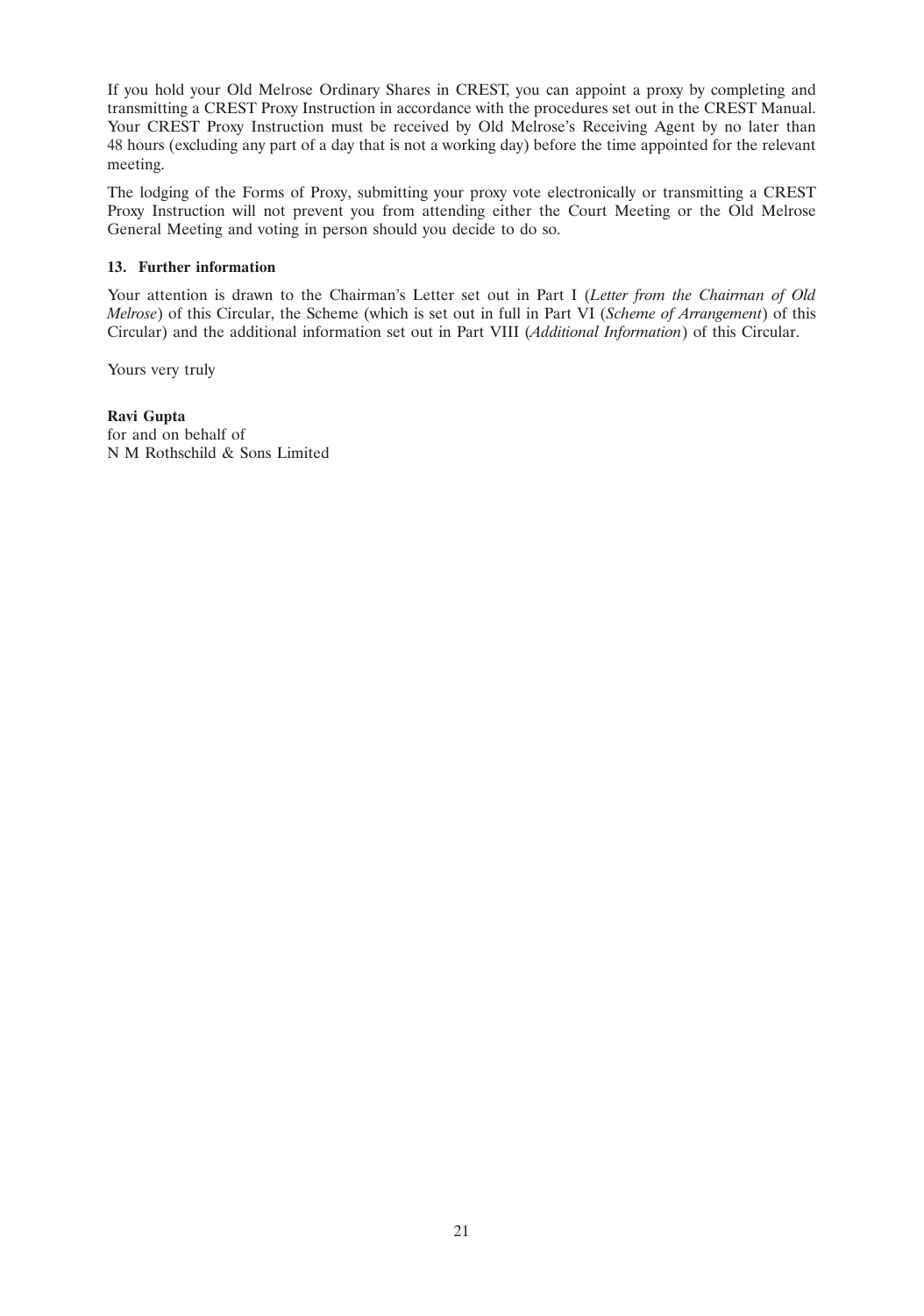If you hold your Old Melrose Ordinary Shares in CREST, you can appoint a proxy by completing and transmitting a CREST Proxy Instruction in accordance with the procedures set out in the CREST Manual. Your CREST Proxy Instruction must be received by Old Melrose's Receiving Agent by no later than 48 hours (excluding any part of a day that is not a working day) before the time appointed for the relevant meeting.

The lodging of the Forms of Proxy, submitting your proxy vote electronically or transmitting a CREST Proxy Instruction will not prevent you from attending either the Court Meeting or the Old Melrose General Meeting and voting in person should you decide to do so.

**13. Further information**

Your attention is drawn to the Chairman's Letter set out in Part I (*Letter from the Chairman of Old Melrose*) of this Circular, the Scheme (which is set out in full in Part VI (*Scheme of Arrangement*) of this Circular) and the additional information set out in Part VIII (*Additional Information*) of this Circular.

Yours very truly

**Ravi Gupta**
for and on behalf of
N M Rothschild & Sons Limited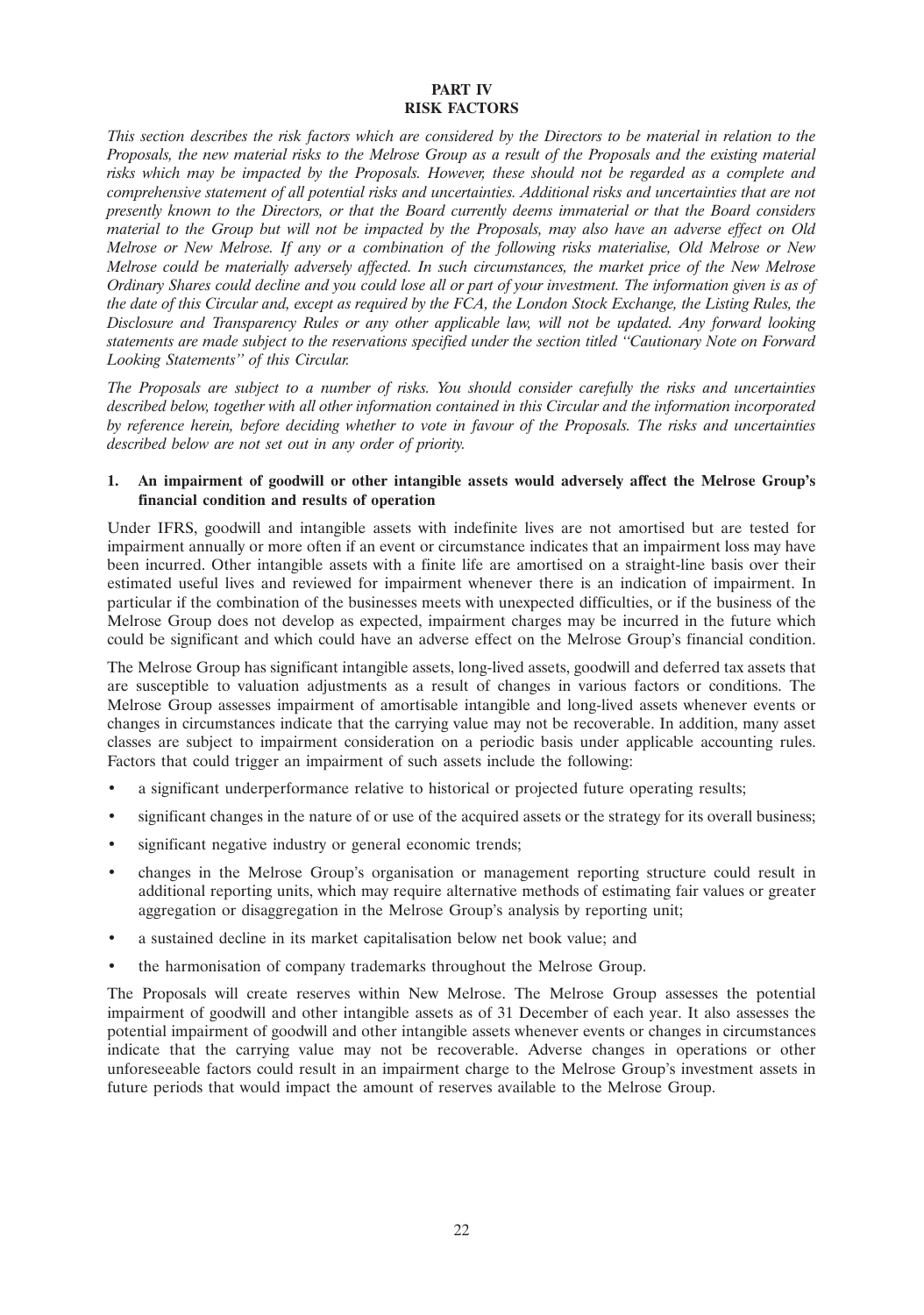# PART IV
# RISK FACTORS

*This section describes the risk factors which are considered by the Directors to be material in relation to the Proposals, the new material risks to the Melrose Group as a result of the Proposals and the existing material risks which may be impacted by the Proposals. However, these should not be regarded as a complete and comprehensive statement of all potential risks and uncertainties. Additional risks and uncertainties that are not presently known to the Directors, or that the Board currently deems immaterial or that the Board considers material to the Group but will not be impacted by the Proposals, may also have an adverse effect on Old Melrose or New Melrose. If any or a combination of the following risks materialise, Old Melrose or New Melrose could be materially adversely affected. In such circumstances, the market price of the New Melrose Ordinary Shares could decline and you could lose all or part of your investment. The information given is as of the date of this Circular and, except as required by the FCA, the London Stock Exchange, the Listing Rules, the Disclosure and Transparency Rules or any other applicable law, will not be updated. Any forward looking statements are made subject to the reservations specified under the section titled "Cautionary Note on Forward Looking Statements" of this Circular.*

*The Proposals are subject to a number of risks. You should consider carefully the risks and uncertainties described below, together with all other information contained in this Circular and the information incorporated by reference herein, before deciding whether to vote in favour of the Proposals. The risks and uncertainties described below are not set out in any order of priority.*

### 1. An impairment of goodwill or other intangible assets would adversely affect the Melrose Group's financial condition and results of operation

Under IFRS, goodwill and intangible assets with indefinite lives are not amortised but are tested for impairment annually or more often if an event or circumstance indicates that an impairment loss may have been incurred. Other intangible assets with a finite life are amortised on a straight-line basis over their estimated useful lives and reviewed for impairment whenever there is an indication of impairment. In particular if the combination of the businesses meets with unexpected difficulties, or if the business of the Melrose Group does not develop as expected, impairment charges may be incurred in the future which could be significant and which could have an adverse effect on the Melrose Group's financial condition.

The Melrose Group has significant intangible assets, long-lived assets, goodwill and deferred tax assets that are susceptible to valuation adjustments as a result of changes in various factors or conditions. The Melrose Group assesses impairment of amortisable intangible and long-lived assets whenever events or changes in circumstances indicate that the carrying value may not be recoverable. In addition, many asset classes are subject to impairment consideration on a periodic basis under applicable accounting rules. Factors that could trigger an impairment of such assets include the following:

- a significant underperformance relative to historical or projected future operating results;
- significant changes in the nature of or use of the acquired assets or the strategy for its overall business;
- significant negative industry or general economic trends;
- changes in the Melrose Group's organisation or management reporting structure could result in additional reporting units, which may require alternative methods of estimating fair values or greater aggregation or disaggregation in the Melrose Group's analysis by reporting unit;
- a sustained decline in its market capitalisation below net book value; and
- the harmonisation of company trademarks throughout the Melrose Group.

The Proposals will create reserves within New Melrose. The Melrose Group assesses the potential impairment of goodwill and other intangible assets as of 31 December of each year. It also assesses the potential impairment of goodwill and other intangible assets whenever events or changes in circumstances indicate that the carrying value may not be recoverable. Adverse changes in operations or other unforeseeable factors could result in an impairment charge to the Melrose Group's investment assets in future periods that would impact the amount of reserves available to the Melrose Group.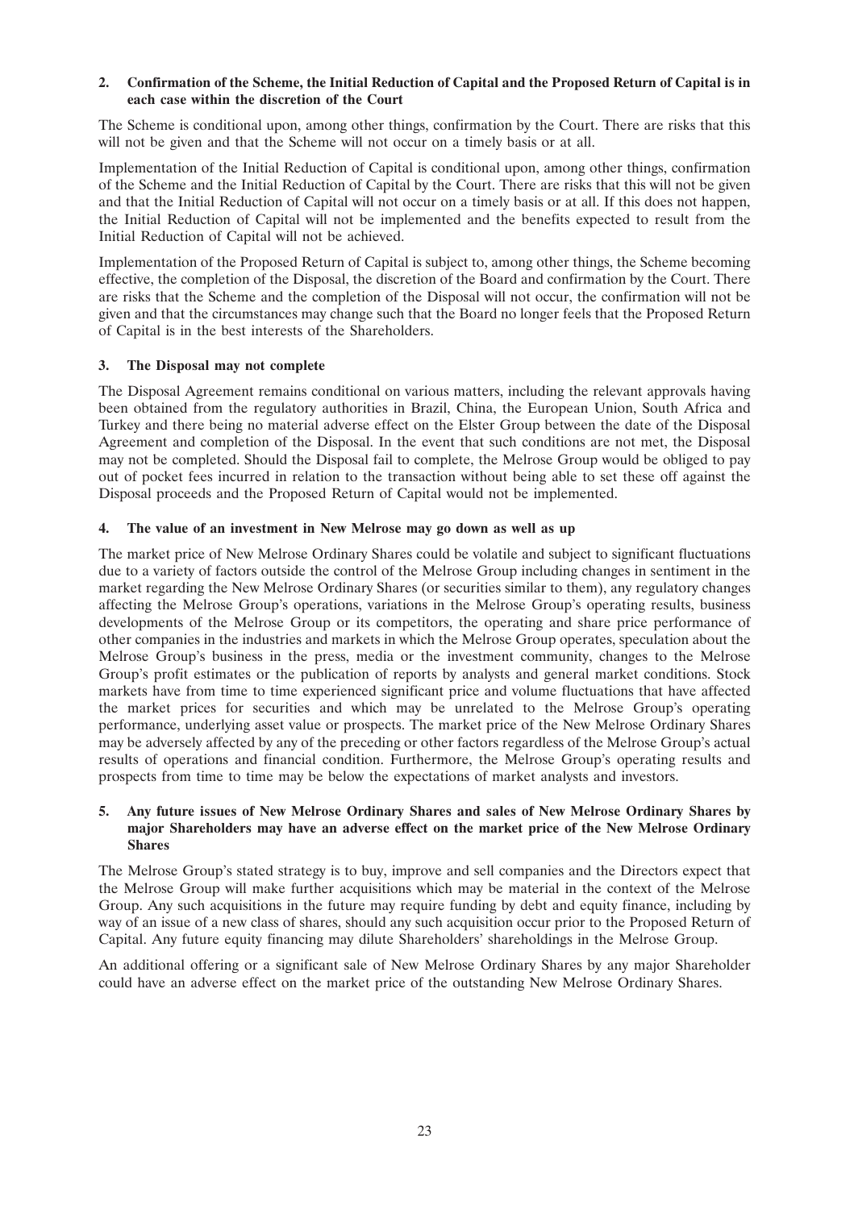## 2. Confirmation of the Scheme, the Initial Reduction of Capital and the Proposed Return of Capital is in each case within the discretion of the Court

The Scheme is conditional upon, among other things, confirmation by the Court. There are risks that this will not be given and that the Scheme will not occur on a timely basis or at all.

Implementation of the Initial Reduction of Capital is conditional upon, among other things, confirmation of the Scheme and the Initial Reduction of Capital by the Court. There are risks that this will not be given and that the Initial Reduction of Capital will not occur on a timely basis or at all. If this does not happen, the Initial Reduction of Capital will not be implemented and the benefits expected to result from the Initial Reduction of Capital will not be achieved.

Implementation of the Proposed Return of Capital is subject to, among other things, the Scheme becoming effective, the completion of the Disposal, the discretion of the Board and confirmation by the Court. There are risks that the Scheme and the completion of the Disposal will not occur, the confirmation will not be given and that the circumstances may change such that the Board no longer feels that the Proposed Return of Capital is in the best interests of the Shareholders.

## 3. The Disposal may not complete

The Disposal Agreement remains conditional on various matters, including the relevant approvals having been obtained from the regulatory authorities in Brazil, China, the European Union, South Africa and Turkey and there being no material adverse effect on the Elster Group between the date of the Disposal Agreement and completion of the Disposal. In the event that such conditions are not met, the Disposal may not be completed. Should the Disposal fail to complete, the Melrose Group would be obliged to pay out of pocket fees incurred in relation to the transaction without being able to set these off against the Disposal proceeds and the Proposed Return of Capital would not be implemented.

## 4. The value of an investment in New Melrose may go down as well as up

The market price of New Melrose Ordinary Shares could be volatile and subject to significant fluctuations due to a variety of factors outside the control of the Melrose Group including changes in sentiment in the market regarding the New Melrose Ordinary Shares (or securities similar to them), any regulatory changes affecting the Melrose Group's operations, variations in the Melrose Group's operating results, business developments of the Melrose Group or its competitors, the operating and share price performance of other companies in the industries and markets in which the Melrose Group operates, speculation about the Melrose Group's business in the press, media or the investment community, changes to the Melrose Group's profit estimates or the publication of reports by analysts and general market conditions. Stock markets have from time to time experienced significant price and volume fluctuations that have affected the market prices for securities and which may be unrelated to the Melrose Group's operating performance, underlying asset value or prospects. The market price of the New Melrose Ordinary Shares may be adversely affected by any of the preceding or other factors regardless of the Melrose Group's actual results of operations and financial condition. Furthermore, the Melrose Group's operating results and prospects from time to time may be below the expectations of market analysts and investors.

## 5. Any future issues of New Melrose Ordinary Shares and sales of New Melrose Ordinary Shares by major Shareholders may have an adverse effect on the market price of the New Melrose Ordinary Shares

The Melrose Group's stated strategy is to buy, improve and sell companies and the Directors expect that the Melrose Group will make further acquisitions which may be material in the context of the Melrose Group. Any such acquisitions in the future may require funding by debt and equity finance, including by way of an issue of a new class of shares, should any such acquisition occur prior to the Proposed Return of Capital. Any future equity financing may dilute Shareholders' shareholdings in the Melrose Group.

An additional offering or a significant sale of New Melrose Ordinary Shares by any major Shareholder could have an adverse effect on the market price of the outstanding New Melrose Ordinary Shares.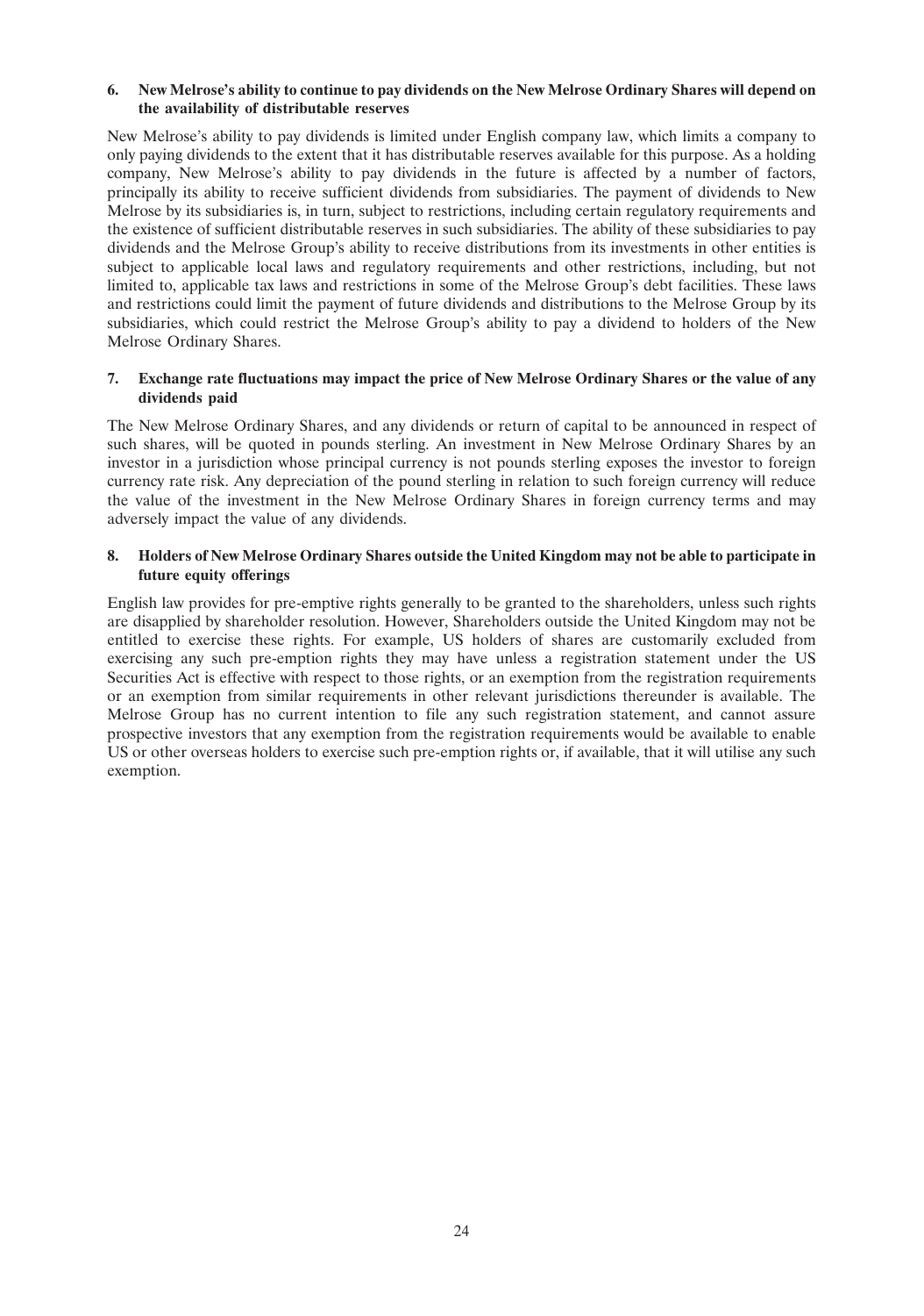**6. New Melrose's ability to continue to pay dividends on the New Melrose Ordinary Shares will depend on the availability of distributable reserves**

New Melrose's ability to pay dividends is limited under English company law, which limits a company to only paying dividends to the extent that it has distributable reserves available for this purpose. As a holding company, New Melrose's ability to pay dividends in the future is affected by a number of factors, principally its ability to receive sufficient dividends from subsidiaries. The payment of dividends to New Melrose by its subsidiaries is, in turn, subject to restrictions, including certain regulatory requirements and the existence of sufficient distributable reserves in such subsidiaries. The ability of these subsidiaries to pay dividends and the Melrose Group's ability to receive distributions from its investments in other entities is subject to applicable local laws and regulatory requirements and other restrictions, including, but not limited to, applicable tax laws and restrictions in some of the Melrose Group's debt facilities. These laws and restrictions could limit the payment of future dividends and distributions to the Melrose Group by its subsidiaries, which could restrict the Melrose Group's ability to pay a dividend to holders of the New Melrose Ordinary Shares.

**7. Exchange rate fluctuations may impact the price of New Melrose Ordinary Shares or the value of any dividends paid**

The New Melrose Ordinary Shares, and any dividends or return of capital to be announced in respect of such shares, will be quoted in pounds sterling. An investment in New Melrose Ordinary Shares by an investor in a jurisdiction whose principal currency is not pounds sterling exposes the investor to foreign currency rate risk. Any depreciation of the pound sterling in relation to such foreign currency will reduce the value of the investment in the New Melrose Ordinary Shares in foreign currency terms and may adversely impact the value of any dividends.

**8. Holders of New Melrose Ordinary Shares outside the United Kingdom may not be able to participate in future equity offerings**

English law provides for pre-emptive rights generally to be granted to the shareholders, unless such rights are disapplied by shareholder resolution. However, Shareholders outside the United Kingdom may not be entitled to exercise these rights. For example, US holders of shares are customarily excluded from exercising any such pre-emption rights they may have unless a registration statement under the US Securities Act is effective with respect to those rights, or an exemption from the registration requirements or an exemption from similar requirements in other relevant jurisdictions thereunder is available. The Melrose Group has no current intention to file any such registration statement, and cannot assure prospective investors that any exemption from the registration requirements would be available to enable US or other overseas holders to exercise such pre-emption rights or, if available, that it will utilise any such exemption.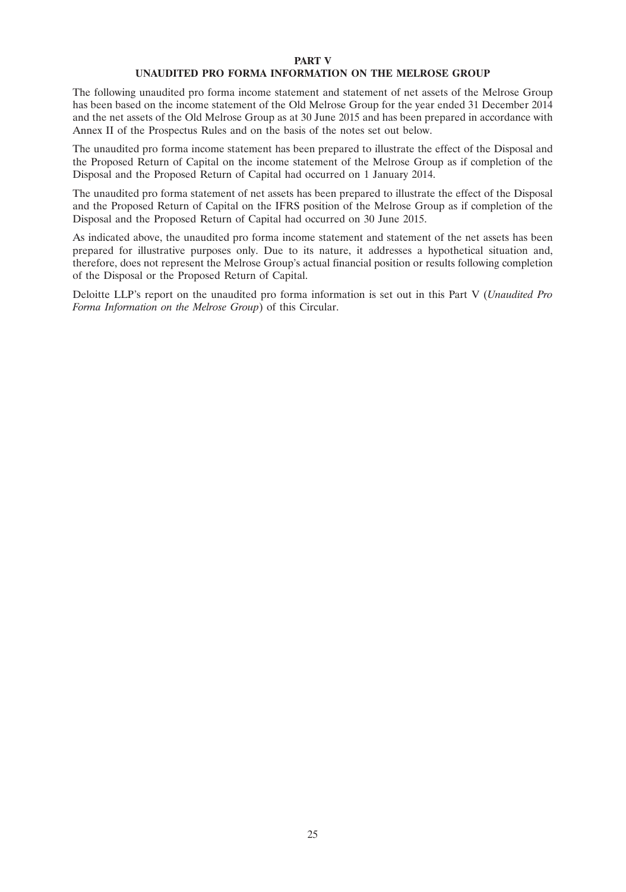# PART V

## UNAUDITED PRO FORMA INFORMATION ON THE MELROSE GROUP

The following unaudited pro forma income statement and statement of net assets of the Melrose Group has been based on the income statement of the Old Melrose Group for the year ended 31 December 2014 and the net assets of the Old Melrose Group as at 30 June 2015 and has been prepared in accordance with Annex II of the Prospectus Rules and on the basis of the notes set out below.

The unaudited pro forma income statement has been prepared to illustrate the effect of the Disposal and the Proposed Return of Capital on the income statement of the Melrose Group as if completion of the Disposal and the Proposed Return of Capital had occurred on 1 January 2014.

The unaudited pro forma statement of net assets has been prepared to illustrate the effect of the Disposal and the Proposed Return of Capital on the IFRS position of the Melrose Group as if completion of the Disposal and the Proposed Return of Capital had occurred on 30 June 2015.

As indicated above, the unaudited pro forma income statement and statement of the net assets has been prepared for illustrative purposes only. Due to its nature, it addresses a hypothetical situation and, therefore, does not represent the Melrose Group's actual financial position or results following completion of the Disposal or the Proposed Return of Capital.

Deloitte LLP's report on the unaudited pro forma information is set out in this Part V (*Unaudited Pro Forma Information on the Melrose Group*) of this Circular.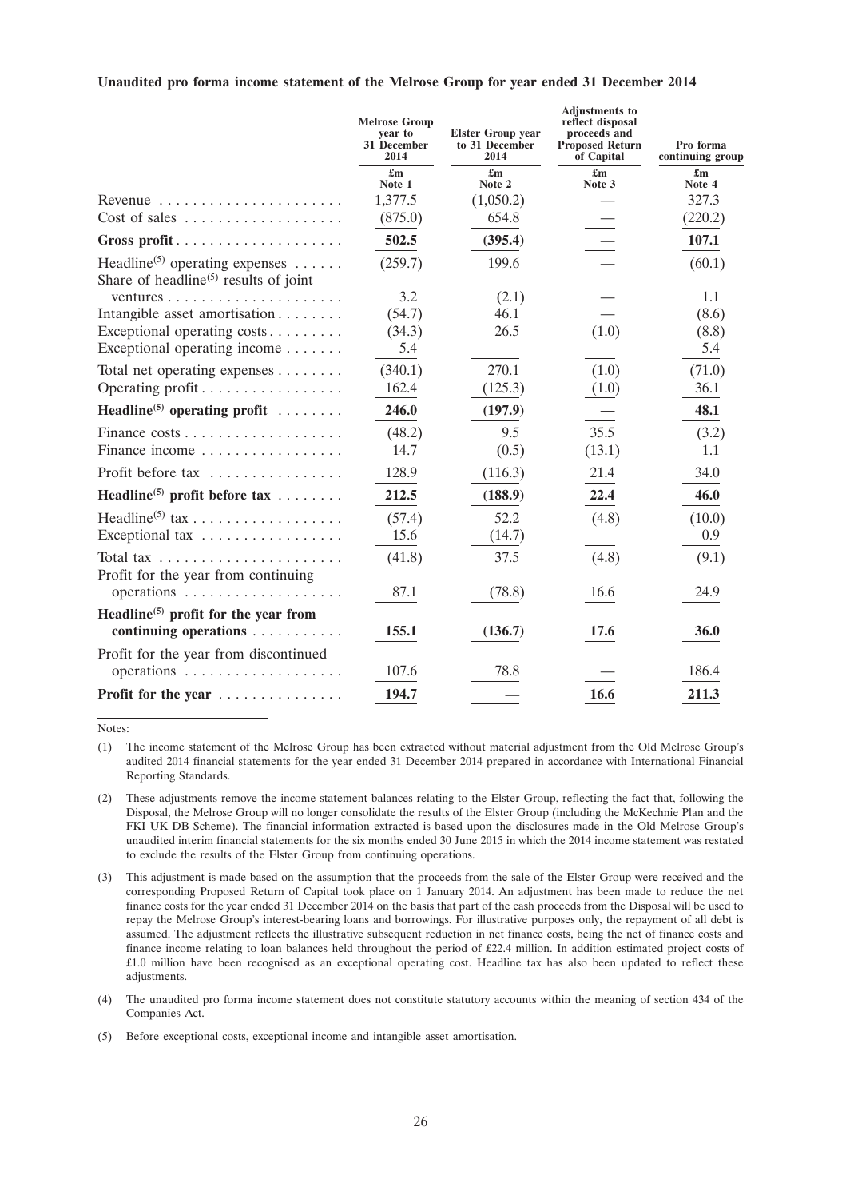**Unaudited pro forma income statement of the Melrose Group for year ended 31 December 2014**

| | Melrose Group year to 31 December 2014 | Elster Group year to 31 December 2014 | Adjustments to reflect disposal proceeds and Proposed Return of Capital | Pro forma continuing group |
|---|---|---|---|---|
| | £m<br>Note 1 | £m<br>Note 2 | £m<br>Note 3 | £m<br>Note 4 |
| Revenue | 1,377.5 | (1,050.2) | — | 327.3 |
| Cost of sales | (875.0) | 654.8 | — | (220.2) |
| **Gross profit** | **502.5** | **(395.4)** | **—** | **107.1** |
| Headline[(5)] operating expenses | (259.7) | 199.6 | — | (60.1) |
| Share of headline[(5)] results of joint ventures | 3.2 | (2.1) | — | 1.1 |
| Intangible asset amortisation | (54.7) | 46.1 | — | (8.6) |
| Exceptional operating costs | (34.3) | 26.5 | (1.0) | (8.8) |
| Exceptional operating income | 5.4 | | | 5.4 |
| Total net operating expenses | (340.1) | 270.1 | (1.0) | (71.0) |
| Operating profit | 162.4 | (125.3) | (1.0) | 36.1 |
| **Headline[(5)] operating profit** | **246.0** | **(197.9)** | **—** | **48.1** |
| Finance costs | (48.2) | 9.5 | 35.5 | (3.2) |
| Finance income | 14.7 | (0.5) | (13.1) | 1.1 |
| Profit before tax | 128.9 | (116.3) | 21.4 | 34.0 |
| **Headline[(5)] profit before tax** | **212.5** | **(188.9)** | **22.4** | **46.0** |
| Headline[(5)] tax | (57.4) | 52.2 | (4.8) | (10.0) |
| Exceptional tax | 15.6 | (14.7) | | 0.9 |
| Total tax | (41.8) | 37.5 | (4.8) | (9.1) |
| Profit for the year from continuing operations | 87.1 | (78.8) | 16.6 | 24.9 |
| **Headline[(5)] profit for the year from continuing operations** | **155.1** | **(136.7)** | **17.6** | **36.0** |
| Profit for the year from discontinued operations | 107.6 | 78.8 | — | 186.4 |
| **Profit for the year** | **194.7** | **—** | **16.6** | **211.3** |

Notes:

(1) The income statement of the Melrose Group has been extracted without material adjustment from the Old Melrose Group's audited 2014 financial statements for the year ended 31 December 2014 prepared in accordance with International Financial Reporting Standards.

(2) These adjustments remove the income statement balances relating to the Elster Group, reflecting the fact that, following the Disposal, the Melrose Group will no longer consolidate the results of the Elster Group (including the McKechnie Plan and the FKI UK DB Scheme). The financial information extracted is based upon the disclosures made in the Old Melrose Group's unaudited interim financial statements for the six months ended 30 June 2015 in which the 2014 income statement was restated to exclude the results of the Elster Group from continuing operations.

(3) This adjustment is made based on the assumption that the proceeds from the sale of the Elster Group were received and the corresponding Proposed Return of Capital took place on 1 January 2014. An adjustment has been made to reduce the net finance costs for the year ended 31 December 2014 on the basis that part of the cash proceeds from the Disposal will be used to repay the Melrose Group's interest-bearing loans and borrowings. For illustrative purposes only, the repayment of all debt is assumed. The adjustment reflects the illustrative subsequent reduction in net finance costs, being the net of finance costs and finance income relating to loan balances held throughout the period of £22.4 million. In addition estimated project costs of £1.0 million have been recognised as an exceptional operating cost. Headline tax has also been updated to reflect these adjustments.

(4) The unaudited pro forma income statement does not constitute statutory accounts within the meaning of section 434 of the Companies Act.

(5) Before exceptional costs, exceptional income and intangible asset amortisation.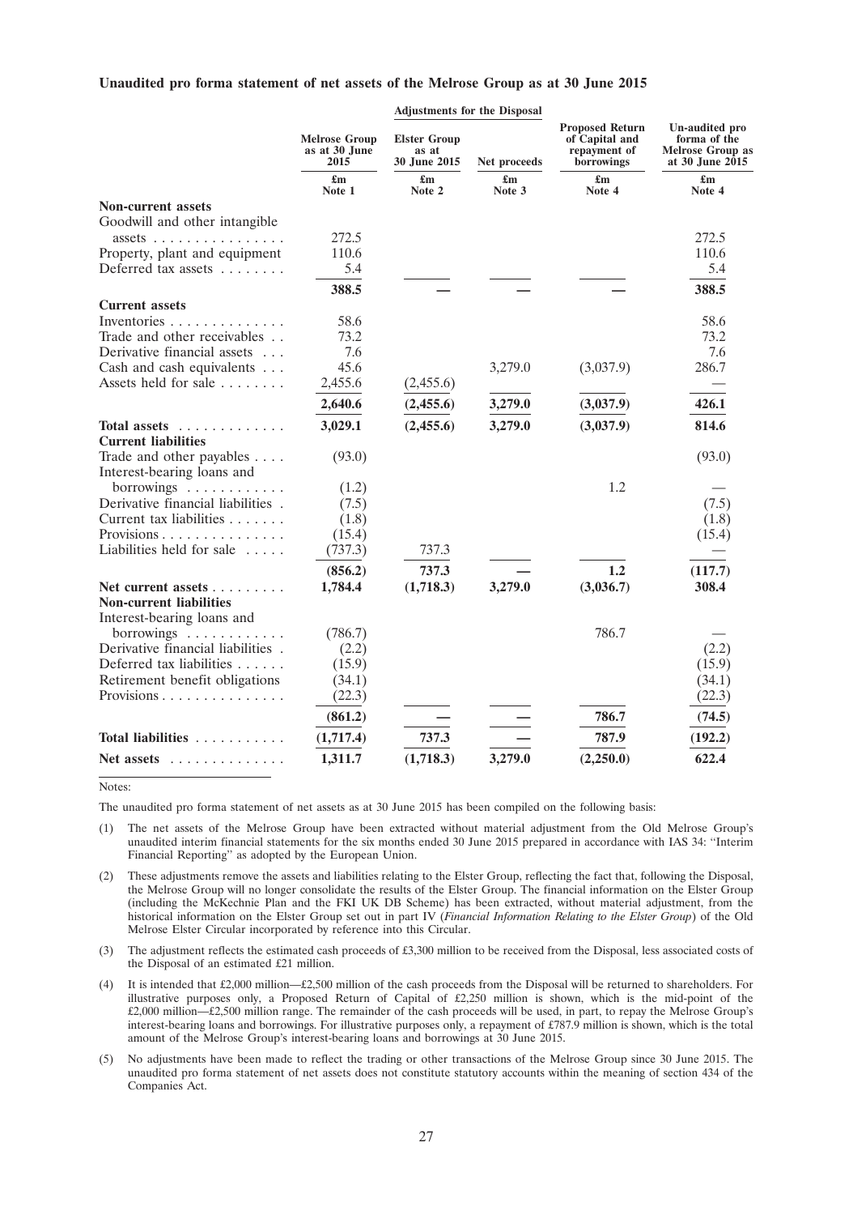**Unaudited pro forma statement of net assets of the Melrose Group as at 30 June 2015**

| | Melrose Group as at 30 June 2015 | Adjustments for the Disposal | | | Un-audited pro forma of the Melrose Group as at 30 June 2015 |
|---|---|---|---|---|---|
| | | Elster Group as at 30 June 2015 | Net proceeds | Proposed Return of Capital and repayment of borrowings | |
| | £m Note 1 | £m Note 2 | £m Note 3 | £m Note 4 | £m Note 4 |
| **Non-current assets** | | | | | |
| Goodwill and other intangible assets | 272.5 | | | | 272.5 |
| Property, plant and equipment | 110.6 | | | | 110.6 |
| Deferred tax assets | 5.4 | | | | 5.4 |
| | **388.5** | **—** | **—** | **—** | **388.5** |
| **Current assets** | | | | | |
| Inventories | 58.6 | | | | 58.6 |
| Trade and other receivables | 73.2 | | | | 73.2 |
| Derivative financial assets | 7.6 | | | | 7.6 |
| Cash and cash equivalents | 45.6 | | 3,279.0 | (3,037.9) | 286.7 |
| Assets held for sale | 2,455.6 | (2,455.6) | | | — |
| | **2,640.6** | **(2,455.6)** | **3,279.0** | **(3,037.9)** | **426.1** |
| **Total assets** | **3,029.1** | **(2,455.6)** | **3,279.0** | **(3,037.9)** | **814.6** |
| **Current liabilities** | | | | | |
| Trade and other payables | (93.0) | | | | (93.0) |
| Interest-bearing loans and borrowings | (1.2) | | | 1.2 | — |
| Derivative financial liabilities | (7.5) | | | | (7.5) |
| Current tax liabilities | (1.8) | | | | (1.8) |
| Provisions | (15.4) | | | | (15.4) |
| Liabilities held for sale | (737.3) | 737.3 | | | — |
| | **(856.2)** | **737.3** | **—** | **1.2** | **(117.7)** |
| **Net current assets** | **1,784.4** | **(1,718.3)** | **3,279.0** | **(3,036.7)** | **308.4** |
| **Non-current liabilities** | | | | | |
| Interest-bearing loans and borrowings | (786.7) | | | 786.7 | — |
| Derivative financial liabilities | (2.2) | | | | (2.2) |
| Deferred tax liabilities | (15.9) | | | | (15.9) |
| Retirement benefit obligations | (34.1) | | | | (34.1) |
| Provisions | (22.3) | | | | (22.3) |
| | **(861.2)** | **—** | **—** | **786.7** | **(74.5)** |
| **Total liabilities** | **(1,717.4)** | **737.3** | **—** | **787.9** | **(192.2)** |
| **Net assets** | **1,311.7** | **(1,718.3)** | **3,279.0** | **(2,250.0)** | **622.4** |

Notes:

The unaudited pro forma statement of net assets as at 30 June 2015 has been compiled on the following basis:

(1) The net assets of the Melrose Group have been extracted without material adjustment from the Old Melrose Group's unaudited interim financial statements for the six months ended 30 June 2015 prepared in accordance with IAS 34: "Interim Financial Reporting" as adopted by the European Union.

(2) These adjustments remove the assets and liabilities relating to the Elster Group, reflecting the fact that, following the Disposal, the Melrose Group will no longer consolidate the results of the Elster Group. The financial information on the Elster Group (including the McKechnie Plan and the FKI UK DB Scheme) has been extracted, without material adjustment, from the historical information on the Elster Group set out in part IV (*Financial Information Relating to the Elster Group*) of the Old Melrose Elster Circular incorporated by reference into this Circular.

(3) The adjustment reflects the estimated cash proceeds of £3,300 million to be received from the Disposal, less associated costs of the Disposal of an estimated £21 million.

(4) It is intended that £2,000 million—£2,500 million of the cash proceeds from the Disposal will be returned to shareholders. For illustrative purposes only, a Proposed Return of Capital of £2,250 million is shown, which is the mid-point of the £2,000 million—£2,500 million range. The remainder of the cash proceeds will be used, in part, to repay the Melrose Group's interest-bearing loans and borrowings. For illustrative purposes only, a repayment of £787.9 million is shown, which is the total amount of the Melrose Group's interest-bearing loans and borrowings at 30 June 2015.

(5) No adjustments have been made to reflect the trading or other transactions of the Melrose Group since 30 June 2015. The unaudited pro forma statement of net assets does not constitute statutory accounts within the meaning of section 434 of the Companies Act.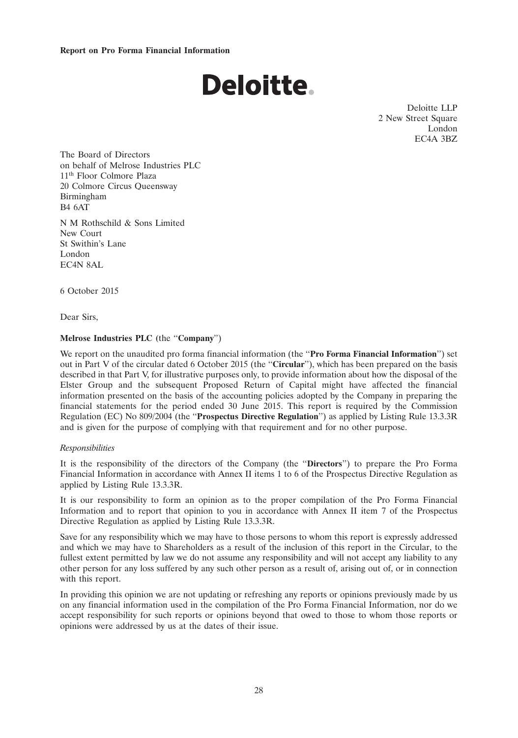**Report on Pro Forma Financial Information**

# Deloitte.

Deloitte LLP
2 New Street Square
London
EC4A 3BZ

The Board of Directors
on behalf of Melrose Industries PLC
11th Floor Colmore Plaza
20 Colmore Circus Queensway
Birmingham
B4 6AT

N M Rothschild & Sons Limited
New Court
St Swithin's Lane
London
EC4N 8AL

6 October 2015

Dear Sirs,

**Melrose Industries PLC** (the "**Company**")

We report on the unaudited pro forma financial information (the "**Pro Forma Financial Information**") set out in Part V of the circular dated 6 October 2015 (the "**Circular**"), which has been prepared on the basis described in that Part V, for illustrative purposes only, to provide information about how the disposal of the Elster Group and the subsequent Proposed Return of Capital might have affected the financial information presented on the basis of the accounting policies adopted by the Company in preparing the financial statements for the period ended 30 June 2015. This report is required by the Commission Regulation (EC) No 809/2004 (the "**Prospectus Directive Regulation**") as applied by Listing Rule 13.3.3R and is given for the purpose of complying with that requirement and for no other purpose.

*Responsibilities*

It is the responsibility of the directors of the Company (the "**Directors**") to prepare the Pro Forma Financial Information in accordance with Annex II items 1 to 6 of the Prospectus Directive Regulation as applied by Listing Rule 13.3.3R.

It is our responsibility to form an opinion as to the proper compilation of the Pro Forma Financial Information and to report that opinion to you in accordance with Annex II item 7 of the Prospectus Directive Regulation as applied by Listing Rule 13.3.3R.

Save for any responsibility which we may have to those persons to whom this report is expressly addressed and which we may have to Shareholders as a result of the inclusion of this report in the Circular, to the fullest extent permitted by law we do not assume any responsibility and will not accept any liability to any other person for any loss suffered by any such other person as a result of, arising out of, or in connection with this report.

In providing this opinion we are not updating or refreshing any reports or opinions previously made by us on any financial information used in the compilation of the Pro Forma Financial Information, nor do we accept responsibility for such reports or opinions beyond that owed to those to whom those reports or opinions were addressed by us at the dates of their issue.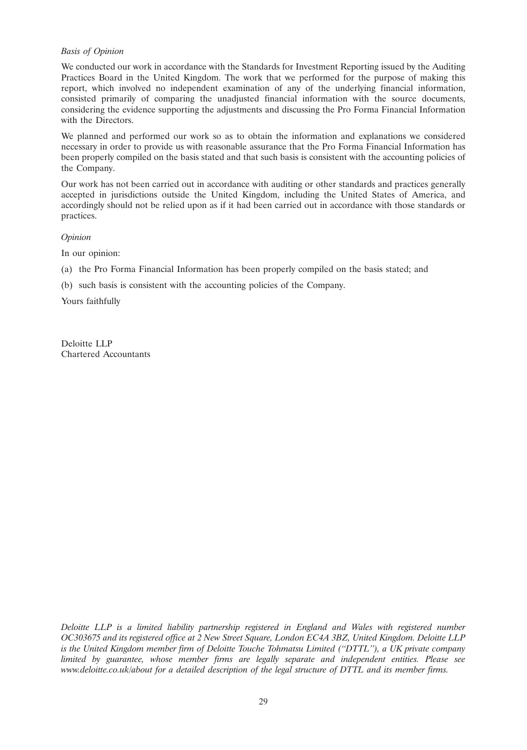*Basis of Opinion*

We conducted our work in accordance with the Standards for Investment Reporting issued by the Auditing Practices Board in the United Kingdom. The work that we performed for the purpose of making this report, which involved no independent examination of any of the underlying financial information, consisted primarily of comparing the unadjusted financial information with the source documents, considering the evidence supporting the adjustments and discussing the Pro Forma Financial Information with the Directors.

We planned and performed our work so as to obtain the information and explanations we considered necessary in order to provide us with reasonable assurance that the Pro Forma Financial Information has been properly compiled on the basis stated and that such basis is consistent with the accounting policies of the Company.

Our work has not been carried out in accordance with auditing or other standards and practices generally accepted in jurisdictions outside the United Kingdom, including the United States of America, and accordingly should not be relied upon as if it had been carried out in accordance with those standards or practices.

*Opinion*

In our opinion:

(a) the Pro Forma Financial Information has been properly compiled on the basis stated; and

(b) such basis is consistent with the accounting policies of the Company.

Yours faithfully

Deloitte LLP
Chartered Accountants

*Deloitte LLP is a limited liability partnership registered in England and Wales with registered number OC303675 and its registered office at 2 New Street Square, London EC4A 3BZ, United Kingdom. Deloitte LLP is the United Kingdom member firm of Deloitte Touche Tohmatsu Limited ("DTTL"), a UK private company limited by guarantee, whose member firms are legally separate and independent entities. Please see www.deloitte.co.uk/about for a detailed description of the legal structure of DTTL and its member firms.*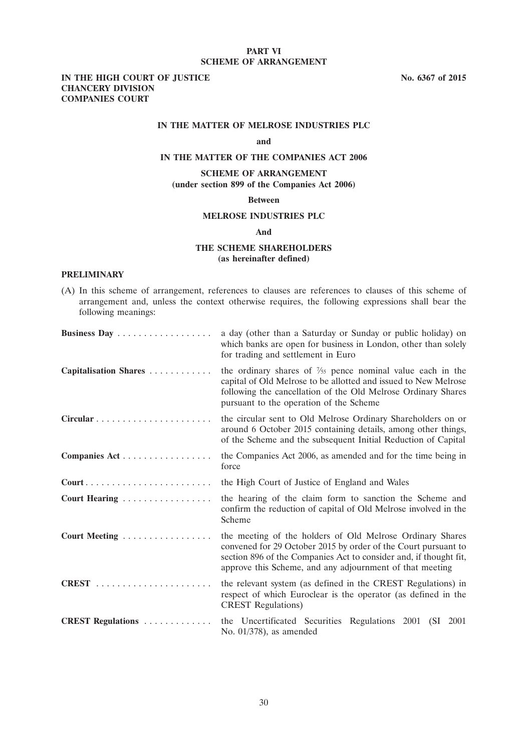## PART VI
## SCHEME OF ARRANGEMENT

**IN THE HIGH COURT OF JUSTICE**
**CHANCERY DIVISION**
**COMPANIES COURT**

**No. 6367 of 2015**

**IN THE MATTER OF MELROSE INDUSTRIES PLC**

**and**

**IN THE MATTER OF THE COMPANIES ACT 2006**

**SCHEME OF ARRANGEMENT**
**(under section 899 of the Companies Act 2006)**

**Between**

**MELROSE INDUSTRIES PLC**

**And**

**THE SCHEME SHAREHOLDERS**
**(as hereinafter defined)**

### PRELIMINARY

(A) In this scheme of arrangement, references to clauses are references to clauses of this scheme of arrangement and, unless the context otherwise requires, the following expressions shall bear the following meanings:

| | |
|---|---|
| **Business Day** | a day (other than a Saturday or Sunday or public holiday) on which banks are open for business in London, other than solely for trading and settlement in Euro |
| **Capitalisation Shares** | the ordinary shares of 7⁄55 pence nominal value each in the capital of Old Melrose to be allotted and issued to New Melrose following the cancellation of the Old Melrose Ordinary Shares pursuant to the operation of the Scheme |
| **Circular** | the circular sent to Old Melrose Ordinary Shareholders on or around 6 October 2015 containing details, among other things, of the Scheme and the subsequent Initial Reduction of Capital |
| **Companies Act** | the Companies Act 2006, as amended and for the time being in force |
| **Court** | the High Court of Justice of England and Wales |
| **Court Hearing** | the hearing of the claim form to sanction the Scheme and confirm the reduction of capital of Old Melrose involved in the Scheme |
| **Court Meeting** | the meeting of the holders of Old Melrose Ordinary Shares convened for 29 October 2015 by order of the Court pursuant to section 896 of the Companies Act to consider and, if thought fit, approve this Scheme, and any adjournment of that meeting |
| **CREST** | the relevant system (as defined in the CREST Regulations) in respect of which Euroclear is the operator (as defined in the CREST Regulations) |
| **CREST Regulations** | the Uncertificated Securities Regulations 2001 (SI 2001 No. 01/378), as amended |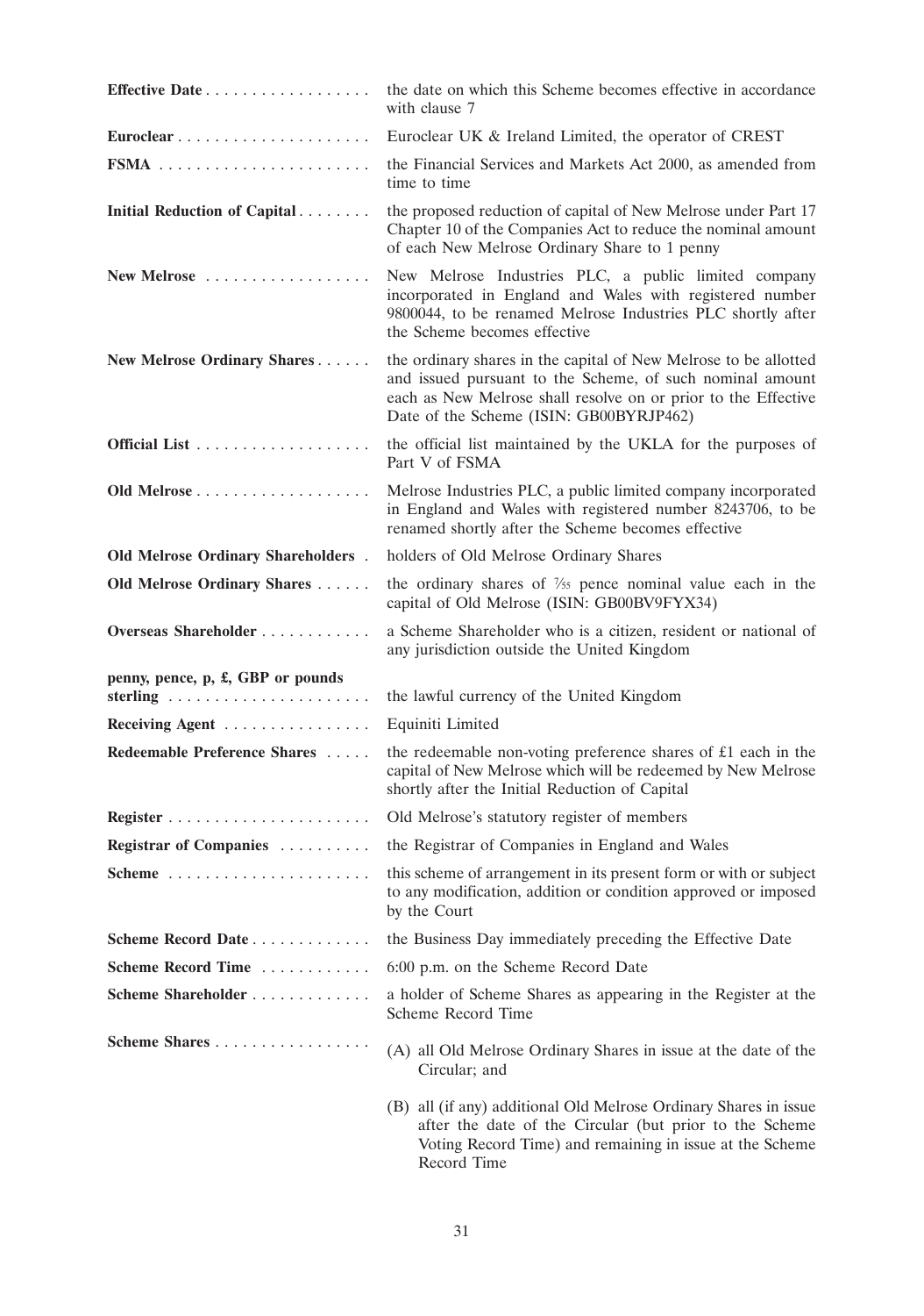| | |
|---|---|
| **Effective Date** | the date on which this Scheme becomes effective in accordance with clause 7 |
| **Euroclear** | Euroclear UK & Ireland Limited, the operator of CREST |
| **FSMA** | the Financial Services and Markets Act 2000, as amended from time to time |
| **Initial Reduction of Capital** | the proposed reduction of capital of New Melrose under Part 17 Chapter 10 of the Companies Act to reduce the nominal amount of each New Melrose Ordinary Share to 1 penny |
| **New Melrose** | New Melrose Industries PLC, a public limited company incorporated in England and Wales with registered number 9800044, to be renamed Melrose Industries PLC shortly after the Scheme becomes effective |
| **New Melrose Ordinary Shares** | the ordinary shares in the capital of New Melrose to be allotted and issued pursuant to the Scheme, of such nominal amount each as New Melrose shall resolve on or prior to the Effective Date of the Scheme (ISIN: GB00BYRJP462) |
| **Official List** | the official list maintained by the UKLA for the purposes of Part V of FSMA |
| **Old Melrose** | Melrose Industries PLC, a public limited company incorporated in England and Wales with registered number 8243706, to be renamed shortly after the Scheme becomes effective |
| **Old Melrose Ordinary Shareholders** | holders of Old Melrose Ordinary Shares |
| **Old Melrose Ordinary Shares** | the ordinary shares of $\frac{7}{55}$ pence nominal value each in the capital of Old Melrose (ISIN: GB00BV9FYX34) |
| **Overseas Shareholder** | a Scheme Shareholder who is a citizen, resident or national of any jurisdiction outside the United Kingdom |
| **penny, pence, p, £, GBP or pounds sterling** | the lawful currency of the United Kingdom |
| **Receiving Agent** | Equiniti Limited |
| **Redeemable Preference Shares** | the redeemable non-voting preference shares of £1 each in the capital of New Melrose which will be redeemed by New Melrose shortly after the Initial Reduction of Capital |
| **Register** | Old Melrose's statutory register of members |
| **Registrar of Companies** | the Registrar of Companies in England and Wales |
| **Scheme** | this scheme of arrangement in its present form or with or subject to any modification, addition or condition approved or imposed by the Court |
| **Scheme Record Date** | the Business Day immediately preceding the Effective Date |
| **Scheme Record Time** | 6:00 p.m. on the Scheme Record Date |
| **Scheme Shareholder** | a holder of Scheme Shares as appearing in the Register at the Scheme Record Time |
| **Scheme Shares** | (A) all Old Melrose Ordinary Shares in issue at the date of the Circular; and<br>(B) all (if any) additional Old Melrose Ordinary Shares in issue after the date of the Circular (but prior to the Scheme Voting Record Time) and remaining in issue at the Scheme Record Time |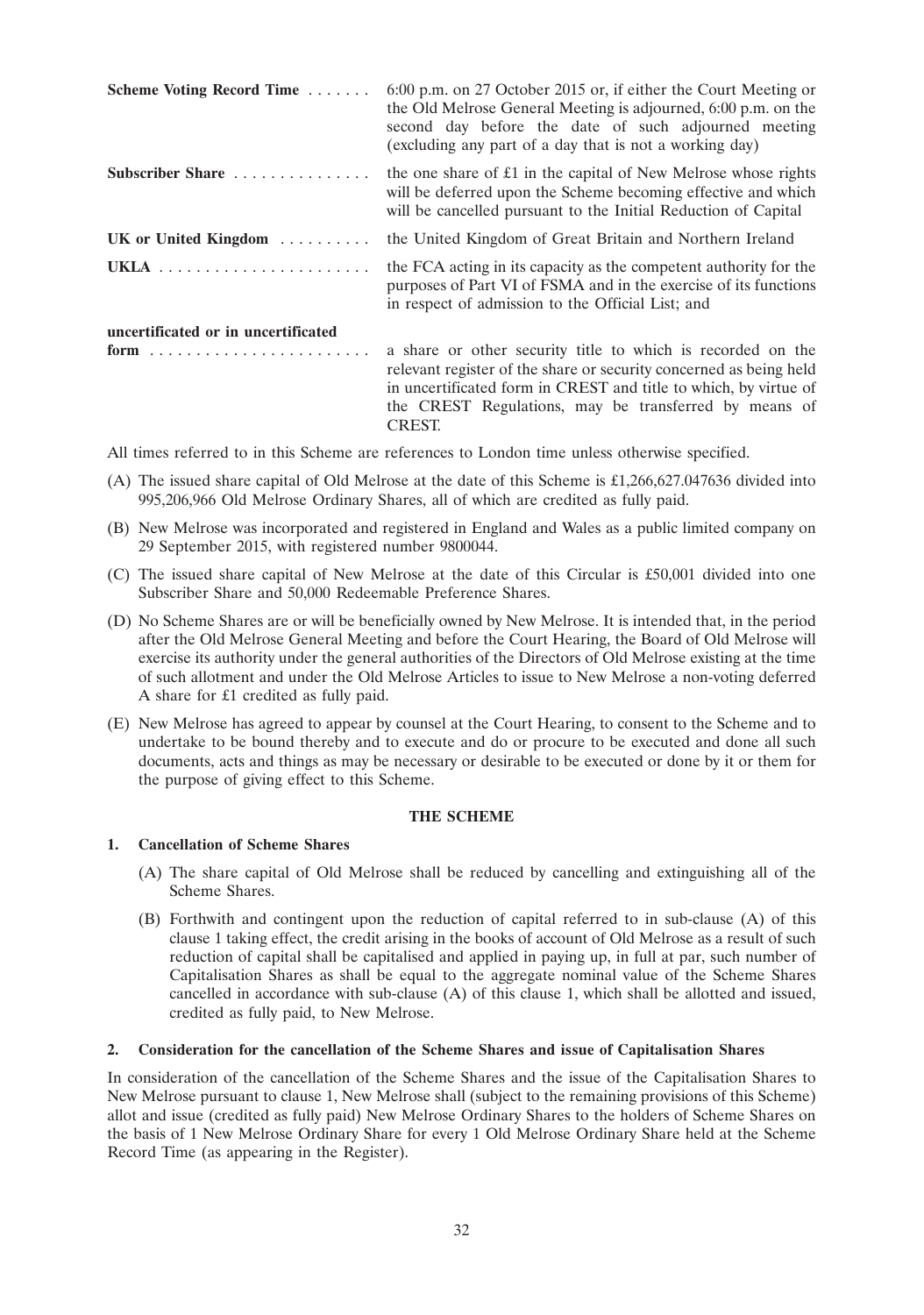| | |
|---|---|
| **Scheme Voting Record Time** | 6:00 p.m. on 27 October 2015 or, if either the Court Meeting or the Old Melrose General Meeting is adjourned, 6:00 p.m. on the second day before the date of such adjourned meeting (excluding any part of a day that is not a working day) |
| **Subscriber Share** | the one share of £1 in the capital of New Melrose whose rights will be deferred upon the Scheme becoming effective and which will be cancelled pursuant to the Initial Reduction of Capital |
| **UK or United Kingdom** | the United Kingdom of Great Britain and Northern Ireland |
| **UKLA** | the FCA acting in its capacity as the competent authority for the purposes of Part VI of FSMA and in the exercise of its functions in respect of admission to the Official List; and |
| **uncertificated or in uncertificated form** | a share or other security title to which is recorded on the relevant register of the share or security concerned as being held in uncertificated form in CREST and title to which, by virtue of the CREST Regulations, may be transferred by means of CREST. |

All times referred to in this Scheme are references to London time unless otherwise specified.

(A) The issued share capital of Old Melrose at the date of this Scheme is £1,266,627.047636 divided into 995,206,966 Old Melrose Ordinary Shares, all of which are credited as fully paid.

(B) New Melrose was incorporated and registered in England and Wales as a public limited company on 29 September 2015, with registered number 9800044.

(C) The issued share capital of New Melrose at the date of this Circular is £50,001 divided into one Subscriber Share and 50,000 Redeemable Preference Shares.

(D) No Scheme Shares are or will be beneficially owned by New Melrose. It is intended that, in the period after the Old Melrose General Meeting and before the Court Hearing, the Board of Old Melrose will exercise its authority under the general authorities of the Directors of Old Melrose existing at the time of such allotment and under the Old Melrose Articles to issue to New Melrose a non-voting deferred A share for £1 credited as fully paid.

(E) New Melrose has agreed to appear by counsel at the Court Hearing, to consent to the Scheme and to undertake to be bound thereby and to execute and do or procure to be executed and done all such documents, acts and things as may be necessary or desirable to be executed or done by it or them for the purpose of giving effect to this Scheme.

## THE SCHEME

### 1. Cancellation of Scheme Shares

(A) The share capital of Old Melrose shall be reduced by cancelling and extinguishing all of the Scheme Shares.

(B) Forthwith and contingent upon the reduction of capital referred to in sub-clause (A) of this clause 1 taking effect, the credit arising in the books of account of Old Melrose as a result of such reduction of capital shall be capitalised and applied in paying up, in full at par, such number of Capitalisation Shares as shall be equal to the aggregate nominal value of the Scheme Shares cancelled in accordance with sub-clause (A) of this clause 1, which shall be allotted and issued, credited as fully paid, to New Melrose.

### 2. Consideration for the cancellation of the Scheme Shares and issue of Capitalisation Shares

In consideration of the cancellation of the Scheme Shares and the issue of the Capitalisation Shares to New Melrose pursuant to clause 1, New Melrose shall (subject to the remaining provisions of this Scheme) allot and issue (credited as fully paid) New Melrose Ordinary Shares to the holders of Scheme Shares on the basis of 1 New Melrose Ordinary Share for every 1 Old Melrose Ordinary Share held at the Scheme Record Time (as appearing in the Register).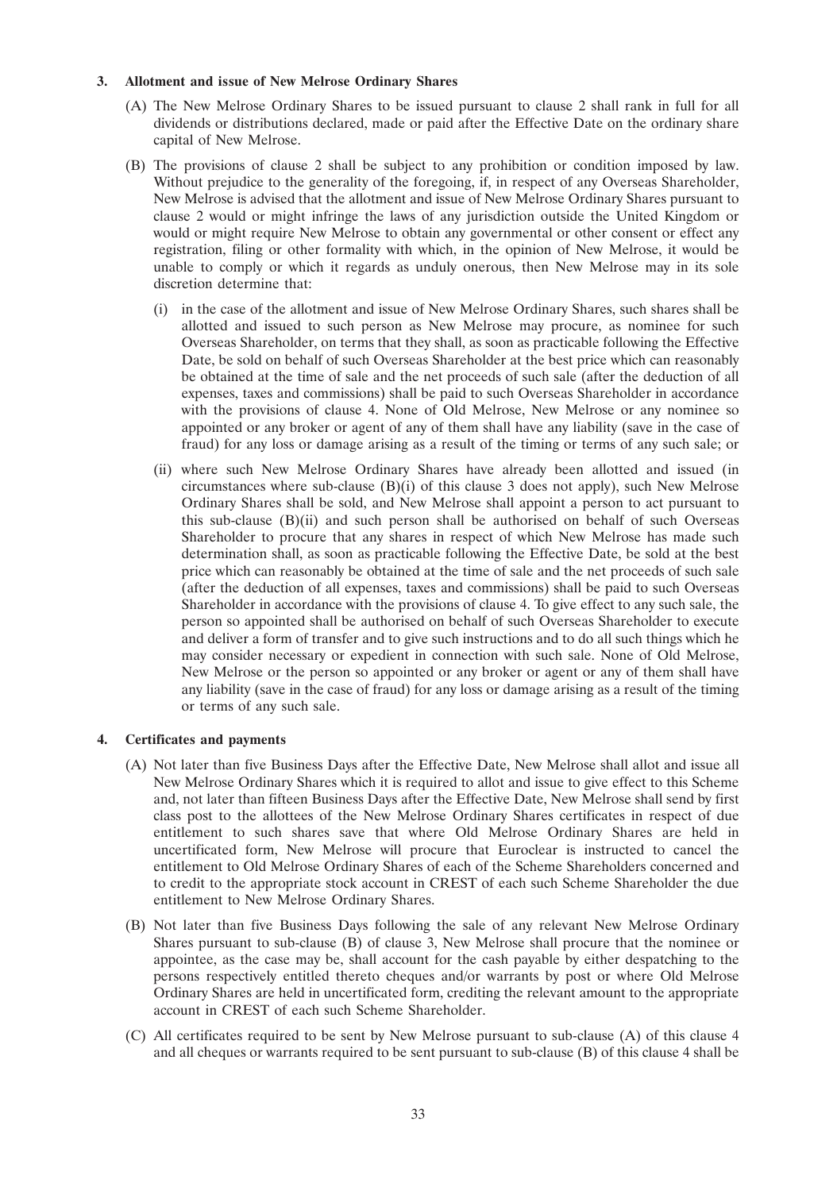**3. Allotment and issue of New Melrose Ordinary Shares**

(A) The New Melrose Ordinary Shares to be issued pursuant to clause 2 shall rank in full for all dividends or distributions declared, made or paid after the Effective Date on the ordinary share capital of New Melrose.

(B) The provisions of clause 2 shall be subject to any prohibition or condition imposed by law. Without prejudice to the generality of the foregoing, if, in respect of any Overseas Shareholder, New Melrose is advised that the allotment and issue of New Melrose Ordinary Shares pursuant to clause 2 would or might infringe the laws of any jurisdiction outside the United Kingdom or would or might require New Melrose to obtain any governmental or other consent or effect any registration, filing or other formality with which, in the opinion of New Melrose, it would be unable to comply or which it regards as unduly onerous, then New Melrose may in its sole discretion determine that:

(i) in the case of the allotment and issue of New Melrose Ordinary Shares, such shares shall be allotted and issued to such person as New Melrose may procure, as nominee for such Overseas Shareholder, on terms that they shall, as soon as practicable following the Effective Date, be sold on behalf of such Overseas Shareholder at the best price which can reasonably be obtained at the time of sale and the net proceeds of such sale (after the deduction of all expenses, taxes and commissions) shall be paid to such Overseas Shareholder in accordance with the provisions of clause 4. None of Old Melrose, New Melrose or any nominee so appointed or any broker or agent of any of them shall have any liability (save in the case of fraud) for any loss or damage arising as a result of the timing or terms of any such sale; or

(ii) where such New Melrose Ordinary Shares have already been allotted and issued (in circumstances where sub-clause (B)(i) of this clause 3 does not apply), such New Melrose Ordinary Shares shall be sold, and New Melrose shall appoint a person to act pursuant to this sub-clause (B)(ii) and such person shall be authorised on behalf of such Overseas Shareholder to procure that any shares in respect of which New Melrose has made such determination shall, as soon as practicable following the Effective Date, be sold at the best price which can reasonably be obtained at the time of sale and the net proceeds of such sale (after the deduction of all expenses, taxes and commissions) shall be paid to such Overseas Shareholder in accordance with the provisions of clause 4. To give effect to any such sale, the person so appointed shall be authorised on behalf of such Overseas Shareholder to execute and deliver a form of transfer and to give such instructions and to do all such things which he may consider necessary or expedient in connection with such sale. None of Old Melrose, New Melrose or the person so appointed or any broker or agent or any of them shall have any liability (save in the case of fraud) for any loss or damage arising as a result of the timing or terms of any such sale.

**4. Certificates and payments**

(A) Not later than five Business Days after the Effective Date, New Melrose shall allot and issue all New Melrose Ordinary Shares which it is required to allot and issue to give effect to this Scheme and, not later than fifteen Business Days after the Effective Date, New Melrose shall send by first class post to the allottees of the New Melrose Ordinary Shares certificates in respect of due entitlement to such shares save that where Old Melrose Ordinary Shares are held in uncertificated form, New Melrose will procure that Euroclear is instructed to cancel the entitlement to Old Melrose Ordinary Shares of each of the Scheme Shareholders concerned and to credit to the appropriate stock account in CREST of each such Scheme Shareholder the due entitlement to New Melrose Ordinary Shares.

(B) Not later than five Business Days following the sale of any relevant New Melrose Ordinary Shares pursuant to sub-clause (B) of clause 3, New Melrose shall procure that the nominee or appointee, as the case may be, shall account for the cash payable by either despatching to the persons respectively entitled thereto cheques and/or warrants by post or where Old Melrose Ordinary Shares are held in uncertificated form, crediting the relevant amount to the appropriate account in CREST of each such Scheme Shareholder.

(C) All certificates required to be sent by New Melrose pursuant to sub-clause (A) of this clause 4 and all cheques or warrants required to be sent pursuant to sub-clause (B) of this clause 4 shall be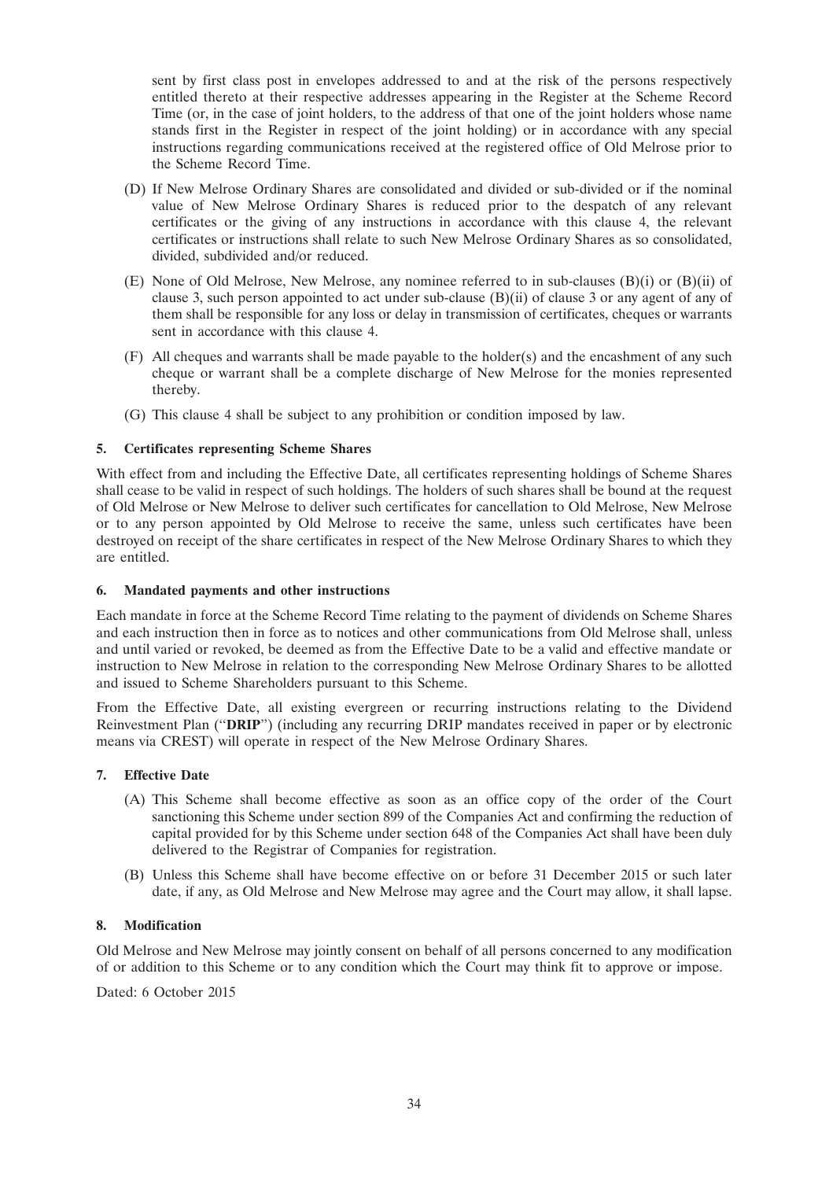sent by first class post in envelopes addressed to and at the risk of the persons respectively entitled thereto at their respective addresses appearing in the Register at the Scheme Record Time (or, in the case of joint holders, to the address of that one of the joint holders whose name stands first in the Register in respect of the joint holding) or in accordance with any special instructions regarding communications received at the registered office of Old Melrose prior to the Scheme Record Time.

(D) If New Melrose Ordinary Shares are consolidated and divided or sub-divided or if the nominal value of New Melrose Ordinary Shares is reduced prior to the despatch of any relevant certificates or the giving of any instructions in accordance with this clause 4, the relevant certificates or instructions shall relate to such New Melrose Ordinary Shares as so consolidated, divided, subdivided and/or reduced.

(E) None of Old Melrose, New Melrose, any nominee referred to in sub-clauses (B)(i) or (B)(ii) of clause 3, such person appointed to act under sub-clause (B)(ii) of clause 3 or any agent of any of them shall be responsible for any loss or delay in transmission of certificates, cheques or warrants sent in accordance with this clause 4.

(F) All cheques and warrants shall be made payable to the holder(s) and the encashment of any such cheque or warrant shall be a complete discharge of New Melrose for the monies represented thereby.

(G) This clause 4 shall be subject to any prohibition or condition imposed by law.

**5. Certificates representing Scheme Shares**

With effect from and including the Effective Date, all certificates representing holdings of Scheme Shares shall cease to be valid in respect of such holdings. The holders of such shares shall be bound at the request of Old Melrose or New Melrose to deliver such certificates for cancellation to Old Melrose, New Melrose or to any person appointed by Old Melrose to receive the same, unless such certificates have been destroyed on receipt of the share certificates in respect of the New Melrose Ordinary Shares to which they are entitled.

**6. Mandated payments and other instructions**

Each mandate in force at the Scheme Record Time relating to the payment of dividends on Scheme Shares and each instruction then in force as to notices and other communications from Old Melrose shall, unless and until varied or revoked, be deemed as from the Effective Date to be a valid and effective mandate or instruction to New Melrose in relation to the corresponding New Melrose Ordinary Shares to be allotted and issued to Scheme Shareholders pursuant to this Scheme.

From the Effective Date, all existing evergreen or recurring instructions relating to the Dividend Reinvestment Plan ("**DRIP**") (including any recurring DRIP mandates received in paper or by electronic means via CREST) will operate in respect of the New Melrose Ordinary Shares.

**7. Effective Date**

(A) This Scheme shall become effective as soon as an office copy of the order of the Court sanctioning this Scheme under section 899 of the Companies Act and confirming the reduction of capital provided for by this Scheme under section 648 of the Companies Act shall have been duly delivered to the Registrar of Companies for registration.

(B) Unless this Scheme shall have become effective on or before 31 December 2015 or such later date, if any, as Old Melrose and New Melrose may agree and the Court may allow, it shall lapse.

**8. Modification**

Old Melrose and New Melrose may jointly consent on behalf of all persons concerned to any modification of or addition to this Scheme or to any condition which the Court may think fit to approve or impose.

Dated: 6 October 2015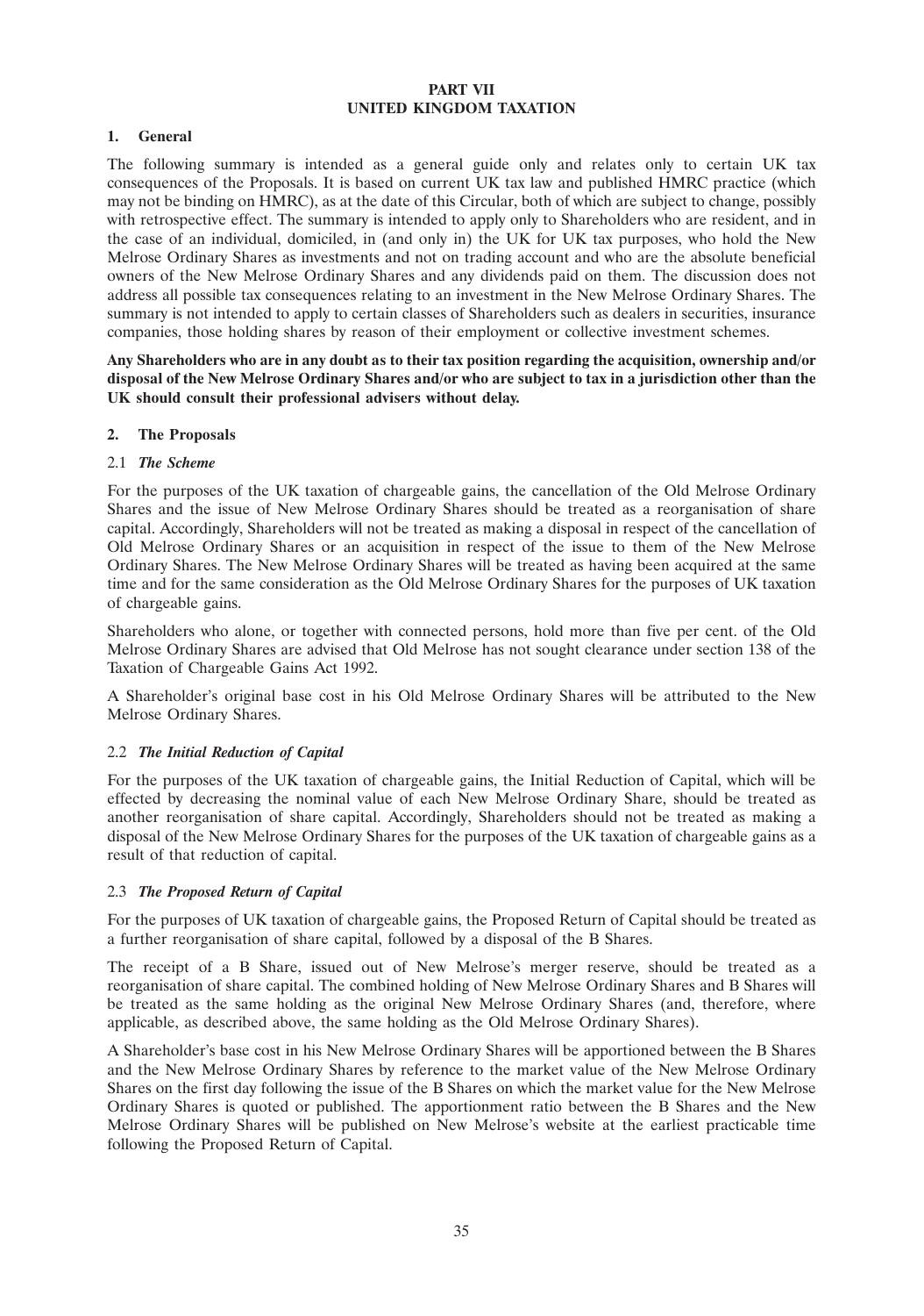# PART VII
# UNITED KINGDOM TAXATION

## 1. General

The following summary is intended as a general guide only and relates only to certain UK tax consequences of the Proposals. It is based on current UK tax law and published HMRC practice (which may not be binding on HMRC), as at the date of this Circular, both of which are subject to change, possibly with retrospective effect. The summary is intended to apply only to Shareholders who are resident, and in the case of an individual, domiciled, in (and only in) the UK for UK tax purposes, who hold the New Melrose Ordinary Shares as investments and not on trading account and who are the absolute beneficial owners of the New Melrose Ordinary Shares and any dividends paid on them. The discussion does not address all possible tax consequences relating to an investment in the New Melrose Ordinary Shares. The summary is not intended to apply to certain classes of Shareholders such as dealers in securities, insurance companies, those holding shares by reason of their employment or collective investment schemes.

**Any Shareholders who are in any doubt as to their tax position regarding the acquisition, ownership and/or disposal of the New Melrose Ordinary Shares and/or who are subject to tax in a jurisdiction other than the UK should consult their professional advisers without delay.**

## 2. The Proposals

### 2.1 *The Scheme*

For the purposes of the UK taxation of chargeable gains, the cancellation of the Old Melrose Ordinary Shares and the issue of New Melrose Ordinary Shares should be treated as a reorganisation of share capital. Accordingly, Shareholders will not be treated as making a disposal in respect of the cancellation of Old Melrose Ordinary Shares or an acquisition in respect of the issue to them of the New Melrose Ordinary Shares. The New Melrose Ordinary Shares will be treated as having been acquired at the same time and for the same consideration as the Old Melrose Ordinary Shares for the purposes of UK taxation of chargeable gains.

Shareholders who alone, or together with connected persons, hold more than five per cent. of the Old Melrose Ordinary Shares are advised that Old Melrose has not sought clearance under section 138 of the Taxation of Chargeable Gains Act 1992.

A Shareholder's original base cost in his Old Melrose Ordinary Shares will be attributed to the New Melrose Ordinary Shares.

### 2.2 *The Initial Reduction of Capital*

For the purposes of the UK taxation of chargeable gains, the Initial Reduction of Capital, which will be effected by decreasing the nominal value of each New Melrose Ordinary Share, should be treated as another reorganisation of share capital. Accordingly, Shareholders should not be treated as making a disposal of the New Melrose Ordinary Shares for the purposes of the UK taxation of chargeable gains as a result of that reduction of capital.

### 2.3 *The Proposed Return of Capital*

For the purposes of UK taxation of chargeable gains, the Proposed Return of Capital should be treated as a further reorganisation of share capital, followed by a disposal of the B Shares.

The receipt of a B Share, issued out of New Melrose's merger reserve, should be treated as a reorganisation of share capital. The combined holding of New Melrose Ordinary Shares and B Shares will be treated as the same holding as the original New Melrose Ordinary Shares (and, therefore, where applicable, as described above, the same holding as the Old Melrose Ordinary Shares).

A Shareholder's base cost in his New Melrose Ordinary Shares will be apportioned between the B Shares and the New Melrose Ordinary Shares by reference to the market value of the New Melrose Ordinary Shares on the first day following the issue of the B Shares on which the market value for the New Melrose Ordinary Shares is quoted or published. The apportionment ratio between the B Shares and the New Melrose Ordinary Shares will be published on New Melrose's website at the earliest practicable time following the Proposed Return of Capital.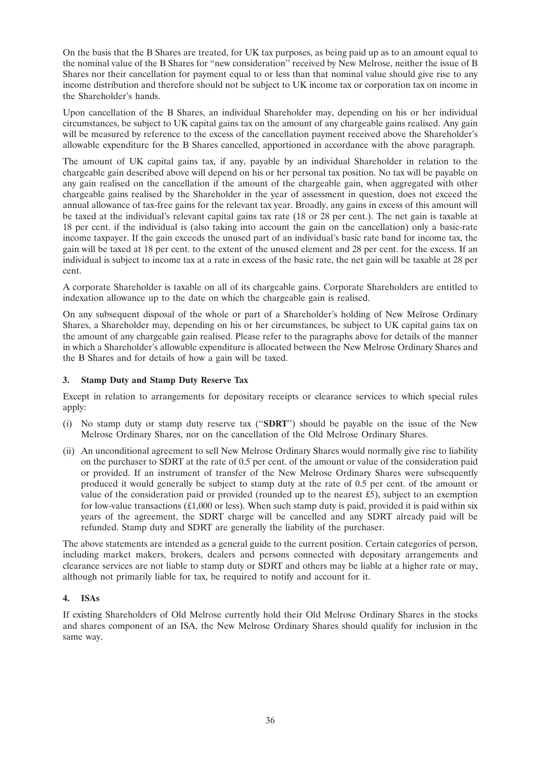On the basis that the B Shares are treated, for UK tax purposes, as being paid up as to an amount equal to the nominal value of the B Shares for "new consideration" received by New Melrose, neither the issue of B Shares nor their cancellation for payment equal to or less than that nominal value should give rise to any income distribution and therefore should not be subject to UK income tax or corporation tax on income in the Shareholder's hands.

Upon cancellation of the B Shares, an individual Shareholder may, depending on his or her individual circumstances, be subject to UK capital gains tax on the amount of any chargeable gains realised. Any gain will be measured by reference to the excess of the cancellation payment received above the Shareholder's allowable expenditure for the B Shares cancelled, apportioned in accordance with the above paragraph.

The amount of UK capital gains tax, if any, payable by an individual Shareholder in relation to the chargeable gain described above will depend on his or her personal tax position. No tax will be payable on any gain realised on the cancellation if the amount of the chargeable gain, when aggregated with other chargeable gains realised by the Shareholder in the year of assessment in question, does not exceed the annual allowance of tax-free gains for the relevant tax year. Broadly, any gains in excess of this amount will be taxed at the individual's relevant capital gains tax rate (18 or 28 per cent.). The net gain is taxable at 18 per cent. if the individual is (also taking into account the gain on the cancellation) only a basic-rate income taxpayer. If the gain exceeds the unused part of an individual's basic rate band for income tax, the gain will be taxed at 18 per cent. to the extent of the unused element and 28 per cent. for the excess. If an individual is subject to income tax at a rate in excess of the basic rate, the net gain will be taxable at 28 per cent.

A corporate Shareholder is taxable on all of its chargeable gains. Corporate Shareholders are entitled to indexation allowance up to the date on which the chargeable gain is realised.

On any subsequent disposal of the whole or part of a Shareholder's holding of New Melrose Ordinary Shares, a Shareholder may, depending on his or her circumstances, be subject to UK capital gains tax on the amount of any chargeable gain realised. Please refer to the paragraphs above for details of the manner in which a Shareholder's allowable expenditure is allocated between the New Melrose Ordinary Shares and the B Shares and for details of how a gain will be taxed.

## 3. Stamp Duty and Stamp Duty Reserve Tax

Except in relation to arrangements for depositary receipts or clearance services to which special rules apply:

(i) No stamp duty or stamp duty reserve tax ("**SDRT**") should be payable on the issue of the New Melrose Ordinary Shares, nor on the cancellation of the Old Melrose Ordinary Shares.

(ii) An unconditional agreement to sell New Melrose Ordinary Shares would normally give rise to liability on the purchaser to SDRT at the rate of 0.5 per cent. of the amount or value of the consideration paid or provided. If an instrument of transfer of the New Melrose Ordinary Shares were subsequently produced it would generally be subject to stamp duty at the rate of 0.5 per cent. of the amount or value of the consideration paid or provided (rounded up to the nearest £5), subject to an exemption for low-value transactions (£1,000 or less). When such stamp duty is paid, provided it is paid within six years of the agreement, the SDRT charge will be cancelled and any SDRT already paid will be refunded. Stamp duty and SDRT are generally the liability of the purchaser.

The above statements are intended as a general guide to the current position. Certain categories of person, including market makers, brokers, dealers and persons connected with depositary arrangements and clearance services are not liable to stamp duty or SDRT and others may be liable at a higher rate or may, although not primarily liable for tax, be required to notify and account for it.

## 4. ISAs

If existing Shareholders of Old Melrose currently hold their Old Melrose Ordinary Shares in the stocks and shares component of an ISA, the New Melrose Ordinary Shares should qualify for inclusion in the same way.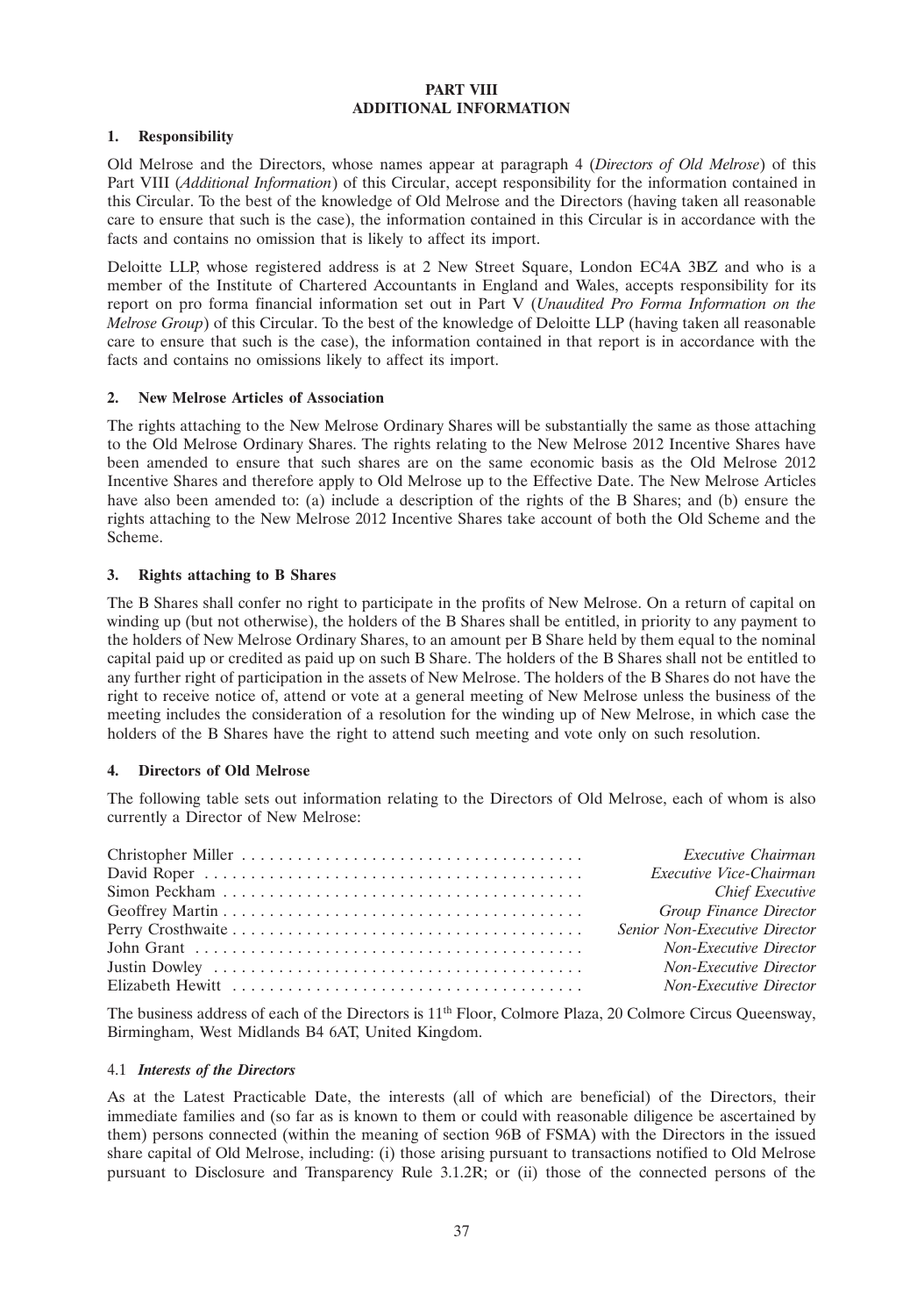# PART VIII
# ADDITIONAL INFORMATION

## 1. Responsibility

Old Melrose and the Directors, whose names appear at paragraph 4 (*Directors of Old Melrose*) of this Part VIII (*Additional Information*) of this Circular, accept responsibility for the information contained in this Circular. To the best of the knowledge of Old Melrose and the Directors (having taken all reasonable care to ensure that such is the case), the information contained in this Circular is in accordance with the facts and contains no omission that is likely to affect its import.

Deloitte LLP, whose registered address is at 2 New Street Square, London EC4A 3BZ and who is a member of the Institute of Chartered Accountants in England and Wales, accepts responsibility for its report on pro forma financial information set out in Part V (*Unaudited Pro Forma Information on the Melrose Group*) of this Circular. To the best of the knowledge of Deloitte LLP (having taken all reasonable care to ensure that such is the case), the information contained in that report is in accordance with the facts and contains no omissions likely to affect its import.

## 2. New Melrose Articles of Association

The rights attaching to the New Melrose Ordinary Shares will be substantially the same as those attaching to the Old Melrose Ordinary Shares. The rights relating to the New Melrose 2012 Incentive Shares have been amended to ensure that such shares are on the same economic basis as the Old Melrose 2012 Incentive Shares and therefore apply to Old Melrose up to the Effective Date. The New Melrose Articles have also been amended to: (a) include a description of the rights of the B Shares; and (b) ensure the rights attaching to the New Melrose 2012 Incentive Shares take account of both the Old Scheme and the Scheme.

## 3. Rights attaching to B Shares

The B Shares shall confer no right to participate in the profits of New Melrose. On a return of capital on winding up (but not otherwise), the holders of the B Shares shall be entitled, in priority to any payment to the holders of New Melrose Ordinary Shares, to an amount per B Share held by them equal to the nominal capital paid up or credited as paid up on such B Share. The holders of the B Shares shall not be entitled to any further right of participation in the assets of New Melrose. The holders of the B Shares do not have the right to receive notice of, attend or vote at a general meeting of New Melrose unless the business of the meeting includes the consideration of a resolution for the winding up of New Melrose, in which case the holders of the B Shares have the right to attend such meeting and vote only on such resolution.

## 4. Directors of Old Melrose

The following table sets out information relating to the Directors of Old Melrose, each of whom is also currently a Director of New Melrose:

| | |
|---|---|
| Christopher Miller | *Executive Chairman* |
| David Roper | *Executive Vice-Chairman* |
| Simon Peckham | *Chief Executive* |
| Geoffrey Martin | *Group Finance Director* |
| Perry Crosthwaite | *Senior Non-Executive Director* |
| John Grant | *Non-Executive Director* |
| Justin Dowley | *Non-Executive Director* |
| Elizabeth Hewitt | *Non-Executive Director* |

The business address of each of the Directors is 11th Floor, Colmore Plaza, 20 Colmore Circus Queensway, Birmingham, West Midlands B4 6AT, United Kingdom.

### 4.1 *Interests of the Directors*

As at the Latest Practicable Date, the interests (all of which are beneficial) of the Directors, their immediate families and (so far as is known to them or could with reasonable diligence be ascertained by them) persons connected (within the meaning of section 96B of FSMA) with the Directors in the issued share capital of Old Melrose, including: (i) those arising pursuant to transactions notified to Old Melrose pursuant to Disclosure and Transparency Rule 3.1.2R; or (ii) those of the connected persons of the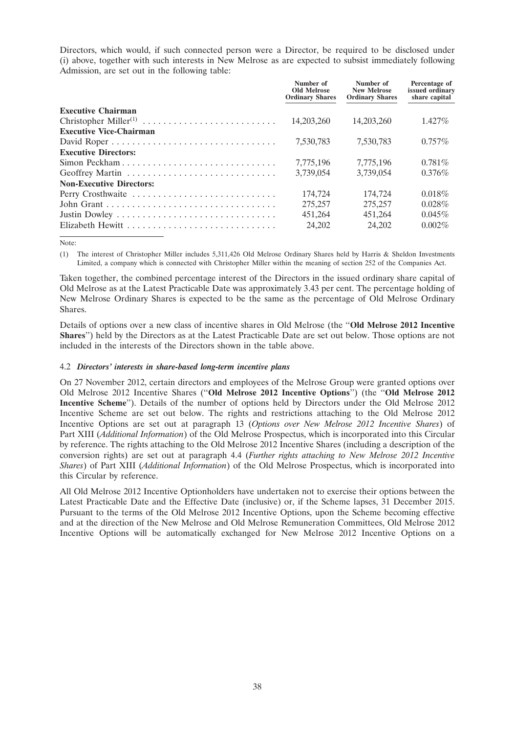Directors, which would, if such connected person were a Director, be required to be disclosed under (i) above, together with such interests in New Melrose as are expected to subsist immediately following Admission, are set out in the following table:

| | Number of Old Melrose Ordinary Shares | Number of New Melrose Ordinary Shares | Percentage of issued ordinary share capital |
|---|---|---|---|
| **Executive Chairman** | | | |
| Christopher Miller[(1)] | 14,203,260 | 14,203,260 | 1.427% |
| **Executive Vice-Chairman** | | | |
| David Roper | 7,530,783 | 7,530,783 | 0.757% |
| **Executive Directors:** | | | |
| Simon Peckham | 7,775,196 | 7,775,196 | 0.781% |
| Geoffrey Martin | 3,739,054 | 3,739,054 | 0.376% |
| **Non-Executive Directors:** | | | |
| Perry Crosthwaite | 174,724 | 174,724 | 0.018% |
| John Grant | 275,257 | 275,257 | 0.028% |
| Justin Dowley | 451,264 | 451,264 | 0.045% |
| Elizabeth Hewitt | 24,202 | 24,202 | 0.002% |

Note:

(1) The interest of Christopher Miller includes 5,311,426 Old Melrose Ordinary Shares held by Harris & Sheldon Investments Limited, a company which is connected with Christopher Miller within the meaning of section 252 of the Companies Act.

Taken together, the combined percentage interest of the Directors in the issued ordinary share capital of Old Melrose as at the Latest Practicable Date was approximately 3.43 per cent. The percentage holding of New Melrose Ordinary Shares is expected to be the same as the percentage of Old Melrose Ordinary Shares.

Details of options over a new class of incentive shares in Old Melrose (the "**Old Melrose 2012 Incentive Shares**") held by the Directors as at the Latest Practicable Date are set out below. Those options are not included in the interests of the Directors shown in the table above.

### 4.2 *Directors' interests in share-based long-term incentive plans*

On 27 November 2012, certain directors and employees of the Melrose Group were granted options over Old Melrose 2012 Incentive Shares ("**Old Melrose 2012 Incentive Options**") (the "**Old Melrose 2012 Incentive Scheme**"). Details of the number of options held by Directors under the Old Melrose 2012 Incentive Scheme are set out below. The rights and restrictions attaching to the Old Melrose 2012 Incentive Options are set out at paragraph 13 (*Options over New Melrose 2012 Incentive Shares*) of Part XIII (*Additional Information*) of the Old Melrose Prospectus, which is incorporated into this Circular by reference. The rights attaching to the Old Melrose 2012 Incentive Shares (including a description of the conversion rights) are set out at paragraph 4.4 (*Further rights attaching to New Melrose 2012 Incentive Shares*) of Part XIII (*Additional Information*) of the Old Melrose Prospectus, which is incorporated into this Circular by reference.

All Old Melrose 2012 Incentive Optionholders have undertaken not to exercise their options between the Latest Practicable Date and the Effective Date (inclusive) or, if the Scheme lapses, 31 December 2015. Pursuant to the terms of the Old Melrose 2012 Incentive Options, upon the Scheme becoming effective and at the direction of the New Melrose and Old Melrose Remuneration Committees, Old Melrose 2012 Incentive Options will be automatically exchanged for New Melrose 2012 Incentive Options on a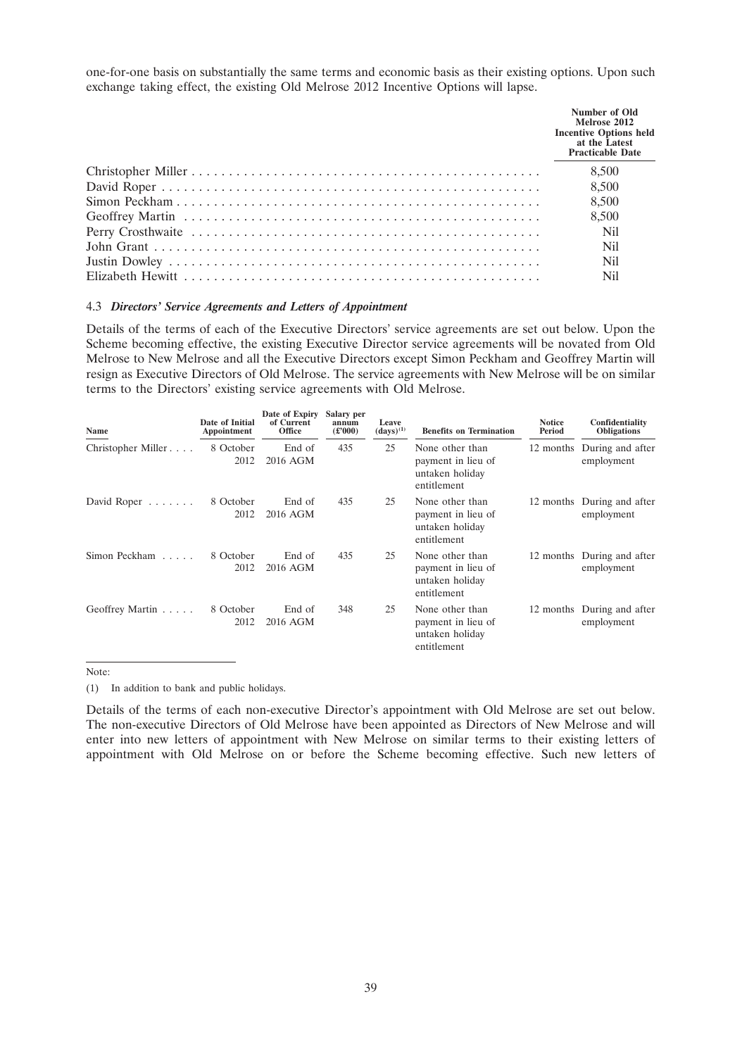one-for-one basis on substantially the same terms and economic basis as their existing options. Upon such exchange taking effect, the existing Old Melrose 2012 Incentive Options will lapse.

| | Number of Old Melrose 2012 Incentive Options held at the Latest Practicable Date |
|---|---|
| Christopher Miller | 8,500 |
| David Roper | 8,500 |
| Simon Peckham | 8,500 |
| Geoffrey Martin | 8,500 |
| Perry Crosthwaite | Nil |
| John Grant | Nil |
| Justin Dowley | Nil |
| Elizabeth Hewitt | Nil |

### 4.3 *Directors' Service Agreements and Letters of Appointment*

Details of the terms of each of the Executive Directors' service agreements are set out below. Upon the Scheme becoming effective, the existing Executive Director service agreements will be novated from Old Melrose to New Melrose and all the Executive Directors except Simon Peckham and Geoffrey Martin will resign as Executive Directors of Old Melrose. The service agreements with New Melrose will be on similar terms to the Directors' existing service agreements with Old Melrose.

| Name | Date of Initial Appointment | Date of Expiry of Current Office | Salary per annum (£'000) | Leave (days)[(1)] | Benefits on Termination | Notice Period | Confidentiality Obligations |
|---|---|---|---|---|---|---|---|
| Christopher Miller | 8 October 2012 | End of 2016 AGM | 435 | 25 | None other than payment in lieu of untaken holiday entitlement | 12 months | During and after employment |
| David Roper | 8 October 2012 | End of 2016 AGM | 435 | 25 | None other than payment in lieu of untaken holiday entitlement | 12 months | During and after employment |
| Simon Peckham | 8 October 2012 | End of 2016 AGM | 435 | 25 | None other than payment in lieu of untaken holiday entitlement | 12 months | During and after employment |
| Geoffrey Martin | 8 October 2012 | End of 2016 AGM | 348 | 25 | None other than payment in lieu of untaken holiday entitlement | 12 months | During and after employment |

Note:

(1) In addition to bank and public holidays.

Details of the terms of each non-executive Director's appointment with Old Melrose are set out below. The non-executive Directors of Old Melrose have been appointed as Directors of New Melrose and will enter into new letters of appointment with New Melrose on similar terms to their existing letters of appointment with Old Melrose on or before the Scheme becoming effective. Such new letters of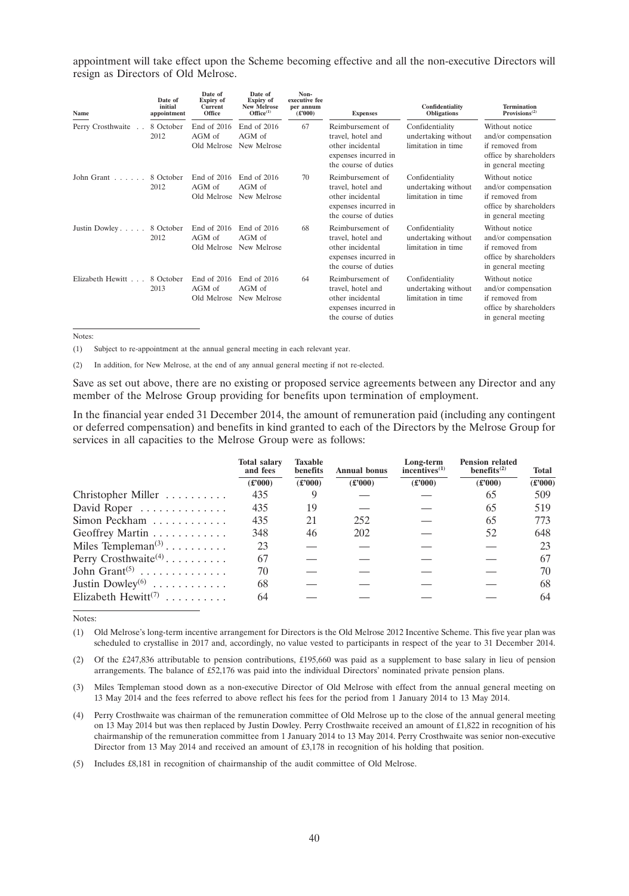appointment will take effect upon the Scheme becoming effective and all the non-executive Directors will resign as Directors of Old Melrose.

| Name | Date of initial appointment | Date of Expiry of Current Office | Date of Expiry of New Melrose Office[(1)] | Non-executive fee per annum (£'000) | Expenses | Confidentiality Obligations | Termination Provisions[(2)] |
|---|---|---|---|---|---|---|---|
| Perry Crosthwaite . . | 8 October 2012 | End of 2016 AGM of Old Melrose | End of 2016 AGM of New Melrose | 67 | Reimbursement of travel, hotel and other incidental expenses incurred in the course of duties | Confidentiality undertaking without limitation in time | Without notice and/or compensation if removed from office by shareholders in general meeting |
| John Grant . . . . . . | 8 October 2012 | End of 2016 AGM of Old Melrose | End of 2016 AGM of New Melrose | 70 | Reimbursement of travel, hotel and other incidental expenses incurred in the course of duties | Confidentiality undertaking without limitation in time | Without notice and/or compensation if removed from office by shareholders in general meeting |
| Justin Dowley . . . . . | 8 October 2012 | End of 2016 AGM of Old Melrose | End of 2016 AGM of New Melrose | 68 | Reimbursement of travel, hotel and other incidental expenses incurred in the course of duties | Confidentiality undertaking without limitation in time | Without notice and/or compensation if removed from office by shareholders in general meeting |
| Elizabeth Hewitt . . . | 8 October 2013 | End of 2016 AGM of Old Melrose | End of 2016 AGM of New Melrose | 64 | Reimbursement of travel, hotel and other incidental expenses incurred in the course of duties | Confidentiality undertaking without limitation in time | Without notice and/or compensation if removed from office by shareholders in general meeting |

Notes:

(1) Subject to re-appointment at the annual general meeting in each relevant year.

(2) In addition, for New Melrose, at the end of any annual general meeting if not re-elected.

Save as set out above, there are no existing or proposed service agreements between any Director and any member of the Melrose Group providing for benefits upon termination of employment.

In the financial year ended 31 December 2014, the amount of remuneration paid (including any contingent or deferred compensation) and benefits in kind granted to each of the Directors by the Melrose Group for services in all capacities to the Melrose Group were as follows:

| | Total salary and fees | Taxable benefits | Annual bonus | Long-term incentives[(1)] | Pension related benefits[(2)] | Total |
|---|---|---|---|---|---|---|
| | (£'000) | (£'000) | (£'000) | (£'000) | (£'000) | (£'000) |
| Christopher Miller . . . . . . . . . . | 435 | 9 | — | — | 65 | 509 |
| David Roper . . . . . . . . . . . . . . | 435 | 19 | — | — | 65 | 519 |
| Simon Peckham . . . . . . . . . . . . | 435 | 21 | 252 | — | 65 | 773 |
| Geoffrey Martin . . . . . . . . . . . . | 348 | 46 | 202 | — | 52 | 648 |
| Miles Templeman[(3)] . . . . . . . . . . | 23 | — | — | — | — | 23 |
| Perry Crosthwaite[(4)] . . . . . . . . . . | 67 | — | — | — | — | 67 |
| John Grant[(5)] . . . . . . . . . . . . . . | 70 | — | — | — | — | 70 |
| Justin Dowley[(6)] . . . . . . . . . . . . | 68 | — | — | — | — | 68 |
| Elizabeth Hewitt[(7)] . . . . . . . . . . | 64 | — | — | — | — | 64 |

Notes:

(1) Old Melrose's long-term incentive arrangement for Directors is the Old Melrose 2012 Incentive Scheme. This five year plan was scheduled to crystallise in 2017 and, accordingly, no value vested to participants in respect of the year to 31 December 2014.

(2) Of the £247,836 attributable to pension contributions, £195,660 was paid as a supplement to base salary in lieu of pension arrangements. The balance of £52,176 was paid into the individual Directors' nominated private pension plans.

(3) Miles Templeman stood down as a non-executive Director of Old Melrose with effect from the annual general meeting on 13 May 2014 and the fees referred to above reflect his fees for the period from 1 January 2014 to 13 May 2014.

(4) Perry Crosthwaite was chairman of the remuneration committee of Old Melrose up to the close of the annual general meeting on 13 May 2014 but was then replaced by Justin Dowley. Perry Crosthwaite received an amount of £1,822 in recognition of his chairmanship of the remuneration committee from 1 January 2014 to 13 May 2014. Perry Crosthwaite was senior non-executive Director from 13 May 2014 and received an amount of £3,178 in recognition of his holding that position.

(5) Includes £8,181 in recognition of chairmanship of the audit committee of Old Melrose.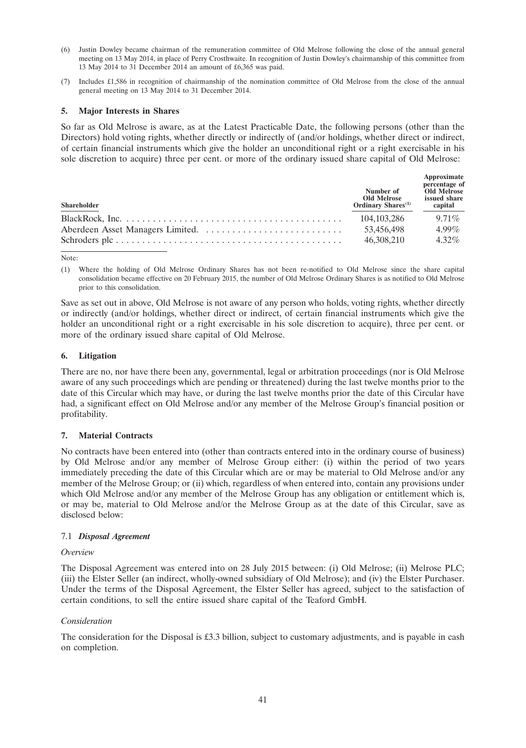(6) Justin Dowley became chairman of the remuneration committee of Old Melrose following the close of the annual general meeting on 13 May 2014, in place of Perry Crosthwaite. In recognition of Justin Dowley's chairmanship of this committee from 13 May 2014 to 31 December 2014 an amount of £6,365 was paid.

(7) Includes £1,586 in recognition of chairmanship of the nomination committee of Old Melrose from the close of the annual general meeting on 13 May 2014 to 31 December 2014.

## 5. Major Interests in Shares

So far as Old Melrose is aware, as at the Latest Practicable Date, the following persons (other than the Directors) hold voting rights, whether directly or indirectly of (and/or holdings, whether direct or indirect, of certain financial instruments which give the holder an unconditional right or a right exercisable in his sole discretion to acquire) three per cent. or more of the ordinary issued share capital of Old Melrose:

| Shareholder | Number of Old Melrose Ordinary Shares[(1)] | Approximate percentage of Old Melrose issued share capital |
|---|---|---|
| BlackRock, Inc. | 104,103,286 | 9.71% |
| Aberdeen Asset Managers Limited. | 53,456,498 | 4.99% |
| Schroders plc | 46,308,210 | 4.32% |

Note:

(1) Where the holding of Old Melrose Ordinary Shares has not been re-notified to Old Melrose since the share capital consolidation became effective on 20 February 2015, the number of Old Melrose Ordinary Shares is as notified to Old Melrose prior to this consolidation.

Save as set out in above, Old Melrose is not aware of any person who holds, voting rights, whether directly or indirectly (and/or holdings, whether direct or indirect, of certain financial instruments which give the holder an unconditional right or a right exercisable in his sole discretion to acquire), three per cent. or more of the ordinary issued share capital of Old Melrose.

## 6. Litigation

There are no, nor have there been any, governmental, legal or arbitration proceedings (nor is Old Melrose aware of any such proceedings which are pending or threatened) during the last twelve months prior to the date of this Circular which may have, or during the last twelve months prior the date of this Circular have had, a significant effect on Old Melrose and/or any member of the Melrose Group's financial position or profitability.

## 7. Material Contracts

No contracts have been entered into (other than contracts entered into in the ordinary course of business) by Old Melrose and/or any member of Melrose Group either: (i) within the period of two years immediately preceding the date of this Circular which are or may be material to Old Melrose and/or any member of the Melrose Group; or (ii) which, regardless of when entered into, contain any provisions under which Old Melrose and/or any member of the Melrose Group has any obligation or entitlement which is, or may be, material to Old Melrose and/or the Melrose Group as at the date of this Circular, save as disclosed below:

### 7.1 *Disposal Agreement*

*Overview*

The Disposal Agreement was entered into on 28 July 2015 between: (i) Old Melrose; (ii) Melrose PLC; (iii) the Elster Seller (an indirect, wholly-owned subsidiary of Old Melrose); and (iv) the Elster Purchaser. Under the terms of the Disposal Agreement, the Elster Seller has agreed, subject to the satisfaction of certain conditions, to sell the entire issued share capital of the Teaford GmbH.

*Consideration*

The consideration for the Disposal is £3.3 billion, subject to customary adjustments, and is payable in cash on completion.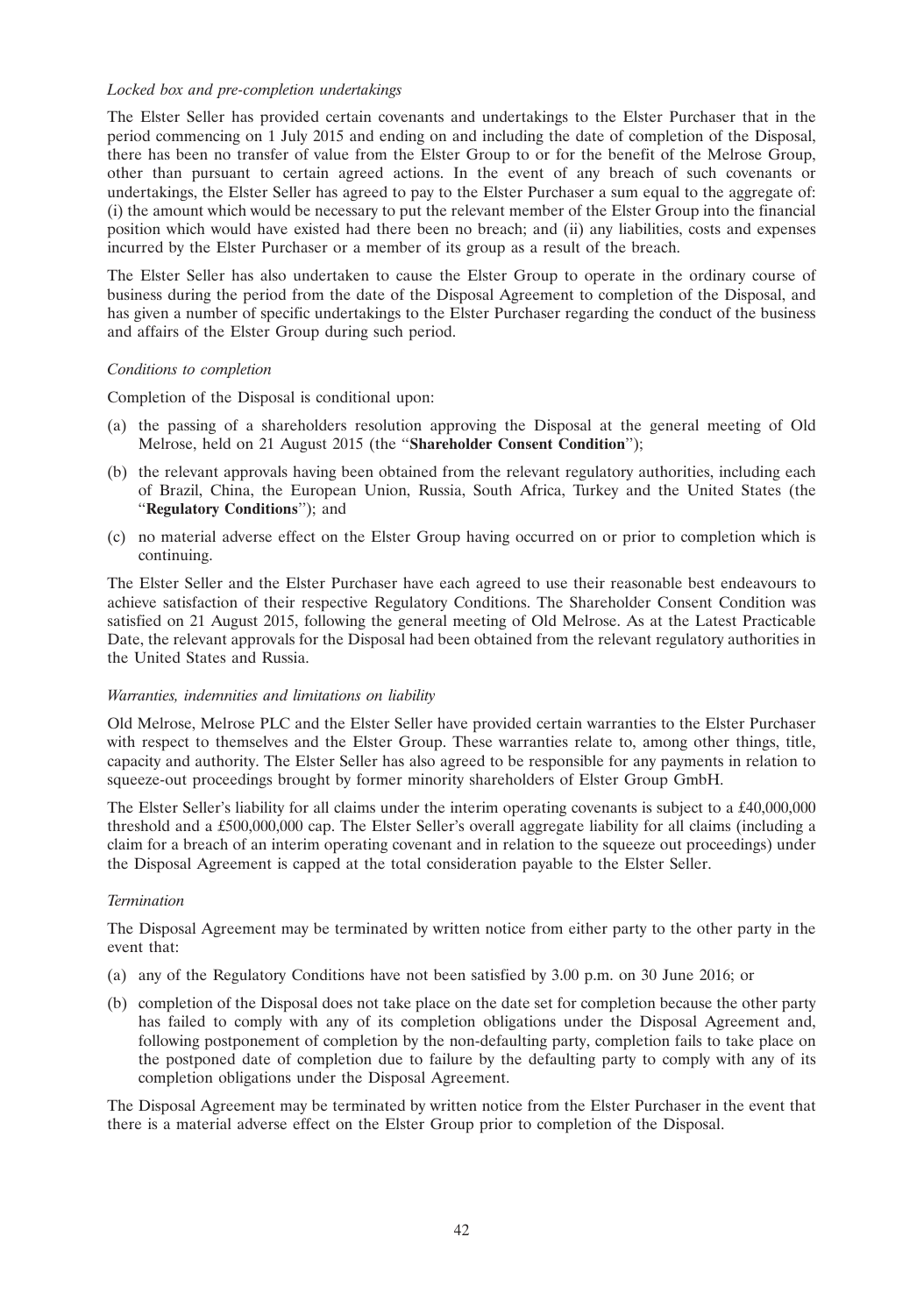*Locked box and pre-completion undertakings*

The Elster Seller has provided certain covenants and undertakings to the Elster Purchaser that in the period commencing on 1 July 2015 and ending on and including the date of completion of the Disposal, there has been no transfer of value from the Elster Group to or for the benefit of the Melrose Group, other than pursuant to certain agreed actions. In the event of any breach of such covenants or undertakings, the Elster Seller has agreed to pay to the Elster Purchaser a sum equal to the aggregate of: (i) the amount which would be necessary to put the relevant member of the Elster Group into the financial position which would have existed had there been no breach; and (ii) any liabilities, costs and expenses incurred by the Elster Purchaser or a member of its group as a result of the breach.

The Elster Seller has also undertaken to cause the Elster Group to operate in the ordinary course of business during the period from the date of the Disposal Agreement to completion of the Disposal, and has given a number of specific undertakings to the Elster Purchaser regarding the conduct of the business and affairs of the Elster Group during such period.

*Conditions to completion*

Completion of the Disposal is conditional upon:

(a) the passing of a shareholders resolution approving the Disposal at the general meeting of Old Melrose, held on 21 August 2015 (the "**Shareholder Consent Condition**");

(b) the relevant approvals having been obtained from the relevant regulatory authorities, including each of Brazil, China, the European Union, Russia, South Africa, Turkey and the United States (the "**Regulatory Conditions**"); and

(c) no material adverse effect on the Elster Group having occurred on or prior to completion which is continuing.

The Elster Seller and the Elster Purchaser have each agreed to use their reasonable best endeavours to achieve satisfaction of their respective Regulatory Conditions. The Shareholder Consent Condition was satisfied on 21 August 2015, following the general meeting of Old Melrose. As at the Latest Practicable Date, the relevant approvals for the Disposal had been obtained from the relevant regulatory authorities in the United States and Russia.

*Warranties, indemnities and limitations on liability*

Old Melrose, Melrose PLC and the Elster Seller have provided certain warranties to the Elster Purchaser with respect to themselves and the Elster Group. These warranties relate to, among other things, title, capacity and authority. The Elster Seller has also agreed to be responsible for any payments in relation to squeeze-out proceedings brought by former minority shareholders of Elster Group GmbH.

The Elster Seller's liability for all claims under the interim operating covenants is subject to a £40,000,000 threshold and a £500,000,000 cap. The Elster Seller's overall aggregate liability for all claims (including a claim for a breach of an interim operating covenant and in relation to the squeeze out proceedings) under the Disposal Agreement is capped at the total consideration payable to the Elster Seller.

*Termination*

The Disposal Agreement may be terminated by written notice from either party to the other party in the event that:

(a) any of the Regulatory Conditions have not been satisfied by 3.00 p.m. on 30 June 2016; or

(b) completion of the Disposal does not take place on the date set for completion because the other party has failed to comply with any of its completion obligations under the Disposal Agreement and, following postponement of completion by the non-defaulting party, completion fails to take place on the postponed date of completion due to failure by the defaulting party to comply with any of its completion obligations under the Disposal Agreement.

The Disposal Agreement may be terminated by written notice from the Elster Purchaser in the event that there is a material adverse effect on the Elster Group prior to completion of the Disposal.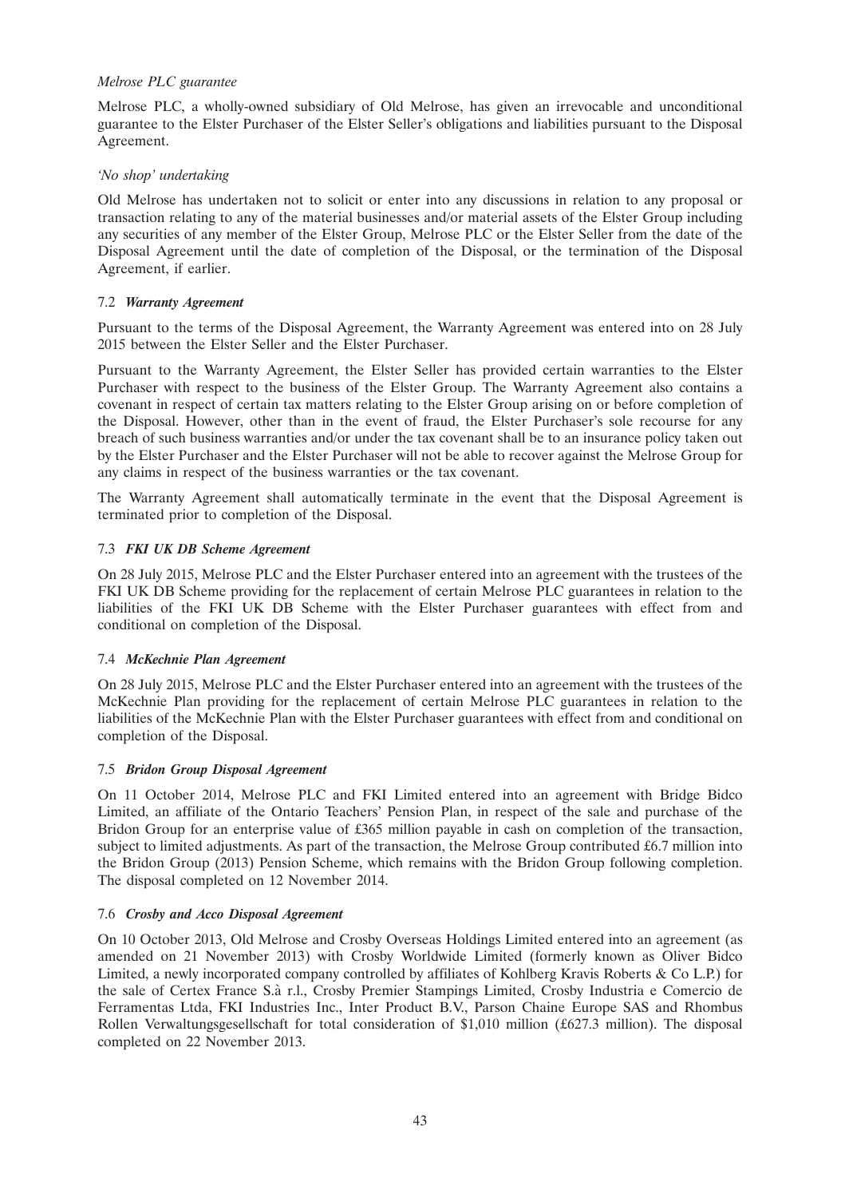*Melrose PLC guarantee*

Melrose PLC, a wholly-owned subsidiary of Old Melrose, has given an irrevocable and unconditional guarantee to the Elster Purchaser of the Elster Seller's obligations and liabilities pursuant to the Disposal Agreement.

*'No shop' undertaking*

Old Melrose has undertaken not to solicit or enter into any discussions in relation to any proposal or transaction relating to any of the material businesses and/or material assets of the Elster Group including any securities of any member of the Elster Group, Melrose PLC or the Elster Seller from the date of the Disposal Agreement until the date of completion of the Disposal, or the termination of the Disposal Agreement, if earlier.

### 7.2 *Warranty Agreement*

Pursuant to the terms of the Disposal Agreement, the Warranty Agreement was entered into on 28 July 2015 between the Elster Seller and the Elster Purchaser.

Pursuant to the Warranty Agreement, the Elster Seller has provided certain warranties to the Elster Purchaser with respect to the business of the Elster Group. The Warranty Agreement also contains a covenant in respect of certain tax matters relating to the Elster Group arising on or before completion of the Disposal. However, other than in the event of fraud, the Elster Purchaser's sole recourse for any breach of such business warranties and/or under the tax covenant shall be to an insurance policy taken out by the Elster Purchaser and the Elster Purchaser will not be able to recover against the Melrose Group for any claims in respect of the business warranties or the tax covenant.

The Warranty Agreement shall automatically terminate in the event that the Disposal Agreement is terminated prior to completion of the Disposal.

### 7.3 *FKI UK DB Scheme Agreement*

On 28 July 2015, Melrose PLC and the Elster Purchaser entered into an agreement with the trustees of the FKI UK DB Scheme providing for the replacement of certain Melrose PLC guarantees in relation to the liabilities of the FKI UK DB Scheme with the Elster Purchaser guarantees with effect from and conditional on completion of the Disposal.

### 7.4 *McKechnie Plan Agreement*

On 28 July 2015, Melrose PLC and the Elster Purchaser entered into an agreement with the trustees of the McKechnie Plan providing for the replacement of certain Melrose PLC guarantees in relation to the liabilities of the McKechnie Plan with the Elster Purchaser guarantees with effect from and conditional on completion of the Disposal.

### 7.5 *Bridon Group Disposal Agreement*

On 11 October 2014, Melrose PLC and FKI Limited entered into an agreement with Bridge Bidco Limited, an affiliate of the Ontario Teachers' Pension Plan, in respect of the sale and purchase of the Bridon Group for an enterprise value of £365 million payable in cash on completion of the transaction, subject to limited adjustments. As part of the transaction, the Melrose Group contributed £6.7 million into the Bridon Group (2013) Pension Scheme, which remains with the Bridon Group following completion. The disposal completed on 12 November 2014.

### 7.6 *Crosby and Acco Disposal Agreement*

On 10 October 2013, Old Melrose and Crosby Overseas Holdings Limited entered into an agreement (as amended on 21 November 2013) with Crosby Worldwide Limited (formerly known as Oliver Bidco Limited, a newly incorporated company controlled by affiliates of Kohlberg Kravis Roberts & Co L.P.) for the sale of Certex France S.à r.l., Crosby Premier Stampings Limited, Crosby Industria e Comercio de Ferramentas Ltda, FKI Industries Inc., Inter Product B.V., Parson Chaine Europe SAS and Rhombus Rollen Verwaltungsgesellschaft for total consideration of \$1,010 million (£627.3 million). The disposal completed on 22 November 2013.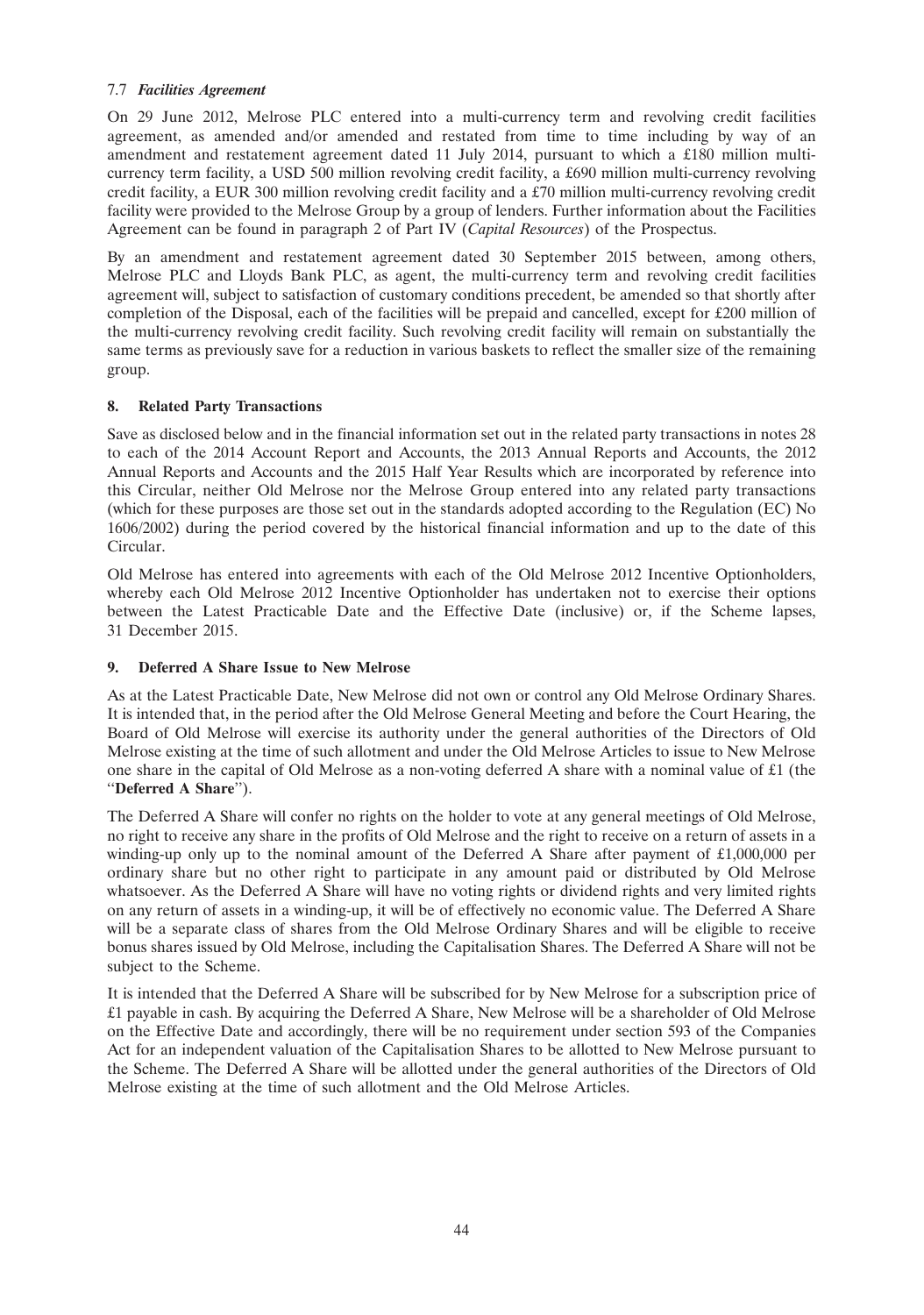### 7.7 *Facilities Agreement*

On 29 June 2012, Melrose PLC entered into a multi-currency term and revolving credit facilities agreement, as amended and/or amended and restated from time to time including by way of an amendment and restatement agreement dated 11 July 2014, pursuant to which a £180 million multi-currency term facility, a USD 500 million revolving credit facility, a £690 million multi-currency revolving credit facility, a EUR 300 million revolving credit facility and a £70 million multi-currency revolving credit facility were provided to the Melrose Group by a group of lenders. Further information about the Facilities Agreement can be found in paragraph 2 of Part IV (*Capital Resources*) of the Prospectus.

By an amendment and restatement agreement dated 30 September 2015 between, among others, Melrose PLC and Lloyds Bank PLC, as agent, the multi-currency term and revolving credit facilities agreement will, subject to satisfaction of customary conditions precedent, be amended so that shortly after completion of the Disposal, each of the facilities will be prepaid and cancelled, except for £200 million of the multi-currency revolving credit facility. Such revolving credit facility will remain on substantially the same terms as previously save for a reduction in various baskets to reflect the smaller size of the remaining group.

## 8. Related Party Transactions

Save as disclosed below and in the financial information set out in the related party transactions in notes 28 to each of the 2014 Account Report and Accounts, the 2013 Annual Reports and Accounts, the 2012 Annual Reports and Accounts and the 2015 Half Year Results which are incorporated by reference into this Circular, neither Old Melrose nor the Melrose Group entered into any related party transactions (which for these purposes are those set out in the standards adopted according to the Regulation (EC) No 1606/2002) during the period covered by the historical financial information and up to the date of this Circular.

Old Melrose has entered into agreements with each of the Old Melrose 2012 Incentive Optionholders, whereby each Old Melrose 2012 Incentive Optionholder has undertaken not to exercise their options between the Latest Practicable Date and the Effective Date (inclusive) or, if the Scheme lapses, 31 December 2015.

## 9. Deferred A Share Issue to New Melrose

As at the Latest Practicable Date, New Melrose did not own or control any Old Melrose Ordinary Shares. It is intended that, in the period after the Old Melrose General Meeting and before the Court Hearing, the Board of Old Melrose will exercise its authority under the general authorities of the Directors of Old Melrose existing at the time of such allotment and under the Old Melrose Articles to issue to New Melrose one share in the capital of Old Melrose as a non-voting deferred A share with a nominal value of £1 (the "**Deferred A Share**").

The Deferred A Share will confer no rights on the holder to vote at any general meetings of Old Melrose, no right to receive any share in the profits of Old Melrose and the right to receive on a return of assets in a winding-up only up to the nominal amount of the Deferred A Share after payment of £1,000,000 per ordinary share but no other right to participate in any amount paid or distributed by Old Melrose whatsoever. As the Deferred A Share will have no voting rights or dividend rights and very limited rights on any return of assets in a winding-up, it will be of effectively no economic value. The Deferred A Share will be a separate class of shares from the Old Melrose Ordinary Shares and will be eligible to receive bonus shares issued by Old Melrose, including the Capitalisation Shares. The Deferred A Share will not be subject to the Scheme.

It is intended that the Deferred A Share will be subscribed for by New Melrose for a subscription price of £1 payable in cash. By acquiring the Deferred A Share, New Melrose will be a shareholder of Old Melrose on the Effective Date and accordingly, there will be no requirement under section 593 of the Companies Act for an independent valuation of the Capitalisation Shares to be allotted to New Melrose pursuant to the Scheme. The Deferred A Share will be allotted under the general authorities of the Directors of Old Melrose existing at the time of such allotment and the Old Melrose Articles.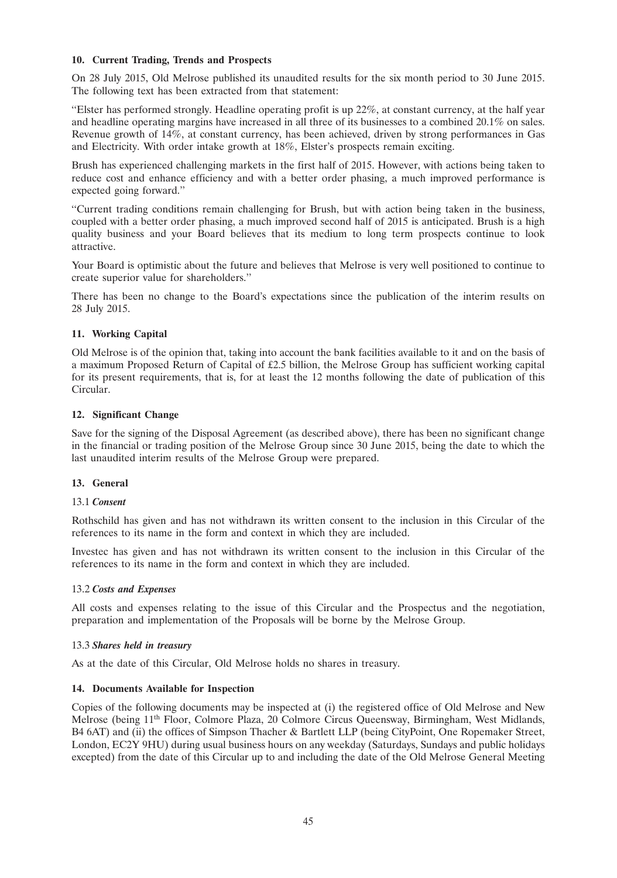### 10. Current Trading, Trends and Prospects

On 28 July 2015, Old Melrose published its unaudited results for the six month period to 30 June 2015. The following text has been extracted from that statement:

"Elster has performed strongly. Headline operating profit is up 22%, at constant currency, at the half year and headline operating margins have increased in all three of its businesses to a combined 20.1% on sales. Revenue growth of 14%, at constant currency, has been achieved, driven by strong performances in Gas and Electricity. With order intake growth at 18%, Elster's prospects remain exciting.

Brush has experienced challenging markets in the first half of 2015. However, with actions being taken to reduce cost and enhance efficiency and with a better order phasing, a much improved performance is expected going forward."

"Current trading conditions remain challenging for Brush, but with action being taken in the business, coupled with a better order phasing, a much improved second half of 2015 is anticipated. Brush is a high quality business and your Board believes that its medium to long term prospects continue to look attractive.

Your Board is optimistic about the future and believes that Melrose is very well positioned to continue to create superior value for shareholders."

There has been no change to the Board's expectations since the publication of the interim results on 28 July 2015.

### 11. Working Capital

Old Melrose is of the opinion that, taking into account the bank facilities available to it and on the basis of a maximum Proposed Return of Capital of £2.5 billion, the Melrose Group has sufficient working capital for its present requirements, that is, for at least the 12 months following the date of publication of this Circular.

### 12. Significant Change

Save for the signing of the Disposal Agreement (as described above), there has been no significant change in the financial or trading position of the Melrose Group since 30 June 2015, being the date to which the last unaudited interim results of the Melrose Group were prepared.

### 13. General

13.1 ***Consent***

Rothschild has given and has not withdrawn its written consent to the inclusion in this Circular of the references to its name in the form and context in which they are included.

Investec has given and has not withdrawn its written consent to the inclusion in this Circular of the references to its name in the form and context in which they are included.

13.2 ***Costs and Expenses***

All costs and expenses relating to the issue of this Circular and the Prospectus and the negotiation, preparation and implementation of the Proposals will be borne by the Melrose Group.

13.3 ***Shares held in treasury***

As at the date of this Circular, Old Melrose holds no shares in treasury.

### 14. Documents Available for Inspection

Copies of the following documents may be inspected at (i) the registered office of Old Melrose and New Melrose (being 11th Floor, Colmore Plaza, 20 Colmore Circus Queensway, Birmingham, West Midlands, B4 6AT) and (ii) the offices of Simpson Thacher & Bartlett LLP (being CityPoint, One Ropemaker Street, London, EC2Y 9HU) during usual business hours on any weekday (Saturdays, Sundays and public holidays excepted) from the date of this Circular up to and including the date of the Old Melrose General Meeting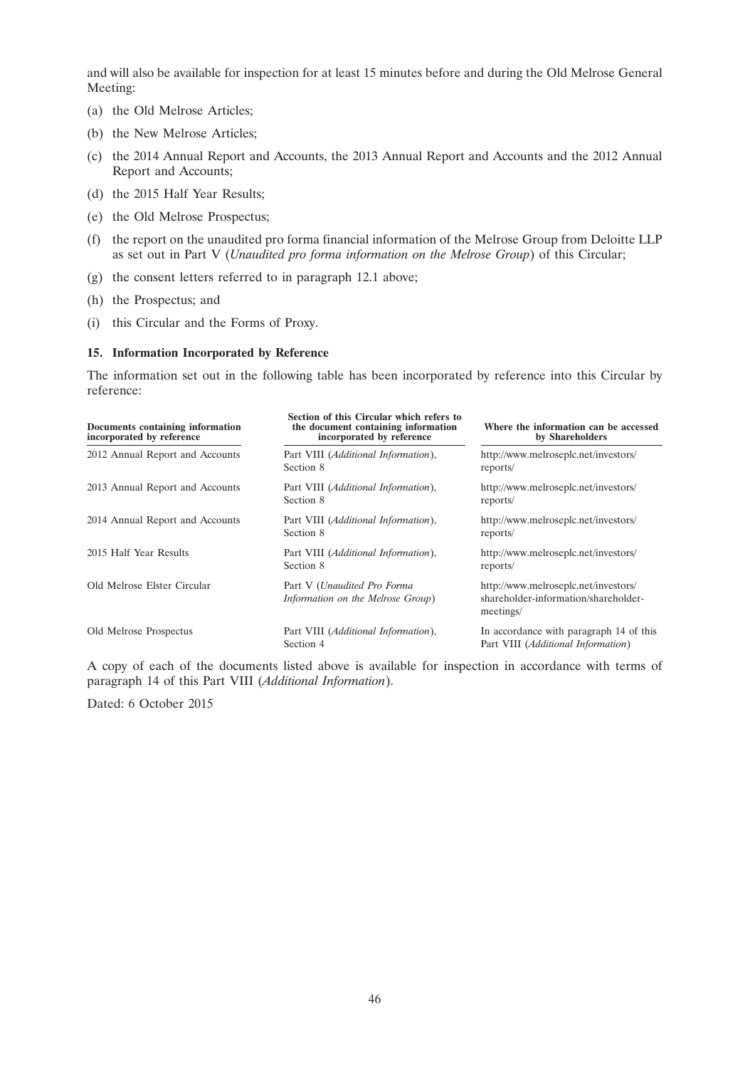and will also be available for inspection for at least 15 minutes before and during the Old Melrose General Meeting:

(a) the Old Melrose Articles;

(b) the New Melrose Articles;

(c) the 2014 Annual Report and Accounts, the 2013 Annual Report and Accounts and the 2012 Annual Report and Accounts;

(d) the 2015 Half Year Results;

(e) the Old Melrose Prospectus;

(f) the report on the unaudited pro forma financial information of the Melrose Group from Deloitte LLP as set out in Part V (*Unaudited pro forma information on the Melrose Group*) of this Circular;

(g) the consent letters referred to in paragraph 12.1 above;

(h) the Prospectus; and

(i) this Circular and the Forms of Proxy.

### 15. Information Incorporated by Reference

The information set out in the following table has been incorporated by reference into this Circular by reference:

| Documents containing information incorporated by reference | Section of this Circular which refers to the document containing information incorporated by reference | Where the information can be accessed by Shareholders |
|---|---|---|
| 2012 Annual Report and Accounts | Part VIII (*Additional Information*), Section 8 | http://www.melroseplc.net/investors/reports/ |
| 2013 Annual Report and Accounts | Part VIII (*Additional Information*), Section 8 | http://www.melroseplc.net/investors/reports/ |
| 2014 Annual Report and Accounts | Part VIII (*Additional Information*), Section 8 | http://www.melroseplc.net/investors/reports/ |
| 2015 Half Year Results | Part VIII (*Additional Information*), Section 8 | http://www.melroseplc.net/investors/reports/ |
| Old Melrose Elster Circular | Part V (*Unaudited Pro Forma Information on the Melrose Group*) | http://www.melroseplc.net/investors/shareholder-information/shareholder-meetings/ |
| Old Melrose Prospectus | Part VIII (*Additional Information*), Section 4 | In accordance with paragraph 14 of this Part VIII (*Additional Information*) |

A copy of each of the documents listed above is available for inspection in accordance with terms of paragraph 14 of this Part VIII (*Additional Information*).

Dated: 6 October 2015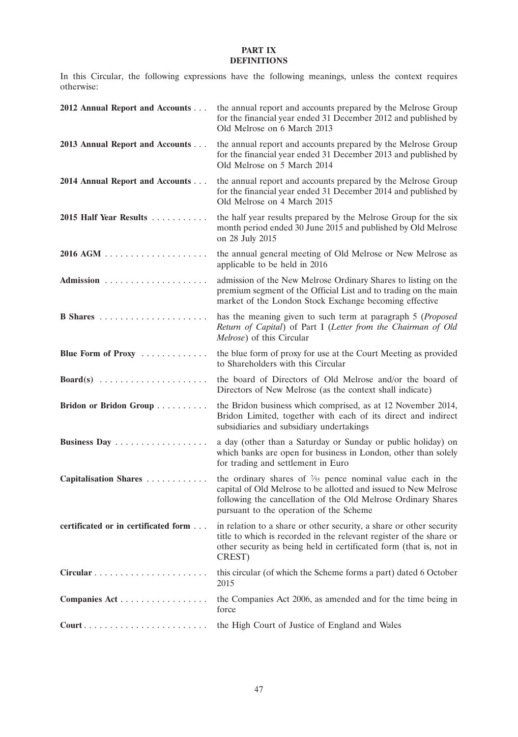# PART IX
## DEFINITIONS

In this Circular, the following expressions have the following meanings, unless the context requires otherwise:

| Term | Meaning |
|---|---|
| **2012 Annual Report and Accounts** | the annual report and accounts prepared by the Melrose Group for the financial year ended 31 December 2012 and published by Old Melrose on 6 March 2013 |
| **2013 Annual Report and Accounts** | the annual report and accounts prepared by the Melrose Group for the financial year ended 31 December 2013 and published by Old Melrose on 5 March 2014 |
| **2014 Annual Report and Accounts** | the annual report and accounts prepared by the Melrose Group for the financial year ended 31 December 2014 and published by Old Melrose on 4 March 2015 |
| **2015 Half Year Results** | the half year results prepared by the Melrose Group for the six month period ended 30 June 2015 and published by Old Melrose on 28 July 2015 |
| **2016 AGM** | the annual general meeting of Old Melrose or New Melrose as applicable to be held in 2016 |
| **Admission** | admission of the New Melrose Ordinary Shares to listing on the premium segment of the Official List and to trading on the main market of the London Stock Exchange becoming effective |
| **B Shares** | has the meaning given to such term at paragraph 5 (*Proposed Return of Capital*) of Part I (*Letter from the Chairman of Old Melrose*) of this Circular |
| **Blue Form of Proxy** | the blue form of proxy for use at the Court Meeting as provided to Shareholders with this Circular |
| **Board(s)** | the board of Directors of Old Melrose and/or the board of Directors of New Melrose (as the context shall indicate) |
| **Bridon or Bridon Group** | the Bridon business which comprised, as at 12 November 2014, Bridon Limited, together with each of its direct and indirect subsidiaries and subsidiary undertakings |
| **Business Day** | a day (other than a Saturday or Sunday or public holiday) on which banks are open for business in London, other than solely for trading and settlement in Euro |
| **Capitalisation Shares** | the ordinary shares of 7⁄55 pence nominal value each in the capital of Old Melrose to be allotted and issued to New Melrose following the cancellation of the Old Melrose Ordinary Shares pursuant to the operation of the Scheme |
| **certificated or in certificated form** | in relation to a share or other security, a share or other security title to which is recorded in the relevant register of the share or other security as being held in certificated form (that is, not in CREST) |
| **Circular** | this circular (of which the Scheme forms a part) dated 6 October 2015 |
| **Companies Act** | the Companies Act 2006, as amended and for the time being in force |
| **Court** | the High Court of Justice of England and Wales |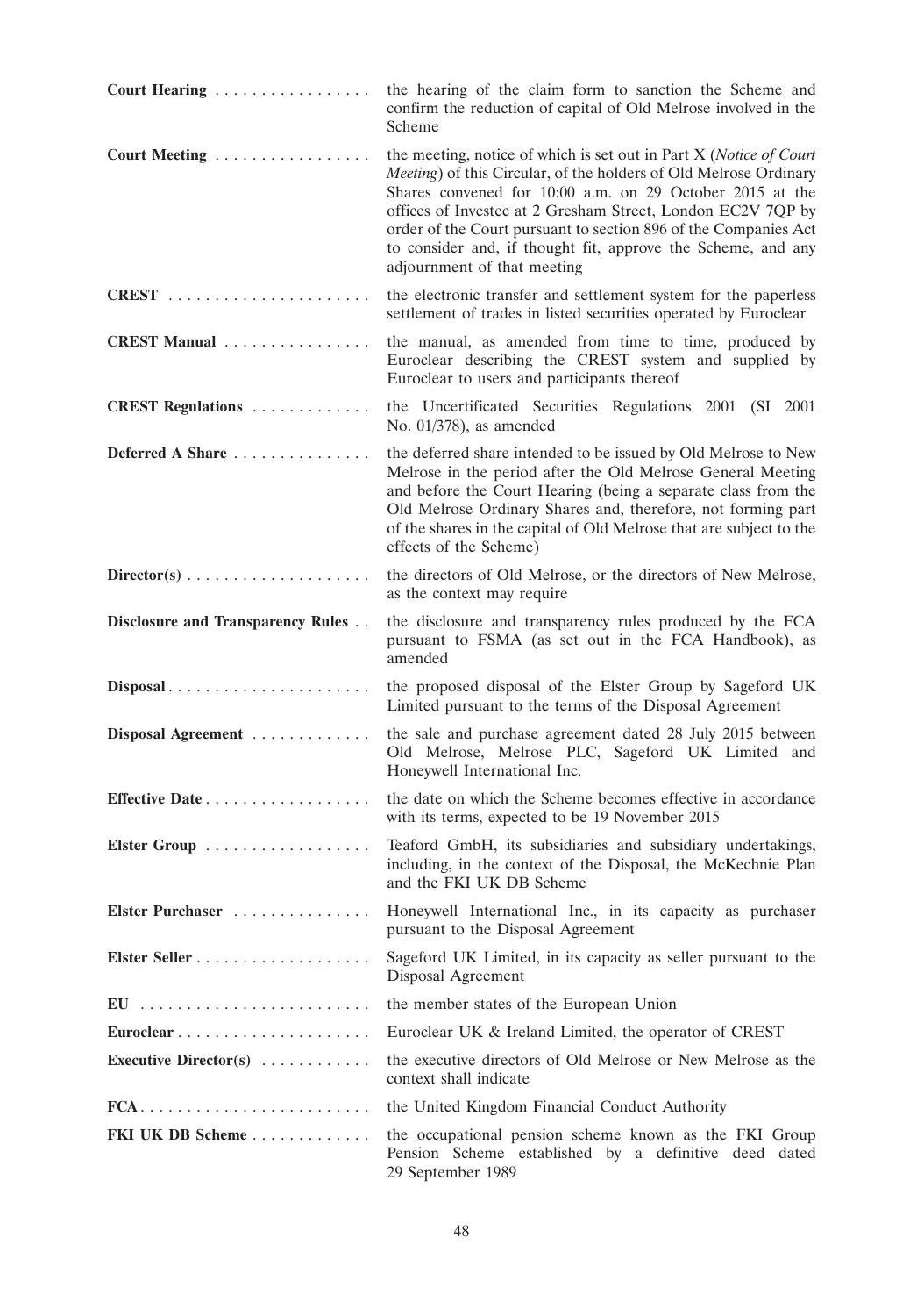| | |
|---|---|
| **Court Hearing** | the hearing of the claim form to sanction the Scheme and confirm the reduction of capital of Old Melrose involved in the Scheme |
| **Court Meeting** | the meeting, notice of which is set out in Part X (*Notice of Court Meeting*) of this Circular, of the holders of Old Melrose Ordinary Shares convened for 10:00 a.m. on 29 October 2015 at the offices of Investec at 2 Gresham Street, London EC2V 7QP by order of the Court pursuant to section 896 of the Companies Act to consider and, if thought fit, approve the Scheme, and any adjournment of that meeting |
| **CREST** | the electronic transfer and settlement system for the paperless settlement of trades in listed securities operated by Euroclear |
| **CREST Manual** | the manual, as amended from time to time, produced by Euroclear describing the CREST system and supplied by Euroclear to users and participants thereof |
| **CREST Regulations** | the Uncertificated Securities Regulations 2001 (SI 2001 No. 01/378), as amended |
| **Deferred A Share** | the deferred share intended to be issued by Old Melrose to New Melrose in the period after the Old Melrose General Meeting and before the Court Hearing (being a separate class from the Old Melrose Ordinary Shares and, therefore, not forming part of the shares in the capital of Old Melrose that are subject to the effects of the Scheme) |
| **Director(s)** | the directors of Old Melrose, or the directors of New Melrose, as the context may require |
| **Disclosure and Transparency Rules** | the disclosure and transparency rules produced by the FCA pursuant to FSMA (as set out in the FCA Handbook), as amended |
| **Disposal** | the proposed disposal of the Elster Group by Sageford UK Limited pursuant to the terms of the Disposal Agreement |
| **Disposal Agreement** | the sale and purchase agreement dated 28 July 2015 between Old Melrose, Melrose PLC, Sageford UK Limited and Honeywell International Inc. |
| **Effective Date** | the date on which the Scheme becomes effective in accordance with its terms, expected to be 19 November 2015 |
| **Elster Group** | Teaford GmbH, its subsidiaries and subsidiary undertakings, including, in the context of the Disposal, the McKechnie Plan and the FKI UK DB Scheme |
| **Elster Purchaser** | Honeywell International Inc., in its capacity as purchaser pursuant to the Disposal Agreement |
| **Elster Seller** | Sageford UK Limited, in its capacity as seller pursuant to the Disposal Agreement |
| **EU** | the member states of the European Union |
| **Euroclear** | Euroclear UK & Ireland Limited, the operator of CREST |
| **Executive Director(s)** | the executive directors of Old Melrose or New Melrose as the context shall indicate |
| **FCA** | the United Kingdom Financial Conduct Authority |
| **FKI UK DB Scheme** | the occupational pension scheme known as the FKI Group Pension Scheme established by a definitive deed dated 29 September 1989 |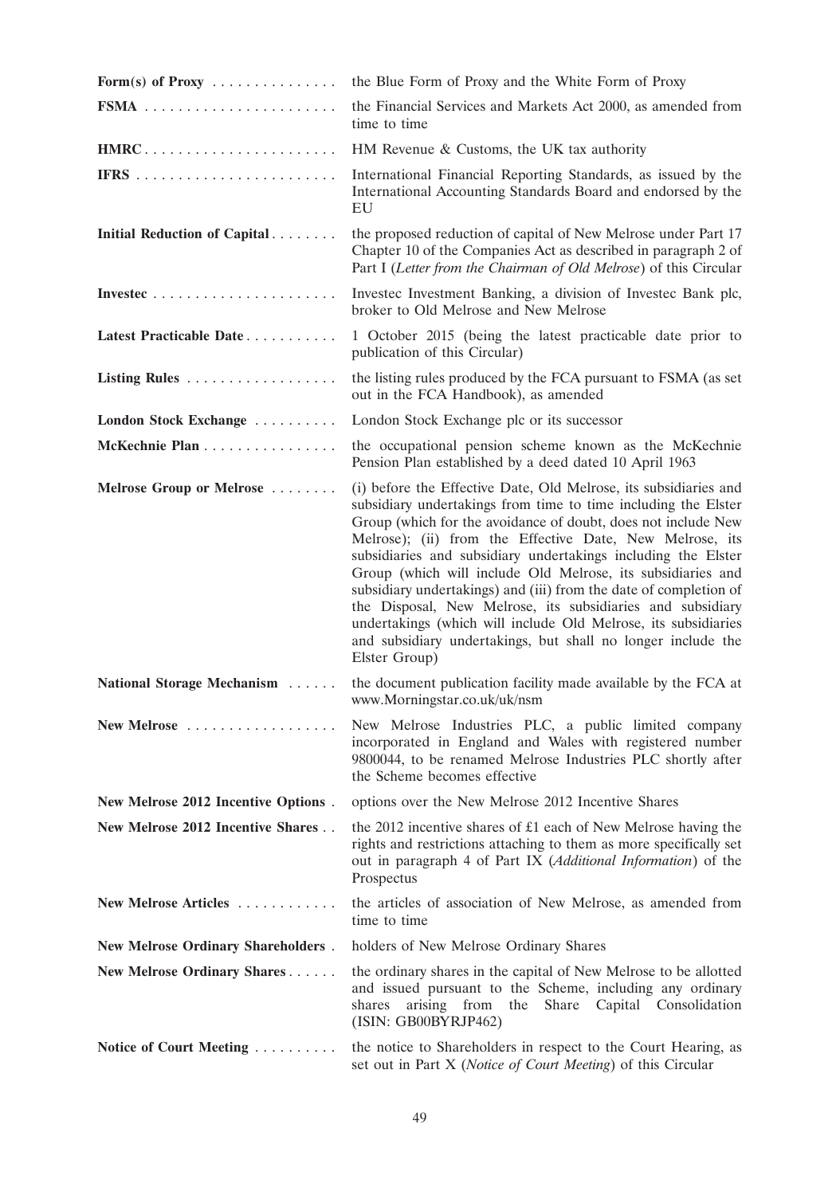| | |
|---|---|
| **Form(s) of Proxy** | the Blue Form of Proxy and the White Form of Proxy |
| **FSMA** | the Financial Services and Markets Act 2000, as amended from time to time |
| **HMRC** | HM Revenue & Customs, the UK tax authority |
| **IFRS** | International Financial Reporting Standards, as issued by the International Accounting Standards Board and endorsed by the EU |
| **Initial Reduction of Capital** | the proposed reduction of capital of New Melrose under Part 17 Chapter 10 of the Companies Act as described in paragraph 2 of Part I (*Letter from the Chairman of Old Melrose*) of this Circular |
| **Investec** | Investec Investment Banking, a division of Investec Bank plc, broker to Old Melrose and New Melrose |
| **Latest Practicable Date** | 1 October 2015 (being the latest practicable date prior to publication of this Circular) |
| **Listing Rules** | the listing rules produced by the FCA pursuant to FSMA (as set out in the FCA Handbook), as amended |
| **London Stock Exchange** | London Stock Exchange plc or its successor |
| **McKechnie Plan** | the occupational pension scheme known as the McKechnie Pension Plan established by a deed dated 10 April 1963 |
| **Melrose Group or Melrose** | (i) before the Effective Date, Old Melrose, its subsidiaries and subsidiary undertakings from time to time including the Elster Group (which for the avoidance of doubt, does not include New Melrose); (ii) from the Effective Date, New Melrose, its subsidiaries and subsidiary undertakings including the Elster Group (which will include Old Melrose, its subsidiaries and subsidiary undertakings) and (iii) from the date of completion of the Disposal, New Melrose, its subsidiaries and subsidiary undertakings (which will include Old Melrose, its subsidiaries and subsidiary undertakings, but shall no longer include the Elster Group) |
| **National Storage Mechanism** | the document publication facility made available by the FCA at www.Morningstar.co.uk/uk/nsm |
| **New Melrose** | New Melrose Industries PLC, a public limited company incorporated in England and Wales with registered number 9800044, to be renamed Melrose Industries PLC shortly after the Scheme becomes effective |
| **New Melrose 2012 Incentive Options** | options over the New Melrose 2012 Incentive Shares |
| **New Melrose 2012 Incentive Shares** | the 2012 incentive shares of £1 each of New Melrose having the rights and restrictions attaching to them as more specifically set out in paragraph 4 of Part IX (*Additional Information*) of the Prospectus |
| **New Melrose Articles** | the articles of association of New Melrose, as amended from time to time |
| **New Melrose Ordinary Shareholders** | holders of New Melrose Ordinary Shares |
| **New Melrose Ordinary Shares** | the ordinary shares in the capital of New Melrose to be allotted and issued pursuant to the Scheme, including any ordinary shares arising from the Share Capital Consolidation (ISIN: GB00BYRJP462) |
| **Notice of Court Meeting** | the notice to Shareholders in respect to the Court Hearing, as set out in Part X (*Notice of Court Meeting*) of this Circular |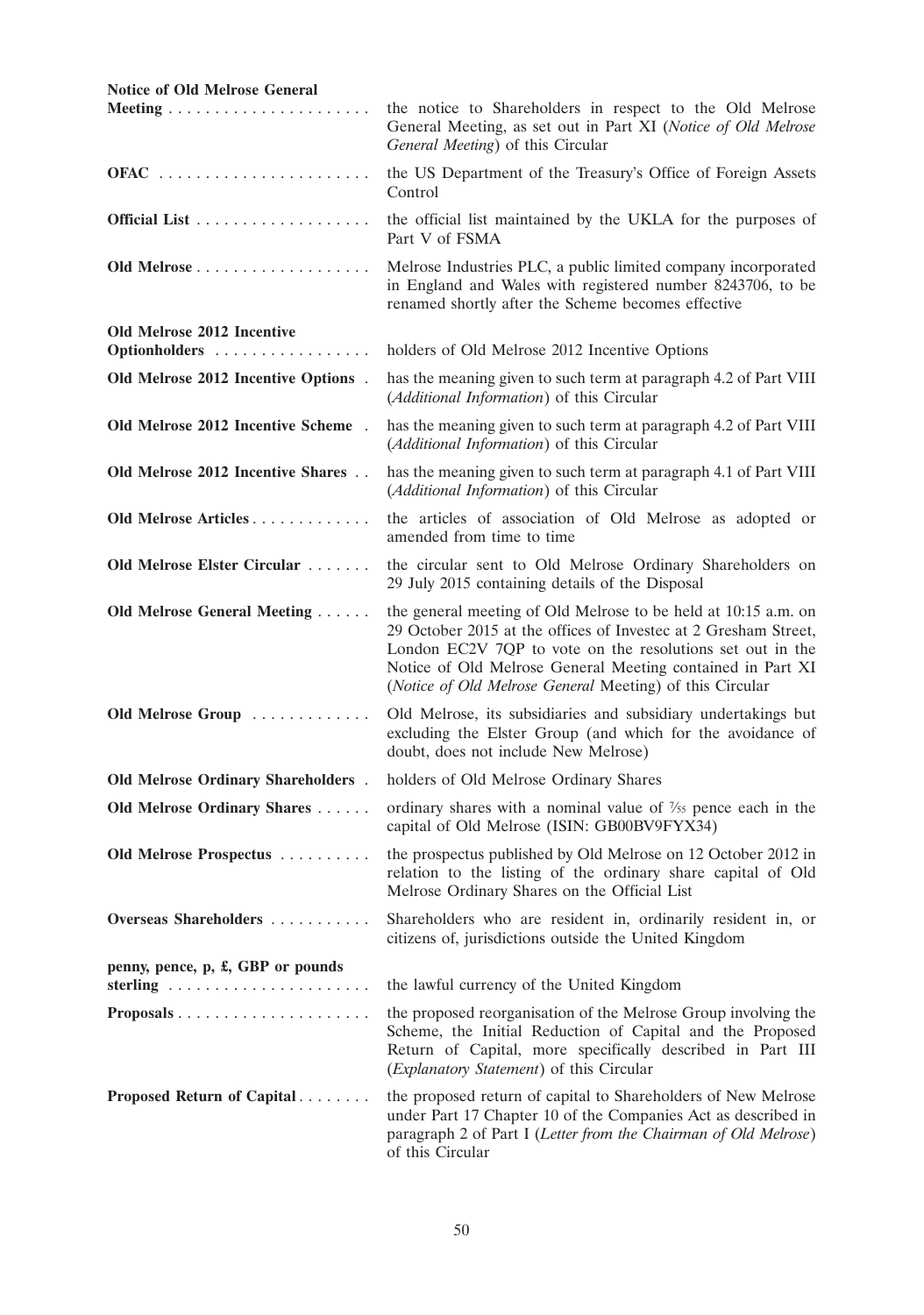| | |
|---|---|
| **Notice of Old Melrose General Meeting** | the notice to Shareholders in respect to the Old Melrose General Meeting, as set out in Part XI (*Notice of Old Melrose General Meeting*) of this Circular |
| **OFAC** | the US Department of the Treasury's Office of Foreign Assets Control |
| **Official List** | the official list maintained by the UKLA for the purposes of Part V of FSMA |
| **Old Melrose** | Melrose Industries PLC, a public limited company incorporated in England and Wales with registered number 8243706, to be renamed shortly after the Scheme becomes effective |
| **Old Melrose 2012 Incentive Optionholders** | holders of Old Melrose 2012 Incentive Options |
| **Old Melrose 2012 Incentive Options** | has the meaning given to such term at paragraph 4.2 of Part VIII (*Additional Information*) of this Circular |
| **Old Melrose 2012 Incentive Scheme** | has the meaning given to such term at paragraph 4.2 of Part VIII (*Additional Information*) of this Circular |
| **Old Melrose 2012 Incentive Shares** | has the meaning given to such term at paragraph 4.1 of Part VIII (*Additional Information*) of this Circular |
| **Old Melrose Articles** | the articles of association of Old Melrose as adopted or amended from time to time |
| **Old Melrose Elster Circular** | the circular sent to Old Melrose Ordinary Shareholders on 29 July 2015 containing details of the Disposal |
| **Old Melrose General Meeting** | the general meeting of Old Melrose to be held at 10:15 a.m. on 29 October 2015 at the offices of Investec at 2 Gresham Street, London EC2V 7QP to vote on the resolutions set out in the Notice of Old Melrose General Meeting contained in Part XI (*Notice of Old Melrose General* Meeting) of this Circular |
| **Old Melrose Group** | Old Melrose, its subsidiaries and subsidiary undertakings but excluding the Elster Group (and which for the avoidance of doubt, does not include New Melrose) |
| **Old Melrose Ordinary Shareholders** | holders of Old Melrose Ordinary Shares |
| **Old Melrose Ordinary Shares** | ordinary shares with a nominal value of 7⁄55 pence each in the capital of Old Melrose (ISIN: GB00BV9FYX34) |
| **Old Melrose Prospectus** | the prospectus published by Old Melrose on 12 October 2012 in relation to the listing of the ordinary share capital of Old Melrose Ordinary Shares on the Official List |
| **Overseas Shareholders** | Shareholders who are resident in, ordinarily resident in, or citizens of, jurisdictions outside the United Kingdom |
| **penny, pence, p, £, GBP or pounds sterling** | the lawful currency of the United Kingdom |
| **Proposals** | the proposed reorganisation of the Melrose Group involving the Scheme, the Initial Reduction of Capital and the Proposed Return of Capital, more specifically described in Part III (*Explanatory Statement*) of this Circular |
| **Proposed Return of Capital** | the proposed return of capital to Shareholders of New Melrose under Part 17 Chapter 10 of the Companies Act as described in paragraph 2 of Part I (*Letter from the Chairman of Old Melrose*) of this Circular |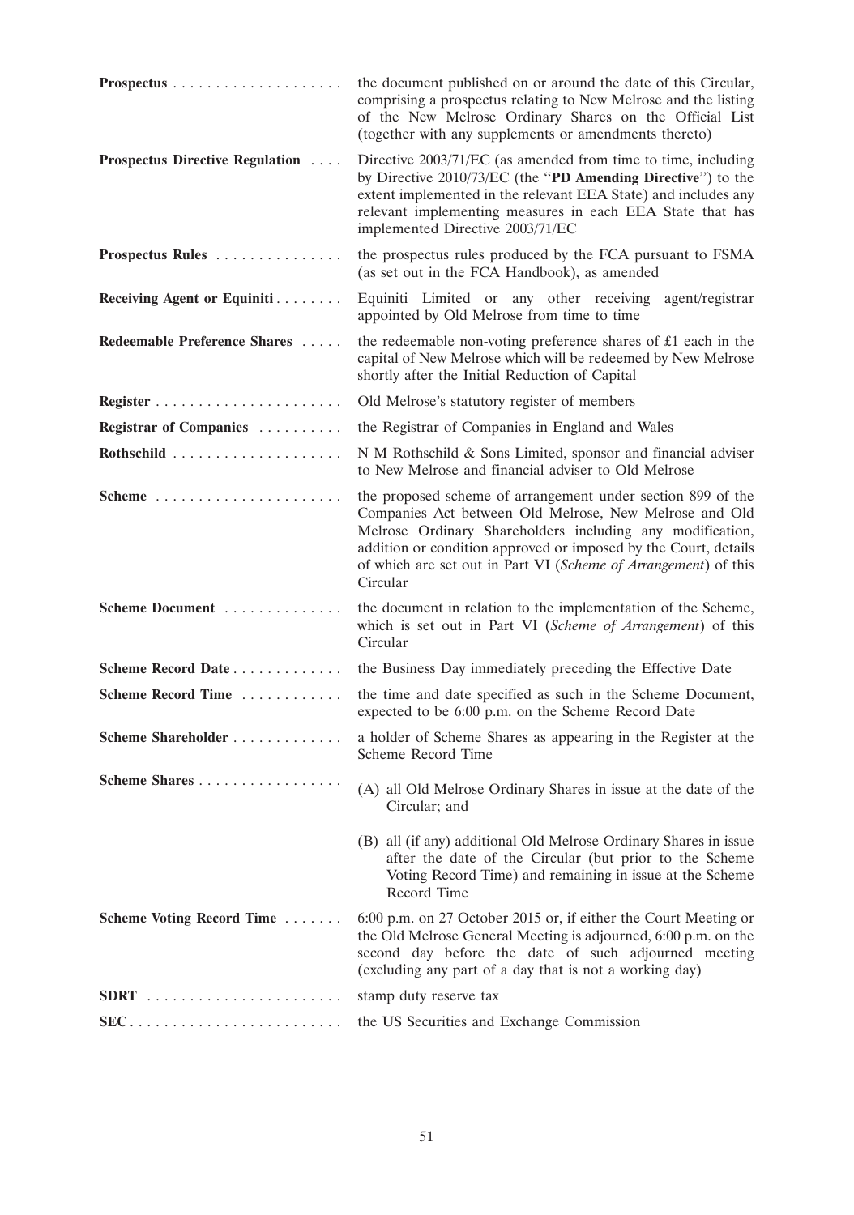| | |
|---|---|
| **Prospectus** | the document published on or around the date of this Circular, comprising a prospectus relating to New Melrose and the listing of the New Melrose Ordinary Shares on the Official List (together with any supplements or amendments thereto) |
| **Prospectus Directive Regulation** | Directive 2003/71/EC (as amended from time to time, including by Directive 2010/73/EC (the "**PD Amending Directive**") to the extent implemented in the relevant EEA State) and includes any relevant implementing measures in each EEA State that has implemented Directive 2003/71/EC |
| **Prospectus Rules** | the prospectus rules produced by the FCA pursuant to FSMA (as set out in the FCA Handbook), as amended |
| **Receiving Agent or Equiniti** | Equiniti Limited or any other receiving agent/registrar appointed by Old Melrose from time to time |
| **Redeemable Preference Shares** | the redeemable non-voting preference shares of £1 each in the capital of New Melrose which will be redeemed by New Melrose shortly after the Initial Reduction of Capital |
| **Register** | Old Melrose's statutory register of members |
| **Registrar of Companies** | the Registrar of Companies in England and Wales |
| **Rothschild** | N M Rothschild & Sons Limited, sponsor and financial adviser to New Melrose and financial adviser to Old Melrose |
| **Scheme** | the proposed scheme of arrangement under section 899 of the Companies Act between Old Melrose, New Melrose and Old Melrose Ordinary Shareholders including any modification, addition or condition approved or imposed by the Court, details of which are set out in Part VI (*Scheme of Arrangement*) of this Circular |
| **Scheme Document** | the document in relation to the implementation of the Scheme, which is set out in Part VI (*Scheme of Arrangement*) of this Circular |
| **Scheme Record Date** | the Business Day immediately preceding the Effective Date |
| **Scheme Record Time** | the time and date specified as such in the Scheme Document, expected to be 6:00 p.m. on the Scheme Record Date |
| **Scheme Shareholder** | a holder of Scheme Shares as appearing in the Register at the Scheme Record Time |
| **Scheme Shares** | (A) all Old Melrose Ordinary Shares in issue at the date of the Circular; and<br>(B) all (if any) additional Old Melrose Ordinary Shares in issue after the date of the Circular (but prior to the Scheme Voting Record Time) and remaining in issue at the Scheme Record Time |
| **Scheme Voting Record Time** | 6:00 p.m. on 27 October 2015 or, if either the Court Meeting or the Old Melrose General Meeting is adjourned, 6:00 p.m. on the second day before the date of such adjourned meeting (excluding any part of a day that is not a working day) |
| **SDRT** | stamp duty reserve tax |
| **SEC** | the US Securities and Exchange Commission |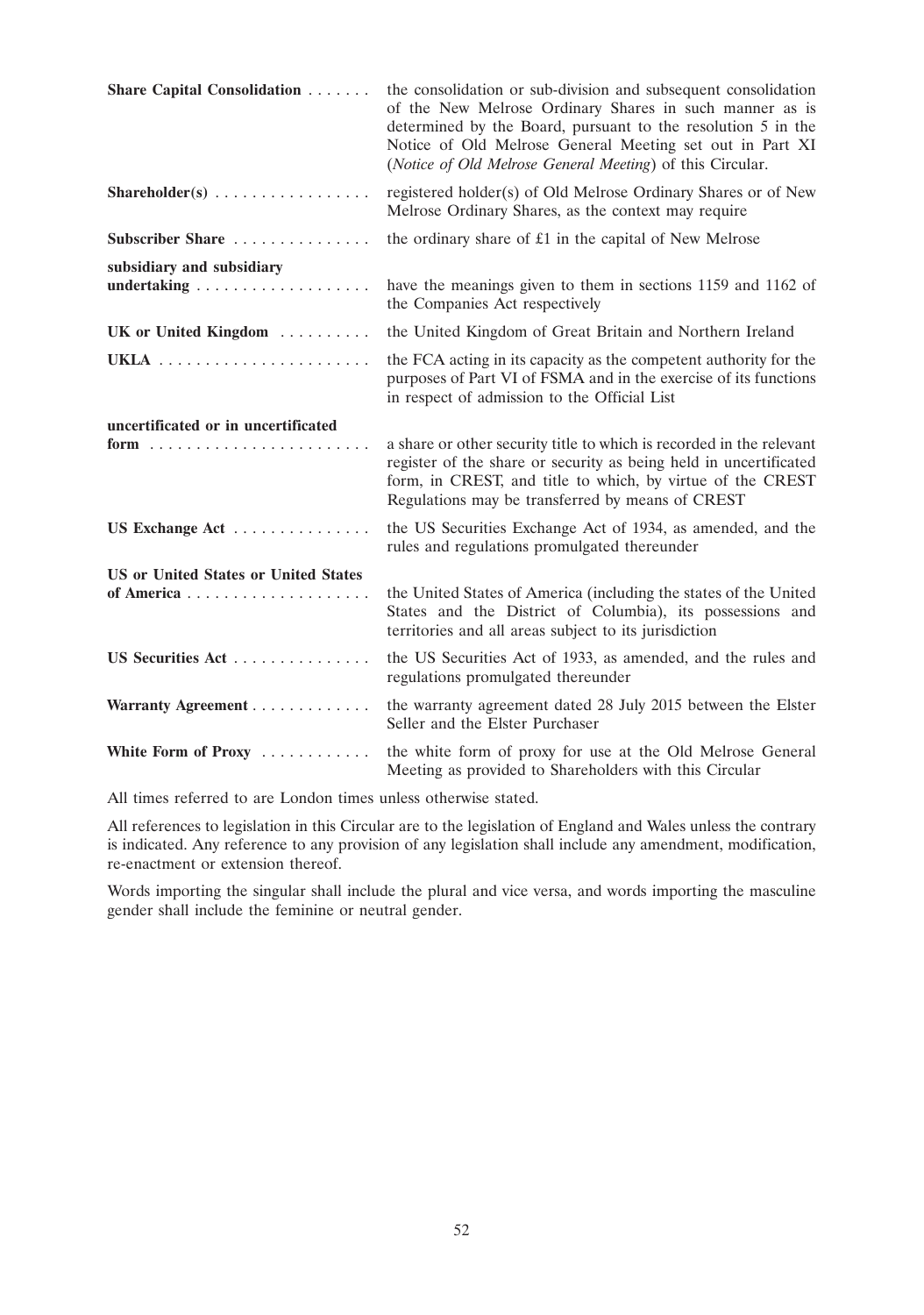| | |
|---|---|
| **Share Capital Consolidation** | the consolidation or sub-division and subsequent consolidation of the New Melrose Ordinary Shares in such manner as is determined by the Board, pursuant to the resolution 5 in the Notice of Old Melrose General Meeting set out in Part XI (*Notice of Old Melrose General Meeting*) of this Circular. |
| **Shareholder(s)** | registered holder(s) of Old Melrose Ordinary Shares or of New Melrose Ordinary Shares, as the context may require |
| **Subscriber Share** | the ordinary share of £1 in the capital of New Melrose |
| **subsidiary and subsidiary undertaking** | have the meanings given to them in sections 1159 and 1162 of the Companies Act respectively |
| **UK or United Kingdom** | the United Kingdom of Great Britain and Northern Ireland |
| **UKLA** | the FCA acting in its capacity as the competent authority for the purposes of Part VI of FSMA and in the exercise of its functions in respect of admission to the Official List |
| **uncertificated or in uncertificated form** | a share or other security title to which is recorded in the relevant register of the share or security as being held in uncertificated form, in CREST, and title to which, by virtue of the CREST Regulations may be transferred by means of CREST |
| **US Exchange Act** | the US Securities Exchange Act of 1934, as amended, and the rules and regulations promulgated thereunder |
| **US or United States or United States of America** | the United States of America (including the states of the United States and the District of Columbia), its possessions and territories and all areas subject to its jurisdiction |
| **US Securities Act** | the US Securities Act of 1933, as amended, and the rules and regulations promulgated thereunder |
| **Warranty Agreement** | the warranty agreement dated 28 July 2015 between the Elster Seller and the Elster Purchaser |
| **White Form of Proxy** | the white form of proxy for use at the Old Melrose General Meeting as provided to Shareholders with this Circular |

All times referred to are London times unless otherwise stated.

All references to legislation in this Circular are to the legislation of England and Wales unless the contrary is indicated. Any reference to any provision of any legislation shall include any amendment, modification, re-enactment or extension thereof.

Words importing the singular shall include the plural and vice versa, and words importing the masculine gender shall include the feminine or neutral gender.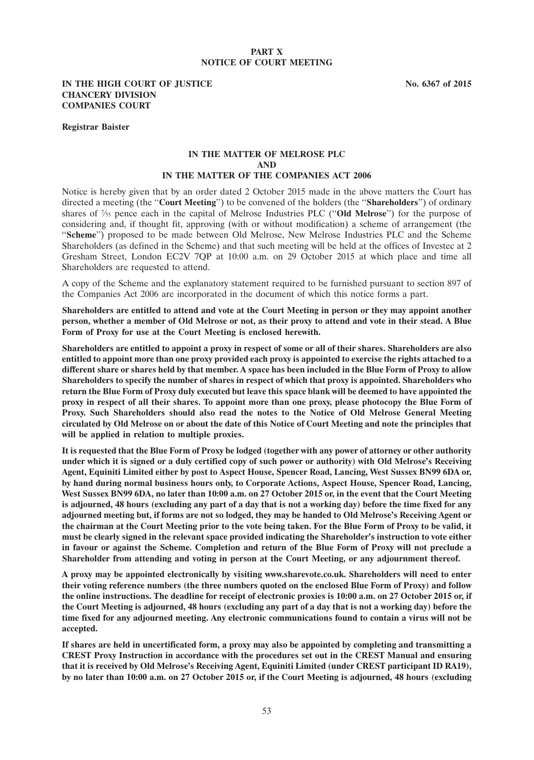# PART X
## NOTICE OF COURT MEETING

**IN THE HIGH COURT OF JUSTICE** **No. 6367 of 2015**
**CHANCERY DIVISION**
**COMPANIES COURT**

**Registrar Baister**

**IN THE MATTER OF MELROSE PLC**
**AND**
**IN THE MATTER OF THE COMPANIES ACT 2006**

Notice is hereby given that by an order dated 2 October 2015 made in the above matters the Court has directed a meeting (the "**Court Meeting**") to be convened of the holders (the "**Shareholders**") of ordinary shares of 7⁄55 pence each in the capital of Melrose Industries PLC ("**Old Melrose**") for the purpose of considering and, if thought fit, approving (with or without modification) a scheme of arrangement (the "**Scheme**") proposed to be made between Old Melrose, New Melrose Industries PLC and the Scheme Shareholders (as defined in the Scheme) and that such meeting will be held at the offices of Investec at 2 Gresham Street, London EC2V 7QP at 10:00 a.m. on 29 October 2015 at which place and time all Shareholders are requested to attend.

A copy of the Scheme and the explanatory statement required to be furnished pursuant to section 897 of the Companies Act 2006 are incorporated in the document of which this notice forms a part.

**Shareholders are entitled to attend and vote at the Court Meeting in person or they may appoint another person, whether a member of Old Melrose or not, as their proxy to attend and vote in their stead. A Blue Form of Proxy for use at the Court Meeting is enclosed herewith.**

**Shareholders are entitled to appoint a proxy in respect of some or all of their shares. Shareholders are also entitled to appoint more than one proxy provided each proxy is appointed to exercise the rights attached to a different share or shares held by that member. A space has been included in the Blue Form of Proxy to allow Shareholders to specify the number of shares in respect of which that proxy is appointed. Shareholders who return the Blue Form of Proxy duly executed but leave this space blank will be deemed to have appointed the proxy in respect of all their shares. To appoint more than one proxy, please photocopy the Blue Form of Proxy. Such Shareholders should also read the notes to the Notice of Old Melrose General Meeting circulated by Old Melrose on or about the date of this Notice of Court Meeting and note the principles that will be applied in relation to multiple proxies.**

**It is requested that the Blue Form of Proxy be lodged (together with any power of attorney or other authority under which it is signed or a duly certified copy of such power or authority) with Old Melrose's Receiving Agent, Equiniti Limited either by post to Aspect House, Spencer Road, Lancing, West Sussex BN99 6DA or, by hand during normal business hours only, to Corporate Actions, Aspect House, Spencer Road, Lancing, West Sussex BN99 6DA, no later than 10:00 a.m. on 27 October 2015 or, in the event that the Court Meeting is adjourned, 48 hours (excluding any part of a day that is not a working day) before the time fixed for any adjourned meeting but, if forms are not so lodged, they may be handed to Old Melrose's Receiving Agent or the chairman at the Court Meeting prior to the vote being taken. For the Blue Form of Proxy to be valid, it must be clearly signed in the relevant space provided indicating the Shareholder's instruction to vote either in favour or against the Scheme. Completion and return of the Blue Form of Proxy will not preclude a Shareholder from attending and voting in person at the Court Meeting, or any adjournment thereof.**

**A proxy may be appointed electronically by visiting www.sharevote.co.uk. Shareholders will need to enter their voting reference numbers (the three numbers quoted on the enclosed Blue Form of Proxy) and follow the online instructions. The deadline for receipt of electronic proxies is 10:00 a.m. on 27 October 2015 or, if the Court Meeting is adjourned, 48 hours (excluding any part of a day that is not a working day) before the time fixed for any adjourned meeting. Any electronic communications found to contain a virus will not be accepted.**

**If shares are held in uncertificated form, a proxy may also be appointed by completing and transmitting a CREST Proxy Instruction in accordance with the procedures set out in the CREST Manual and ensuring that it is received by Old Melrose's Receiving Agent, Equiniti Limited (under CREST participant ID RA19), by no later than 10:00 a.m. on 27 October 2015 or, if the Court Meeting is adjourned, 48 hours (excluding**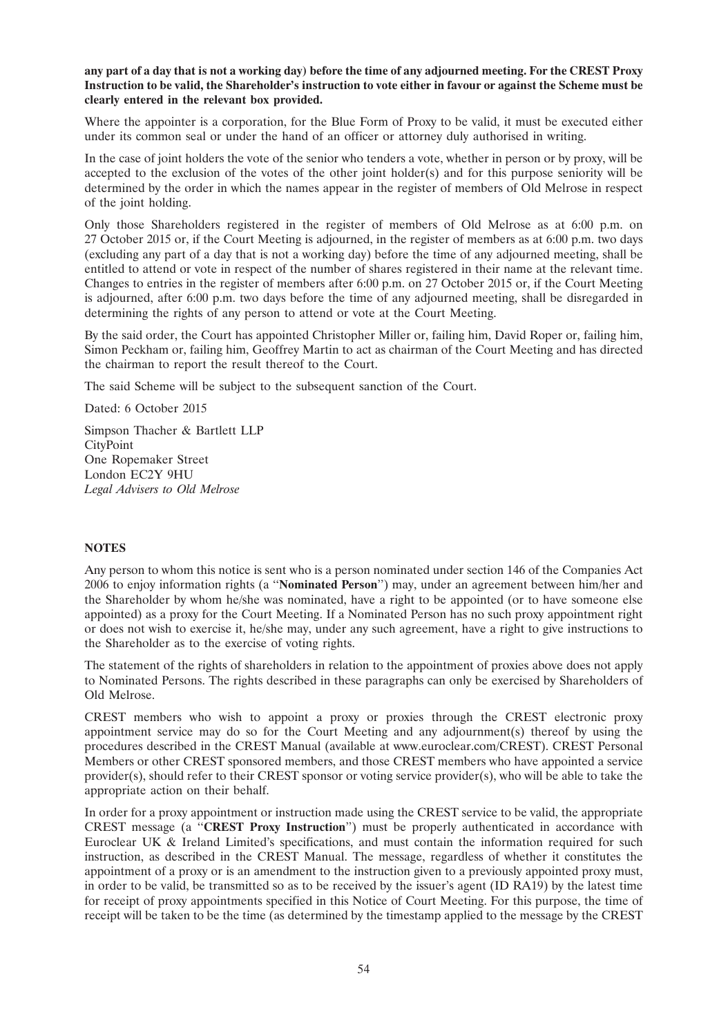**any part of a day that is not a working day) before the time of any adjourned meeting. For the CREST Proxy Instruction to be valid, the Shareholder's instruction to vote either in favour or against the Scheme must be clearly entered in the relevant box provided.**

Where the appointer is a corporation, for the Blue Form of Proxy to be valid, it must be executed either under its common seal or under the hand of an officer or attorney duly authorised in writing.

In the case of joint holders the vote of the senior who tenders a vote, whether in person or by proxy, will be accepted to the exclusion of the votes of the other joint holder(s) and for this purpose seniority will be determined by the order in which the names appear in the register of members of Old Melrose in respect of the joint holding.

Only those Shareholders registered in the register of members of Old Melrose as at 6:00 p.m. on 27 October 2015 or, if the Court Meeting is adjourned, in the register of members as at 6:00 p.m. two days (excluding any part of a day that is not a working day) before the time of any adjourned meeting, shall be entitled to attend or vote in respect of the number of shares registered in their name at the relevant time. Changes to entries in the register of members after 6:00 p.m. on 27 October 2015 or, if the Court Meeting is adjourned, after 6:00 p.m. two days before the time of any adjourned meeting, shall be disregarded in determining the rights of any person to attend or vote at the Court Meeting.

By the said order, the Court has appointed Christopher Miller or, failing him, David Roper or, failing him, Simon Peckham or, failing him, Geoffrey Martin to act as chairman of the Court Meeting and has directed the chairman to report the result thereof to the Court.

The said Scheme will be subject to the subsequent sanction of the Court.

Dated: 6 October 2015

Simpson Thacher & Bartlett LLP
CityPoint
One Ropemaker Street
London EC2Y 9HU
*Legal Advisers to Old Melrose*

**NOTES**

Any person to whom this notice is sent who is a person nominated under section 146 of the Companies Act 2006 to enjoy information rights (a "**Nominated Person**") may, under an agreement between him/her and the Shareholder by whom he/she was nominated, have a right to be appointed (or to have someone else appointed) as a proxy for the Court Meeting. If a Nominated Person has no such proxy appointment right or does not wish to exercise it, he/she may, under any such agreement, have a right to give instructions to the Shareholder as to the exercise of voting rights.

The statement of the rights of shareholders in relation to the appointment of proxies above does not apply to Nominated Persons. The rights described in these paragraphs can only be exercised by Shareholders of Old Melrose.

CREST members who wish to appoint a proxy or proxies through the CREST electronic proxy appointment service may do so for the Court Meeting and any adjournment(s) thereof by using the procedures described in the CREST Manual (available at www.euroclear.com/CREST). CREST Personal Members or other CREST sponsored members, and those CREST members who have appointed a service provider(s), should refer to their CREST sponsor or voting service provider(s), who will be able to take the appropriate action on their behalf.

In order for a proxy appointment or instruction made using the CREST service to be valid, the appropriate CREST message (a "**CREST Proxy Instruction**") must be properly authenticated in accordance with Euroclear UK & Ireland Limited's specifications, and must contain the information required for such instruction, as described in the CREST Manual. The message, regardless of whether it constitutes the appointment of a proxy or is an amendment to the instruction given to a previously appointed proxy must, in order to be valid, be transmitted so as to be received by the issuer's agent (ID RA19) by the latest time for receipt of proxy appointments specified in this Notice of Court Meeting. For this purpose, the time of receipt will be taken to be the time (as determined by the timestamp applied to the message by the CREST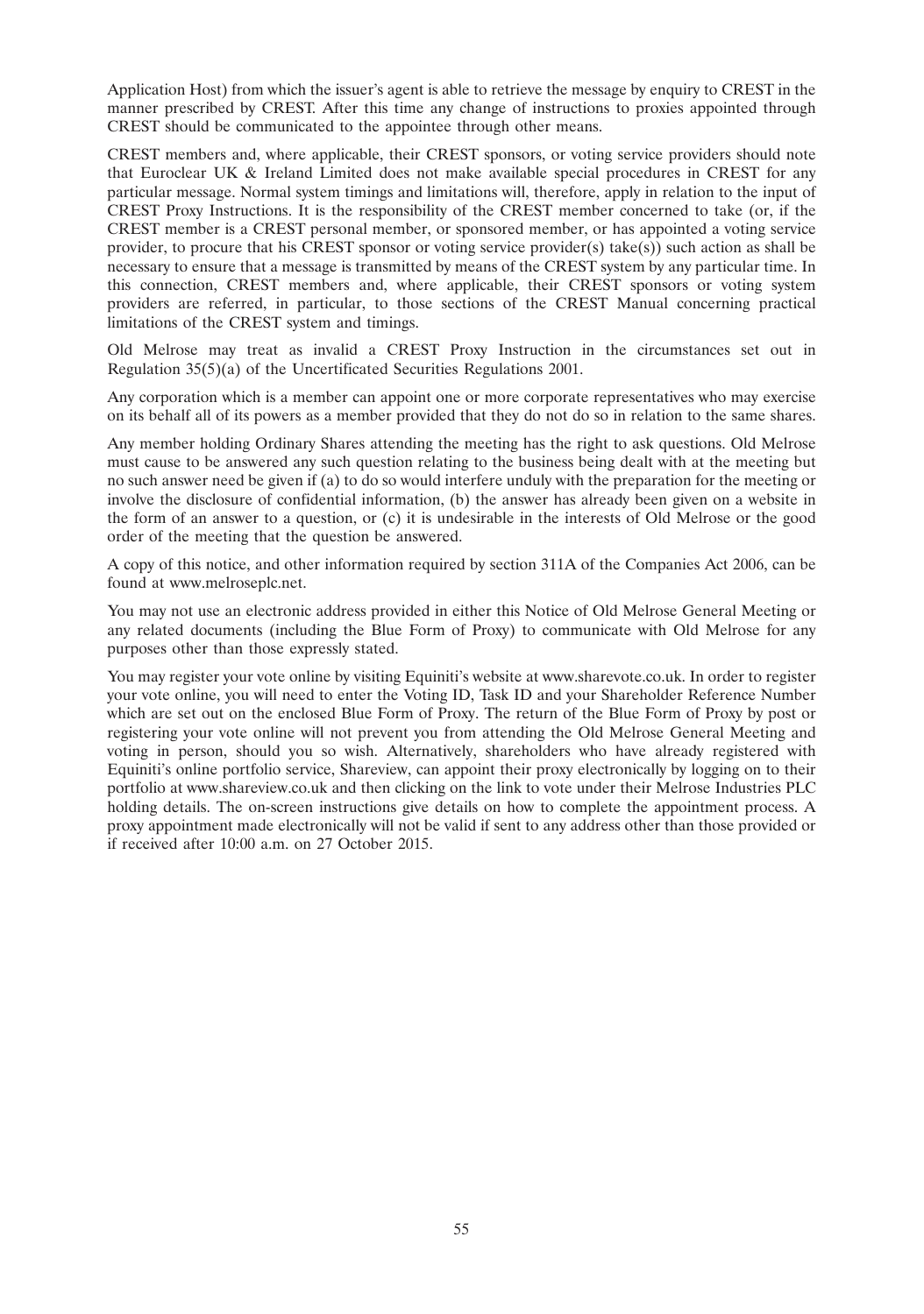Application Host) from which the issuer's agent is able to retrieve the message by enquiry to CREST in the manner prescribed by CREST. After this time any change of instructions to proxies appointed through CREST should be communicated to the appointee through other means.

CREST members and, where applicable, their CREST sponsors, or voting service providers should note that Euroclear UK & Ireland Limited does not make available special procedures in CREST for any particular message. Normal system timings and limitations will, therefore, apply in relation to the input of CREST Proxy Instructions. It is the responsibility of the CREST member concerned to take (or, if the CREST member is a CREST personal member, or sponsored member, or has appointed a voting service provider, to procure that his CREST sponsor or voting service provider(s) take(s)) such action as shall be necessary to ensure that a message is transmitted by means of the CREST system by any particular time. In this connection, CREST members and, where applicable, their CREST sponsors or voting system providers are referred, in particular, to those sections of the CREST Manual concerning practical limitations of the CREST system and timings.

Old Melrose may treat as invalid a CREST Proxy Instruction in the circumstances set out in Regulation 35(5)(a) of the Uncertificated Securities Regulations 2001.

Any corporation which is a member can appoint one or more corporate representatives who may exercise on its behalf all of its powers as a member provided that they do not do so in relation to the same shares.

Any member holding Ordinary Shares attending the meeting has the right to ask questions. Old Melrose must cause to be answered any such question relating to the business being dealt with at the meeting but no such answer need be given if (a) to do so would interfere unduly with the preparation for the meeting or involve the disclosure of confidential information, (b) the answer has already been given on a website in the form of an answer to a question, or (c) it is undesirable in the interests of Old Melrose or the good order of the meeting that the question be answered.

A copy of this notice, and other information required by section 311A of the Companies Act 2006, can be found at www.melroseplc.net.

You may not use an electronic address provided in either this Notice of Old Melrose General Meeting or any related documents (including the Blue Form of Proxy) to communicate with Old Melrose for any purposes other than those expressly stated.

You may register your vote online by visiting Equiniti's website at www.sharevote.co.uk. In order to register your vote online, you will need to enter the Voting ID, Task ID and your Shareholder Reference Number which are set out on the enclosed Blue Form of Proxy. The return of the Blue Form of Proxy by post or registering your vote online will not prevent you from attending the Old Melrose General Meeting and voting in person, should you so wish. Alternatively, shareholders who have already registered with Equiniti's online portfolio service, Shareview, can appoint their proxy electronically by logging on to their portfolio at www.shareview.co.uk and then clicking on the link to vote under their Melrose Industries PLC holding details. The on-screen instructions give details on how to complete the appointment process. A proxy appointment made electronically will not be valid if sent to any address other than those provided or if received after 10:00 a.m. on 27 October 2015.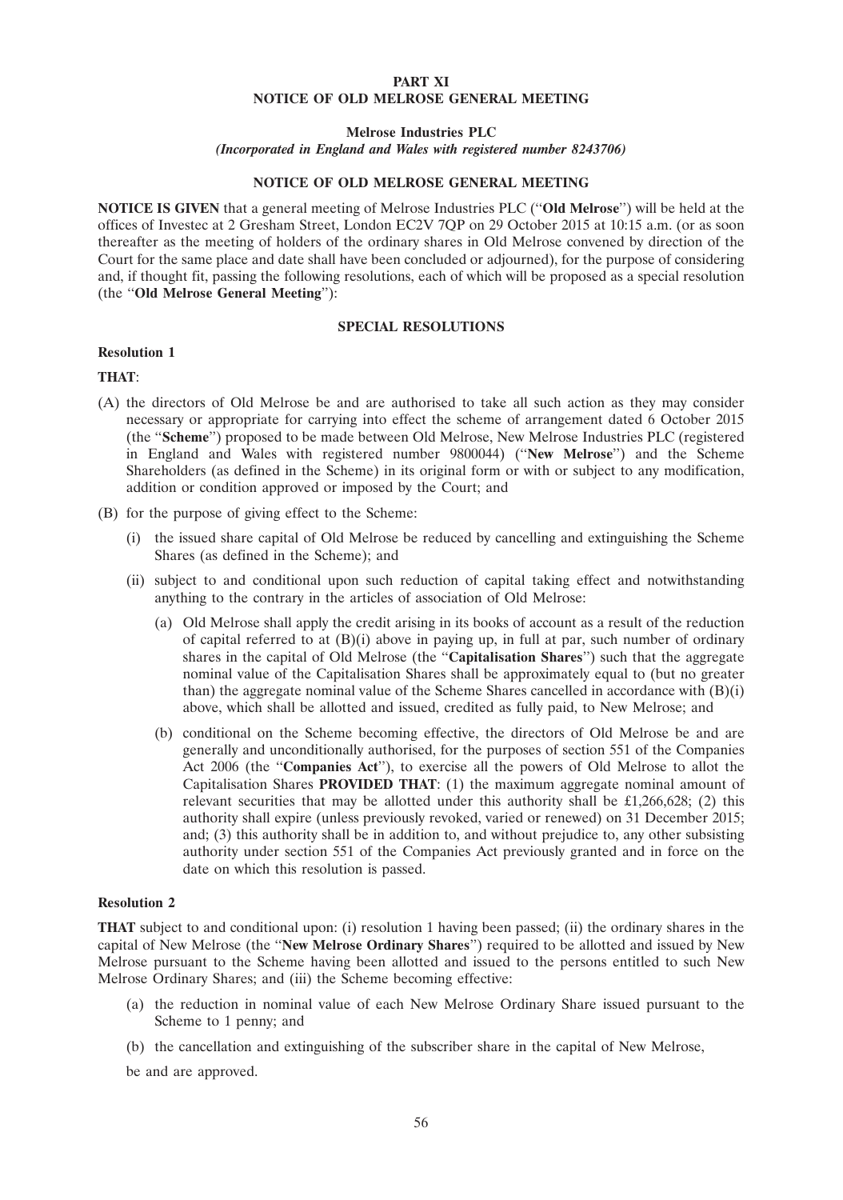# PART XI
# NOTICE OF OLD MELROSE GENERAL MEETING

**Melrose Industries PLC**
***(Incorporated in England and Wales with registered number 8243706)***

## NOTICE OF OLD MELROSE GENERAL MEETING

**NOTICE IS GIVEN** that a general meeting of Melrose Industries PLC ("**Old Melrose**") will be held at the offices of Investec at 2 Gresham Street, London EC2V 7QP on 29 October 2015 at 10:15 a.m. (or as soon thereafter as the meeting of holders of the ordinary shares in Old Melrose convened by direction of the Court for the same place and date shall have been concluded or adjourned), for the purpose of considering and, if thought fit, passing the following resolutions, each of which will be proposed as a special resolution (the "**Old Melrose General Meeting**"):

## SPECIAL RESOLUTIONS

**Resolution 1**

**THAT**:

(A) the directors of Old Melrose be and are authorised to take all such action as they may consider necessary or appropriate for carrying into effect the scheme of arrangement dated 6 October 2015 (the "**Scheme**") proposed to be made between Old Melrose, New Melrose Industries PLC (registered in England and Wales with registered number 9800044) ("**New Melrose**") and the Scheme Shareholders (as defined in the Scheme) in its original form or with or subject to any modification, addition or condition approved or imposed by the Court; and

(B) for the purpose of giving effect to the Scheme:

   (i) the issued share capital of Old Melrose be reduced by cancelling and extinguishing the Scheme Shares (as defined in the Scheme); and

   (ii) subject to and conditional upon such reduction of capital taking effect and notwithstanding anything to the contrary in the articles of association of Old Melrose:

      (a) Old Melrose shall apply the credit arising in its books of account as a result of the reduction of capital referred to at (B)(i) above in paying up, in full at par, such number of ordinary shares in the capital of Old Melrose (the "**Capitalisation Shares**") such that the aggregate nominal value of the Capitalisation Shares shall be approximately equal to (but no greater than) the aggregate nominal value of the Scheme Shares cancelled in accordance with (B)(i) above, which shall be allotted and issued, credited as fully paid, to New Melrose; and

      (b) conditional on the Scheme becoming effective, the directors of Old Melrose be and are generally and unconditionally authorised, for the purposes of section 551 of the Companies Act 2006 (the "**Companies Act**"), to exercise all the powers of Old Melrose to allot the Capitalisation Shares **PROVIDED THAT**: (1) the maximum aggregate nominal amount of relevant securities that may be allotted under this authority shall be £1,266,628; (2) this authority shall expire (unless previously revoked, varied or renewed) on 31 December 2015; and; (3) this authority shall be in addition to, and without prejudice to, any other subsisting authority under section 551 of the Companies Act previously granted and in force on the date on which this resolution is passed.

**Resolution 2**

**THAT** subject to and conditional upon: (i) resolution 1 having been passed; (ii) the ordinary shares in the capital of New Melrose (the "**New Melrose Ordinary Shares**") required to be allotted and issued by New Melrose pursuant to the Scheme having been allotted and issued to the persons entitled to such New Melrose Ordinary Shares; and (iii) the Scheme becoming effective:

(a) the reduction in nominal value of each New Melrose Ordinary Share issued pursuant to the Scheme to 1 penny; and

(b) the cancellation and extinguishing of the subscriber share in the capital of New Melrose,

be and are approved.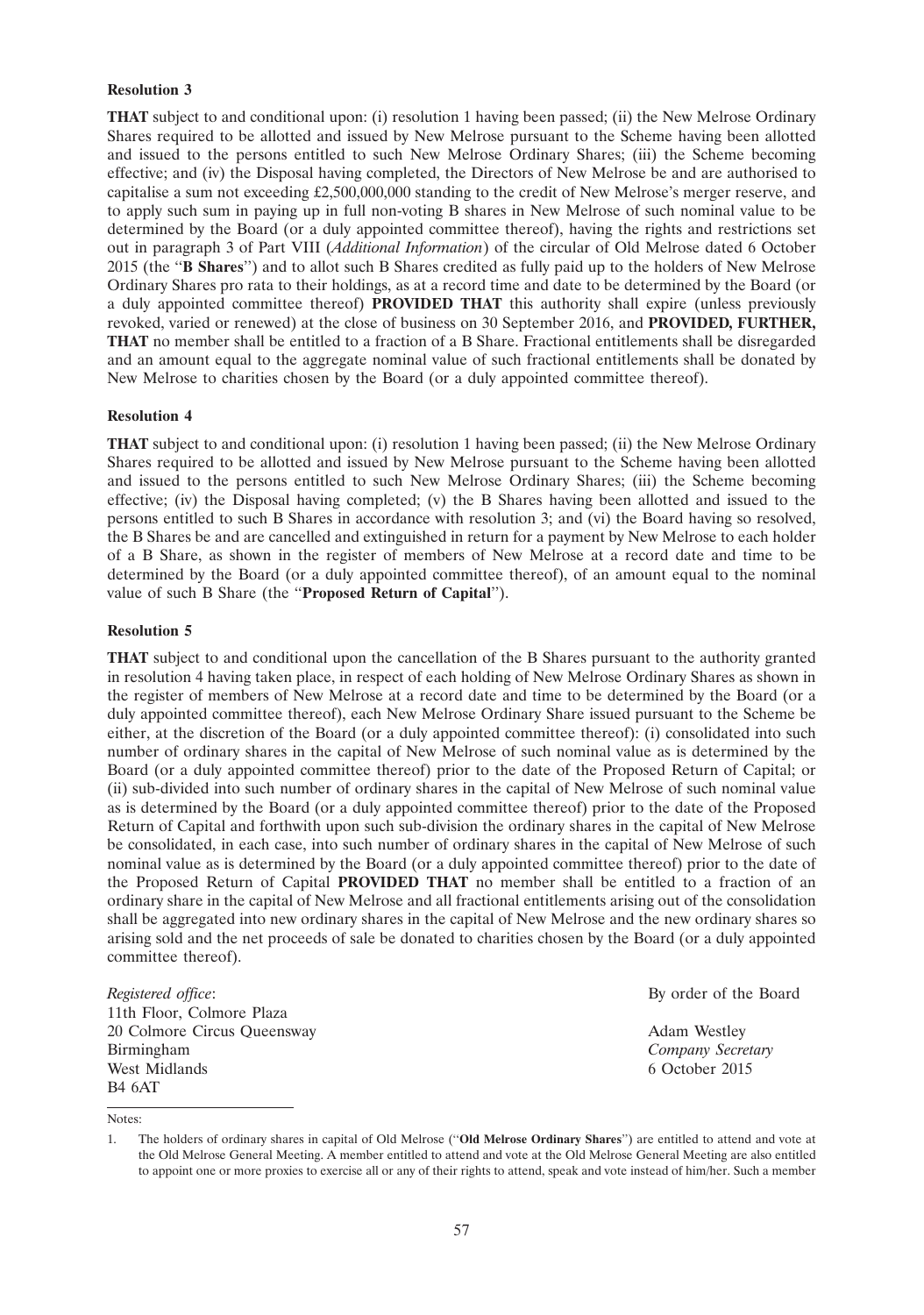**Resolution 3**

**THAT** subject to and conditional upon: (i) resolution 1 having been passed; (ii) the New Melrose Ordinary Shares required to be allotted and issued by New Melrose pursuant to the Scheme having been allotted and issued to the persons entitled to such New Melrose Ordinary Shares; (iii) the Scheme becoming effective; and (iv) the Disposal having completed, the Directors of New Melrose be and are authorised to capitalise a sum not exceeding £2,500,000,000 standing to the credit of New Melrose's merger reserve, and to apply such sum in paying up in full non-voting B shares in New Melrose of such nominal value to be determined by the Board (or a duly appointed committee thereof), having the rights and restrictions set out in paragraph 3 of Part VIII (*Additional Information*) of the circular of Old Melrose dated 6 October 2015 (the "**B Shares**") and to allot such B Shares credited as fully paid up to the holders of New Melrose Ordinary Shares pro rata to their holdings, as at a record time and date to be determined by the Board (or a duly appointed committee thereof) **PROVIDED THAT** this authority shall expire (unless previously revoked, varied or renewed) at the close of business on 30 September 2016, and **PROVIDED, FURTHER, THAT** no member shall be entitled to a fraction of a B Share. Fractional entitlements shall be disregarded and an amount equal to the aggregate nominal value of such fractional entitlements shall be donated by New Melrose to charities chosen by the Board (or a duly appointed committee thereof).

**Resolution 4**

**THAT** subject to and conditional upon: (i) resolution 1 having been passed; (ii) the New Melrose Ordinary Shares required to be allotted and issued by New Melrose pursuant to the Scheme having been allotted and issued to the persons entitled to such New Melrose Ordinary Shares; (iii) the Scheme becoming effective; (iv) the Disposal having completed; (v) the B Shares having been allotted and issued to the persons entitled to such B Shares in accordance with resolution 3; and (vi) the Board having so resolved, the B Shares be and are cancelled and extinguished in return for a payment by New Melrose to each holder of a B Share, as shown in the register of members of New Melrose at a record date and time to be determined by the Board (or a duly appointed committee thereof), of an amount equal to the nominal value of such B Share (the "**Proposed Return of Capital**").

**Resolution 5**

**THAT** subject to and conditional upon the cancellation of the B Shares pursuant to the authority granted in resolution 4 having taken place, in respect of each holding of New Melrose Ordinary Shares as shown in the register of members of New Melrose at a record date and time to be determined by the Board (or a duly appointed committee thereof), each New Melrose Ordinary Share issued pursuant to the Scheme be either, at the discretion of the Board (or a duly appointed committee thereof): (i) consolidated into such number of ordinary shares in the capital of New Melrose of such nominal value as is determined by the Board (or a duly appointed committee thereof) prior to the date of the Proposed Return of Capital; or (ii) sub-divided into such number of ordinary shares in the capital of New Melrose of such nominal value as is determined by the Board (or a duly appointed committee thereof) prior to the date of the Proposed Return of Capital and forthwith upon such sub-division the ordinary shares in the capital of New Melrose be consolidated, in each case, into such number of ordinary shares in the capital of New Melrose of such nominal value as is determined by the Board (or a duly appointed committee thereof) prior to the date of the Proposed Return of Capital **PROVIDED THAT** no member shall be entitled to a fraction of an ordinary share in the capital of New Melrose and all fractional entitlements arising out of the consolidation shall be aggregated into new ordinary shares in the capital of New Melrose and the new ordinary shares so arising sold and the net proceeds of sale be donated to charities chosen by the Board (or a duly appointed committee thereof).

*Registered office*:
11th Floor, Colmore Plaza
20 Colmore Circus Queensway
Birmingham
West Midlands
B4 6AT

By order of the Board

Adam Westley
*Company Secretary*
6 October 2015

Notes:

1. The holders of ordinary shares in capital of Old Melrose ("**Old Melrose Ordinary Shares**") are entitled to attend and vote at the Old Melrose General Meeting. A member entitled to attend and vote at the Old Melrose General Meeting are also entitled to appoint one or more proxies to exercise all or any of their rights to attend, speak and vote instead of him/her. Such a member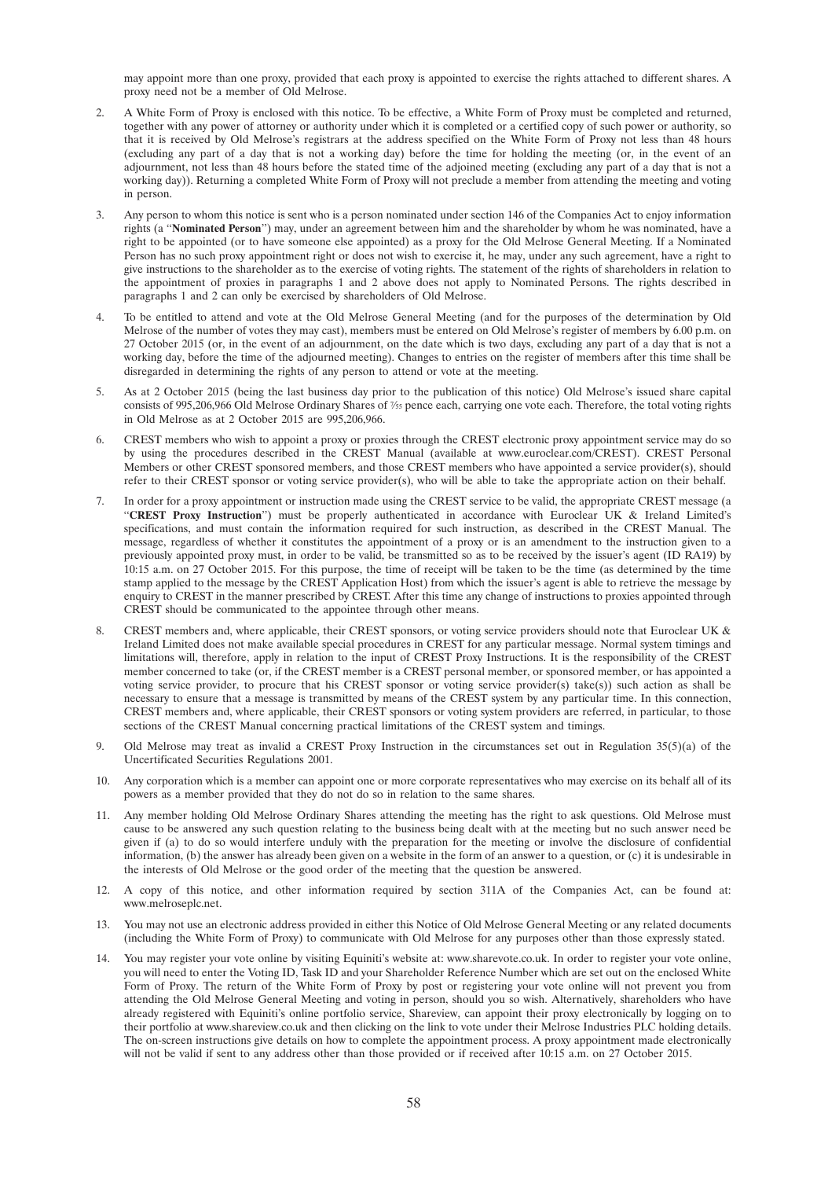may appoint more than one proxy, provided that each proxy is appointed to exercise the rights attached to different shares. A proxy need not be a member of Old Melrose.

2. A White Form of Proxy is enclosed with this notice. To be effective, a White Form of Proxy must be completed and returned, together with any power of attorney or authority under which it is completed or a certified copy of such power or authority, so that it is received by Old Melrose's registrars at the address specified on the White Form of Proxy not less than 48 hours (excluding any part of a day that is not a working day) before the time for holding the meeting (or, in the event of an adjournment, not less than 48 hours before the stated time of the adjoined meeting (excluding any part of a day that is not a working day)). Returning a completed White Form of Proxy will not preclude a member from attending the meeting and voting in person.

3. Any person to whom this notice is sent who is a person nominated under section 146 of the Companies Act to enjoy information rights (a "**Nominated Person**") may, under an agreement between him and the shareholder by whom he was nominated, have a right to be appointed (or to have someone else appointed) as a proxy for the Old Melrose General Meeting. If a Nominated Person has no such proxy appointment right or does not wish to exercise it, he may, under any such agreement, have a right to give instructions to the shareholder as to the exercise of voting rights. The statement of the rights of shareholders in relation to the appointment of proxies in paragraphs 1 and 2 above does not apply to Nominated Persons. The rights described in paragraphs 1 and 2 can only be exercised by shareholders of Old Melrose.

4. To be entitled to attend and vote at the Old Melrose General Meeting (and for the purposes of the determination by Old Melrose of the number of votes they may cast), members must be entered on Old Melrose's register of members by 6.00 p.m. on 27 October 2015 (or, in the event of an adjournment, on the date which is two days, excluding any part of a day that is not a working day, before the time of the adjourned meeting). Changes to entries on the register of members after this time shall be disregarded in determining the rights of any person to attend or vote at the meeting.

5. As at 2 October 2015 (being the last business day prior to the publication of this notice) Old Melrose's issued share capital consists of 995,206,966 Old Melrose Ordinary Shares of 7⁄55 pence each, carrying one vote each. Therefore, the total voting rights in Old Melrose as at 2 October 2015 are 995,206,966.

6. CREST members who wish to appoint a proxy or proxies through the CREST electronic proxy appointment service may do so by using the procedures described in the CREST Manual (available at www.euroclear.com/CREST). CREST Personal Members or other CREST sponsored members, and those CREST members who have appointed a service provider(s), should refer to their CREST sponsor or voting service provider(s), who will be able to take the appropriate action on their behalf.

7. In order for a proxy appointment or instruction made using the CREST service to be valid, the appropriate CREST message (a "**CREST Proxy Instruction**") must be properly authenticated in accordance with Euroclear UK & Ireland Limited's specifications, and must contain the information required for such instruction, as described in the CREST Manual. The message, regardless of whether it constitutes the appointment of a proxy or is an amendment to the instruction given to a previously appointed proxy must, in order to be valid, be transmitted so as to be received by the issuer's agent (ID RA19) by 10:15 a.m. on 27 October 2015. For this purpose, the time of receipt will be taken to be the time (as determined by the time stamp applied to the message by the CREST Application Host) from which the issuer's agent is able to retrieve the message by enquiry to CREST in the manner prescribed by CREST. After this time any change of instructions to proxies appointed through CREST should be communicated to the appointee through other means.

8. CREST members and, where applicable, their CREST sponsors, or voting service providers should note that Euroclear UK & Ireland Limited does not make available special procedures in CREST for any particular message. Normal system timings and limitations will, therefore, apply in relation to the input of CREST Proxy Instructions. It is the responsibility of the CREST member concerned to take (or, if the CREST member is a CREST personal member, or sponsored member, or has appointed a voting service provider, to procure that his CREST sponsor or voting service provider(s) take(s)) such action as shall be necessary to ensure that a message is transmitted by means of the CREST system by any particular time. In this connection, CREST members and, where applicable, their CREST sponsors or voting system providers are referred, in particular, to those sections of the CREST Manual concerning practical limitations of the CREST system and timings.

9. Old Melrose may treat as invalid a CREST Proxy Instruction in the circumstances set out in Regulation 35(5)(a) of the Uncertificated Securities Regulations 2001.

10. Any corporation which is a member can appoint one or more corporate representatives who may exercise on its behalf all of its powers as a member provided that they do not do so in relation to the same shares.

11. Any member holding Old Melrose Ordinary Shares attending the meeting has the right to ask questions. Old Melrose must cause to be answered any such question relating to the business being dealt with at the meeting but no such answer need be given if (a) to do so would interfere unduly with the preparation for the meeting or involve the disclosure of confidential information, (b) the answer has already been given on a website in the form of an answer to a question, or (c) it is undesirable in the interests of Old Melrose or the good order of the meeting that the question be answered.

12. A copy of this notice, and other information required by section 311A of the Companies Act, can be found at: www.melroseplc.net.

13. You may not use an electronic address provided in either this Notice of Old Melrose General Meeting or any related documents (including the White Form of Proxy) to communicate with Old Melrose for any purposes other than those expressly stated.

14. You may register your vote online by visiting Equiniti's website at: www.sharevote.co.uk. In order to register your vote online, you will need to enter the Voting ID, Task ID and your Shareholder Reference Number which are set out on the enclosed White Form of Proxy. The return of the White Form of Proxy by post or registering your vote online will not prevent you from attending the Old Melrose General Meeting and voting in person, should you so wish. Alternatively, shareholders who have already registered with Equiniti's online portfolio service, Shareview, can appoint their proxy electronically by logging on to their portfolio at www.shareview.co.uk and then clicking on the link to vote under their Melrose Industries PLC holding details. The on-screen instructions give details on how to complete the appointment process. A proxy appointment made electronically will not be valid if sent to any address other than those provided or if received after 10:15 a.m. on 27 October 2015.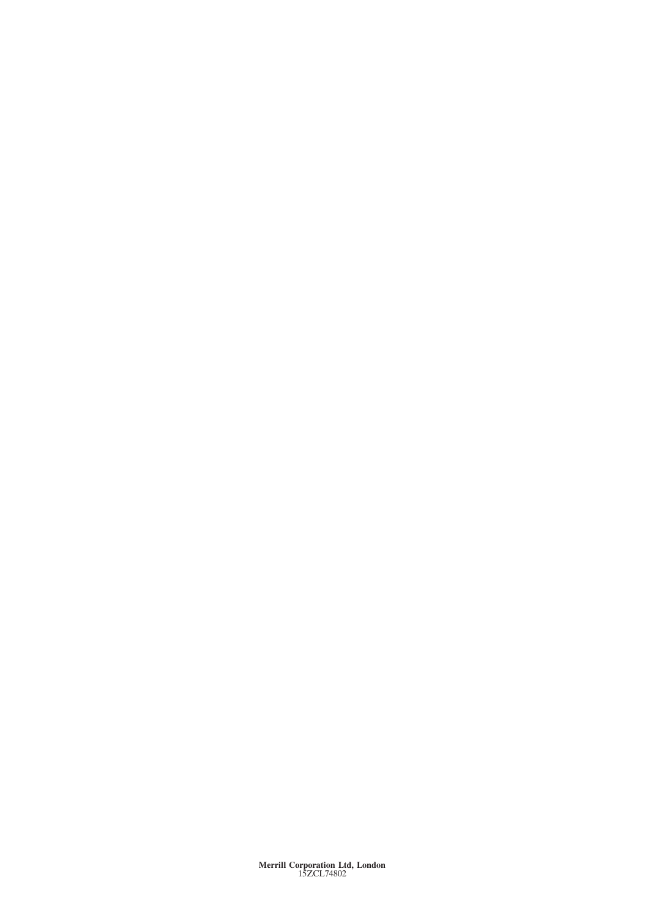**Merrill Corporation Ltd, London**
15ZCL74802